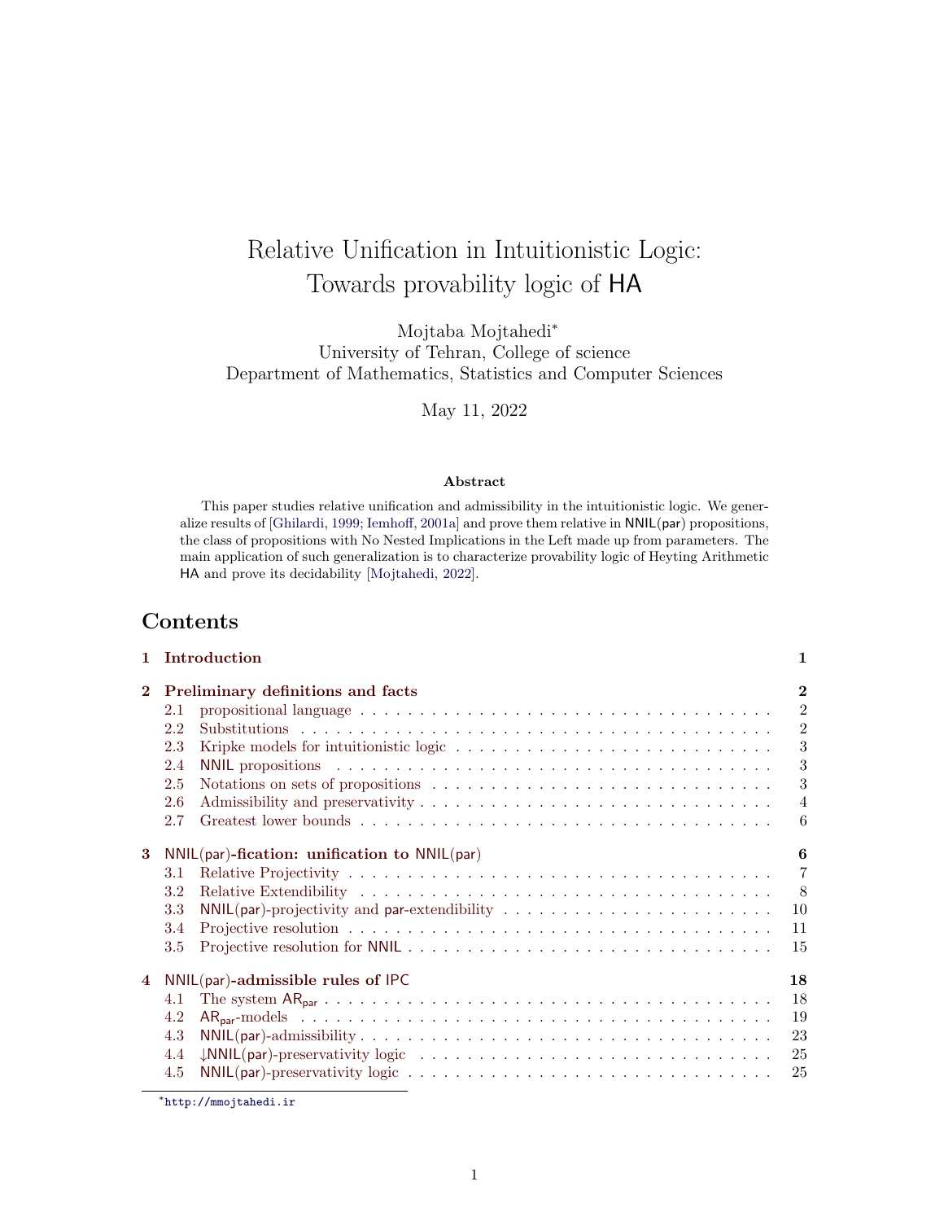# Relative Unification in Intuitionistic Logic: Towards provability logic of HA

Mojtaba Mojtahedi*
University of Tehran, College of science
Department of Mathematics, Statistics and Computer Sciences

May 11, 2022

### Abstract

This paper studies relative unification and admissibility in the intuitionistic logic. We generalize results of [Ghilardi, 1999; Iemhoff, 2001a] and prove them relative in NNIL(par) propositions, the class of propositions with No Nested Implications in the Left made up from parameters. The main application of such generalization is to characterize provability logic of Heyting Arithmetic HA and prove its decidability [Mojtahedi, 2022].

## Contents

1 Introduction — 1

2 Preliminary definitions and facts — 2
- 2.1 propositional language — 2
- 2.2 Substitutions — 2
- 2.3 Kripke models for intuitionistic logic — 3
- 2.4 NNIL propositions — 3
- 2.5 Notations on sets of propositions — 3
- 2.6 Admissibility and preservativity — 4
- 2.7 Greatest lower bounds — 6

3 NNIL(par)-fication: unification to NNIL(par) — 6
- 3.1 Relative Projectivity — 7
- 3.2 Relative Extendibility — 8
- 3.3 NNIL(par)-projectivity and par-extendibility — 10
- 3.4 Projective resolution — 11
- 3.5 Projective resolution for NNIL — 15

4 NNIL(par)-admissible rules of IPC — 18
- 4.1 The system $\mathsf{AR}_{\mathsf{par}}$ — 18
- 4.2 $\mathsf{AR}_{\mathsf{par}}$-models — 19
- 4.3 NNIL(par)-admissibility — 23
- 4.4 ↓NNIL(par)-preservativity logic — 25
- 4.5 NNIL(par)-preservativity logic — 25

*http://mmojtahedi.ir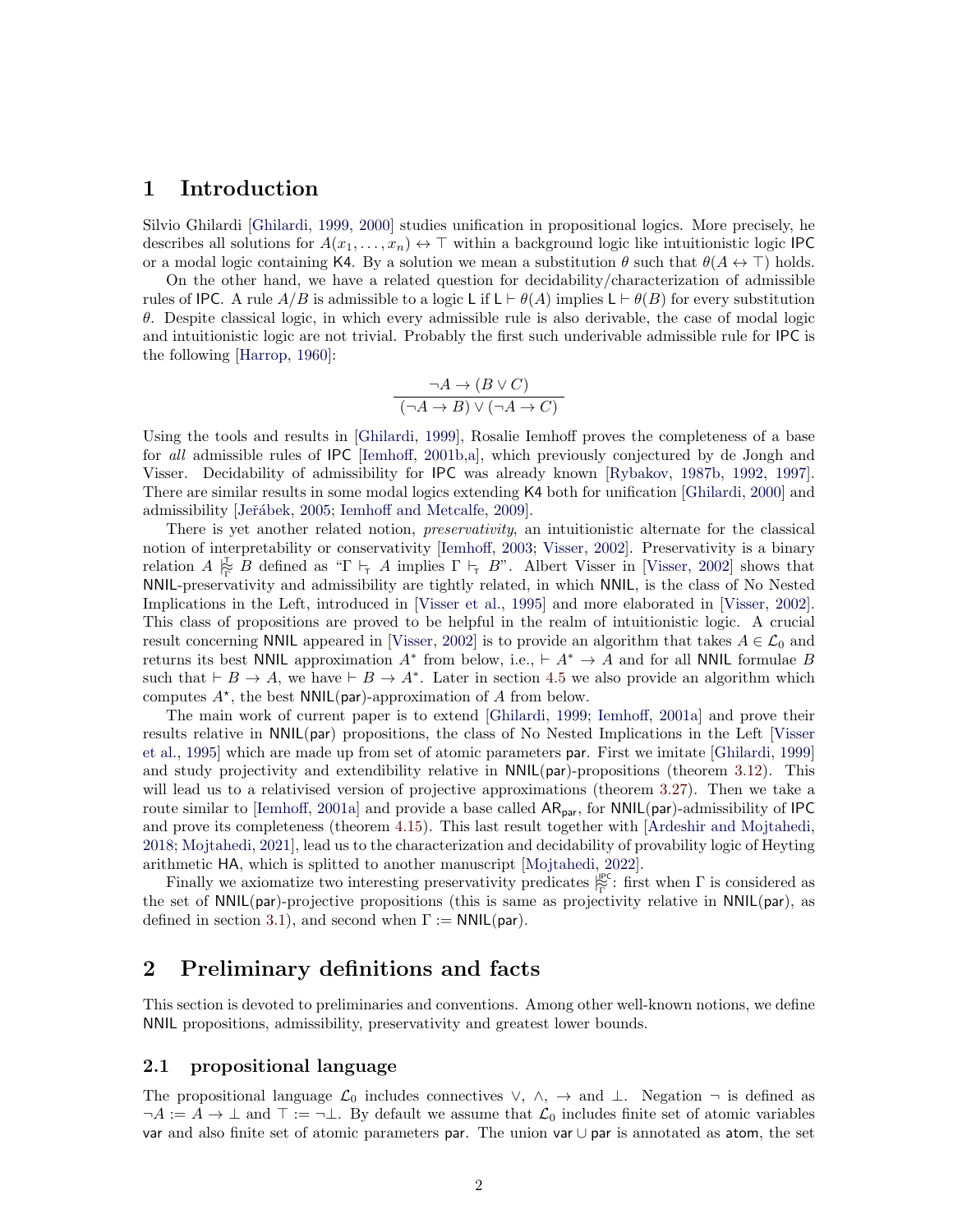# 1 Introduction

Silvio Ghilardi [Ghilardi, 1999, 2000] studies unification in propositional logics. More precisely, he describes all solutions for $A(x_1, \ldots, x_n) \leftrightarrow \top$ within a background logic like intuitionistic logic IPC or a modal logic containing K4. By a solution we mean a substitution $\theta$ such that $\theta(A \leftrightarrow \top)$ holds.

On the other hand, we have a related question for decidability/characterization of admissible rules of IPC. A rule $A/B$ is admissible to a logic L if $\mathsf{L} \vdash \theta(A)$ implies $\mathsf{L} \vdash \theta(B)$ for every substitution $\theta$. Despite classical logic, in which every admissible rule is also derivable, the case of modal logic and intuitionistic logic are not trivial. Probably the first such underivable admissible rule for IPC is the following [Harrop, 1960]:

$$\frac{\neg A \to (B \vee C)}{(\neg A \to B) \vee (\neg A \to C)}$$

Using the tools and results in [Ghilardi, 1999], Rosalie Iemhoff proves the completeness of a base for *all* admissible rules of IPC [Iemhoff, 2001b,a], which previously conjectured by de Jongh and Visser. Decidability of admissibility for IPC was already known [Rybakov, 1987b, 1992, 1997]. There are similar results in some modal logics extending K4 both for unification [Ghilardi, 2000] and admissibility [Jeřábek, 2005; Iemhoff and Metcalfe, 2009].

There is yet another related notion, *preservativity*, an intuitionistic alternate for the classical notion of interpretability or conservativity [Iemhoff, 2003; Visser, 2002]. Preservativity is a binary relation $A \mathrel{\substack{\mathsf{T}\\ \approx\\ \Gamma}} B$ defined as "$\Gamma \vdash_{\mathsf{T}} A$ implies $\Gamma \vdash_{\mathsf{T}} B$". Albert Visser in [Visser, 2002] shows that NNIL-preservativity and admissibility are tightly related, in which NNIL, is the class of No Nested Implications in the Left, introduced in [Visser et al., 1995] and more elaborated in [Visser, 2002]. This class of propositions are proved to be helpful in the realm of intuitionistic logic. A crucial result concerning NNIL appeared in [Visser, 2002] is to provide an algorithm that takes $A \in \mathcal{L}_0$ and returns its best NNIL approximation $A^*$ from below, i.e., $\vdash A^* \to A$ and for all NNIL formulae $B$ such that $\vdash B \to A$, we have $\vdash B \to A^*$. Later in section 4.5 we also provide an algorithm which computes $A^\star$, the best NNIL(par)-approximation of $A$ from below.

The main work of current paper is to extend [Ghilardi, 1999; Iemhoff, 2001a] and prove their results relative in NNIL(par) propositions, the class of No Nested Implications in the Left [Visser et al., 1995] which are made up from set of atomic parameters par. First we imitate [Ghilardi, 1999] and study projectivity and extendibility relative in NNIL(par)-propositions (theorem 3.12). This will lead us to a relativised version of projective approximations (theorem 3.27). Then we take a route similar to [Iemhoff, 2001a] and provide a base called $\mathsf{AR}_{\mathsf{par}}$, for NNIL(par)-admissibility of IPC and prove its completeness (theorem 4.15). This last result together with [Ardeshir and Mojtahedi, 2018; Mojtahedi, 2021], lead us to the characterization and decidability of provability logic of Heyting arithmetic HA, which is splitted to another manuscript [Mojtahedi, 2022].

Finally we axiomatize two interesting preservativity predicates $\mathrel{\substack{\mathsf{IPC}\\ \approx\\ \Gamma}}$: first when $\Gamma$ is considered as the set of NNIL(par)-projective propositions (this is same as projectivity relative in NNIL(par), as defined in section 3.1), and second when $\Gamma :=$ NNIL(par).

# 2 Preliminary definitions and facts

This section is devoted to preliminaries and conventions. Among other well-known notions, we define NNIL propositions, admissibility, preservativity and greatest lower bounds.

## 2.1 propositional language

The propositional language $\mathcal{L}_0$ includes connectives $\vee$, $\wedge$, $\to$ and $\bot$. Negation $\neg$ is defined as $\neg A := A \to \bot$ and $\top := \neg\bot$. By default we assume that $\mathcal{L}_0$ includes finite set of atomic variables var and also finite set of atomic parameters par. The union var $\cup$ par is annotated as atom, the set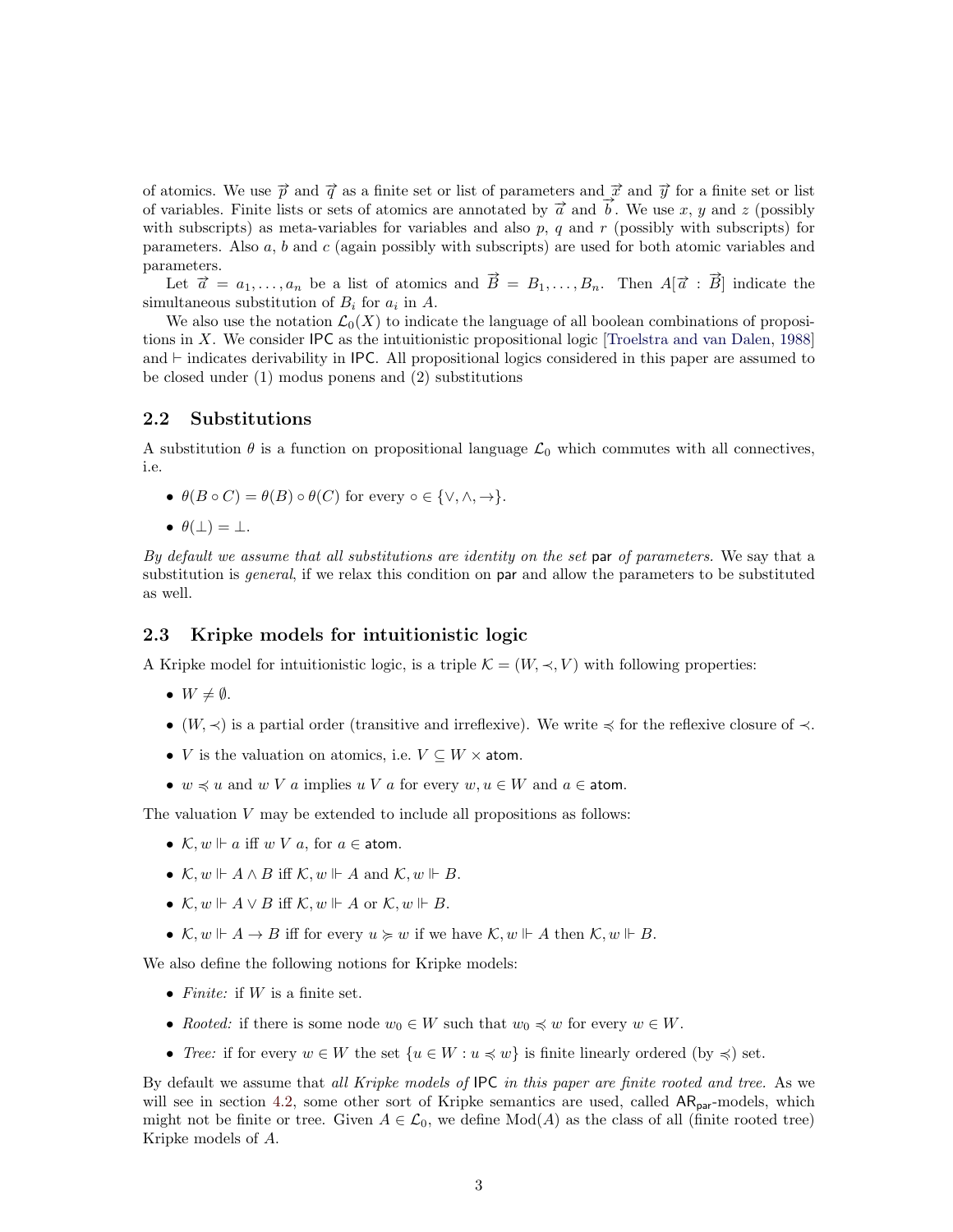of atomics. We use $\overrightarrow{p}$ and $\overrightarrow{q}$ as a finite set or list of parameters and $\overrightarrow{x}$ and $\overrightarrow{y}$ for a finite set or list of variables. Finite lists or sets of atomics are annotated by $\overrightarrow{a}$ and $\overrightarrow{b}$. We use $x$, $y$ and $z$ (possibly with subscripts) as meta-variables for variables and also $p$, $q$ and $r$ (possibly with subscripts) for parameters. Also $a$, $b$ and $c$ (again possibly with subscripts) are used for both atomic variables and parameters.

Let $\overrightarrow{a} = a_1, \ldots, a_n$ be a list of atomics and $\overrightarrow{B} = B_1, \ldots, B_n$. Then $A[\overrightarrow{a} : \overrightarrow{B}]$ indicate the simultaneous substitution of $B_i$ for $a_i$ in $A$.

We also use the notation $\mathcal{L}_0(X)$ to indicate the language of all boolean combinations of propositions in $X$. We consider $\mathsf{IPC}$ as the intuitionistic propositional logic [Troelstra and van Dalen, 1988] and $\vdash$ indicates derivability in $\mathsf{IPC}$. All propositional logics considered in this paper are assumed to be closed under (1) modus ponens and (2) substitutions

## 2.2 Substitutions

A substitution $\theta$ is a function on propositional language $\mathcal{L}_0$ which commutes with all connectives, i.e.

- $\theta(B \circ C) = \theta(B) \circ \theta(C)$ for every $\circ \in \{\vee, \wedge, \to\}$.
- $\theta(\bot) = \bot$.

*By default we assume that all substitutions are identity on the set* $\mathsf{par}$ *of parameters.* We say that a substitution is *general*, if we relax this condition on $\mathsf{par}$ and allow the parameters to be substituted as well.

## 2.3 Kripke models for intuitionistic logic

A Kripke model for intuitionistic logic, is a triple $\mathcal{K} = (W, \prec, V)$ with following properties:

- $W \neq \emptyset$.
- $(W, \prec)$ is a partial order (transitive and irreflexive). We write $\preccurlyeq$ for the reflexive closure of $\prec$.
- $V$ is the valuation on atomics, i.e. $V \subseteq W \times \mathsf{atom}$.
- $w \preccurlyeq u$ and $w \; V \; a$ implies $u \; V \; a$ for every $w, u \in W$ and $a \in \mathsf{atom}$.

The valuation $V$ may be extended to include all propositions as follows:

- $\mathcal{K}, w \Vdash a$ iff $w \; V \; a$, for $a \in \mathsf{atom}$.
- $\mathcal{K}, w \Vdash A \wedge B$ iff $\mathcal{K}, w \Vdash A$ and $\mathcal{K}, w \Vdash B$.
- $\mathcal{K}, w \Vdash A \vee B$ iff $\mathcal{K}, w \Vdash A$ or $\mathcal{K}, w \Vdash B$.
- $\mathcal{K}, w \Vdash A \to B$ iff for every $u \succcurlyeq w$ if we have $\mathcal{K}, w \Vdash A$ then $\mathcal{K}, w \Vdash B$.

We also define the following notions for Kripke models:

- *Finite:* if $W$ is a finite set.
- *Rooted:* if there is some node $w_0 \in W$ such that $w_0 \preccurlyeq w$ for every $w \in W$.
- *Tree:* if for every $w \in W$ the set $\{u \in W : u \preccurlyeq w\}$ is finite linearly ordered (by $\preccurlyeq$) set.

By default we assume that *all Kripke models of* $\mathsf{IPC}$ *in this paper are finite rooted and tree.* As we will see in section 4.2, some other sort of Kripke semantics are used, called $\mathsf{AR}_{\mathsf{par}}$-models, which might not be finite or tree. Given $A \in \mathcal{L}_0$, we define $\mathrm{Mod}(A)$ as the class of all (finite rooted tree) Kripke models of $A$.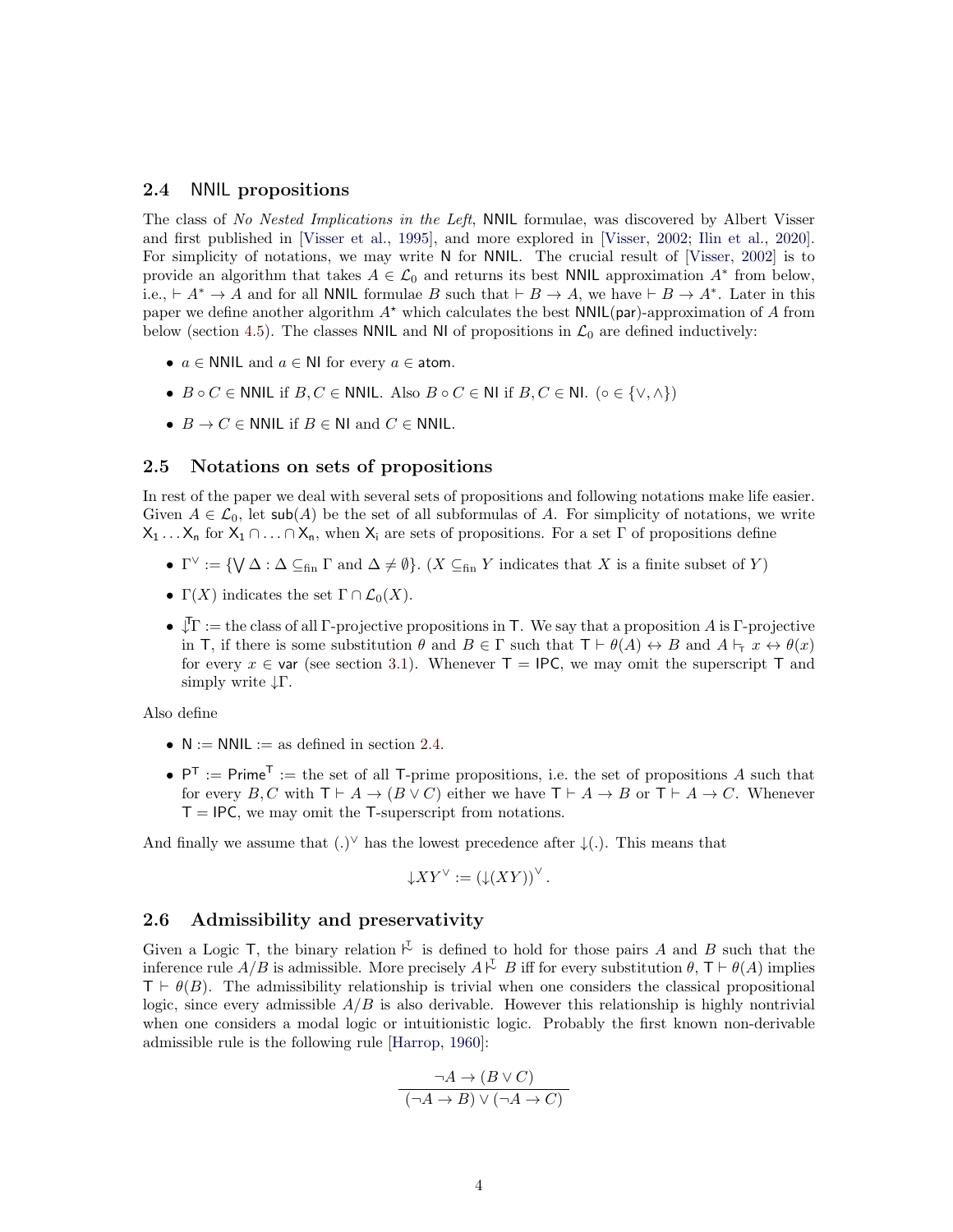### 2.4 NNIL propositions

The class of *No Nested Implications in the Left*, NNIL formulae, was discovered by Albert Visser and first published in [Visser et al., 1995], and more explored in [Visser, 2002; Ilin et al., 2020]. For simplicity of notations, we may write N for NNIL. The crucial result of [Visser, 2002] is to provide an algorithm that takes $A \in \mathcal{L}_0$ and returns its best NNIL approximation $A^*$ from below, i.e., $\vdash A^* \to A$ and for all NNIL formulae $B$ such that $\vdash B \to A$, we have $\vdash B \to A^*$. Later in this paper we define another algorithm $A^\star$ which calculates the best NNIL(par)-approximation of $A$ from below (section 4.5). The classes NNIL and NI of propositions in $\mathcal{L}_0$ are defined inductively:

- $a \in \mathsf{NNIL}$ and $a \in \mathsf{NI}$ for every $a \in \mathsf{atom}$.
- $B \circ C \in \mathsf{NNIL}$ if $B, C \in \mathsf{NNIL}$. Also $B \circ C \in \mathsf{NI}$ if $B, C \in \mathsf{NI}$. ($\circ \in \{\vee, \wedge\}$)
- $B \to C \in \mathsf{NNIL}$ if $B \in \mathsf{NI}$ and $C \in \mathsf{NNIL}$.

### 2.5 Notations on sets of propositions

In rest of the paper we deal with several sets of propositions and following notations make life easier. Given $A \in \mathcal{L}_0$, let $\mathsf{sub}(A)$ be the set of all subformulas of $A$. For simplicity of notations, we write $\mathsf{X}_1 \ldots \mathsf{X}_n$ for $\mathsf{X}_1 \cap \ldots \cap \mathsf{X}_n$, when $\mathsf{X}_i$ are sets of propositions. For a set $\Gamma$ of propositions define

- $\Gamma^\vee := \{\bigvee \Delta : \Delta \subseteq_{\text{fin}} \Gamma \text{ and } \Delta \neq \emptyset\}$. ($X \subseteq_{\text{fin}} Y$ indicates that $X$ is a finite subset of $Y$)
- $\Gamma(X)$ indicates the set $\Gamma \cap \mathcal{L}_0(X)$.
- $\downarrow^{\mathsf{T}}\Gamma :=$ the class of all $\Gamma$-projective propositions in $\mathsf{T}$. We say that a proposition $A$ is $\Gamma$-projective in $\mathsf{T}$, if there is some substitution $\theta$ and $B \in \Gamma$ such that $\mathsf{T} \vdash \theta(A) \leftrightarrow B$ and $A \vdash_{\mathsf{T}} x \leftrightarrow \theta(x)$ for every $x \in \mathsf{var}$ (see section 3.1). Whenever $\mathsf{T} = \mathsf{IPC}$, we may omit the superscript $\mathsf{T}$ and simply write $\downarrow\Gamma$.

Also define

- $\mathsf{N} := \mathsf{NNIL} :=$ as defined in section 2.4.
- $\mathsf{P}^{\mathsf{T}} := \mathsf{Prime}^{\mathsf{T}} :=$ the set of all $\mathsf{T}$-prime propositions, i.e. the set of propositions $A$ such that for every $B, C$ with $\mathsf{T} \vdash A \to (B \vee C)$ either we have $\mathsf{T} \vdash A \to B$ or $\mathsf{T} \vdash A \to C$. Whenever $\mathsf{T} = \mathsf{IPC}$, we may omit the $\mathsf{T}$-superscript from notations.

And finally we assume that $(.)^\vee$ has the lowest precedence after $\downarrow(.)$. This means that

$$\downarrow XY^\vee := (\downarrow(XY))^\vee.$$

### 2.6 Admissibility and preservativity

Given a Logic $\mathsf{T}$, the binary relation $\mathrel{|\!\!\!\sim_{\mathsf{T}}}$ is defined to hold for those pairs $A$ and $B$ such that the inference rule $A/B$ is admissible. More precisely $A \mathrel{|\!\!\!\sim_{\mathsf{T}}} B$ iff for every substitution $\theta$, $\mathsf{T} \vdash \theta(A)$ implies $\mathsf{T} \vdash \theta(B)$. The admissibility relationship is trivial when one considers the classical propositional logic, since every admissible $A/B$ is also derivable. However this relationship is highly nontrivial when one considers a modal logic or intuitionistic logic. Probably the first known non-derivable admissible rule is the following rule [Harrop, 1960]:

$$\frac{\neg A \to (B \vee C)}{(\neg A \to B) \vee (\neg A \to C)}$$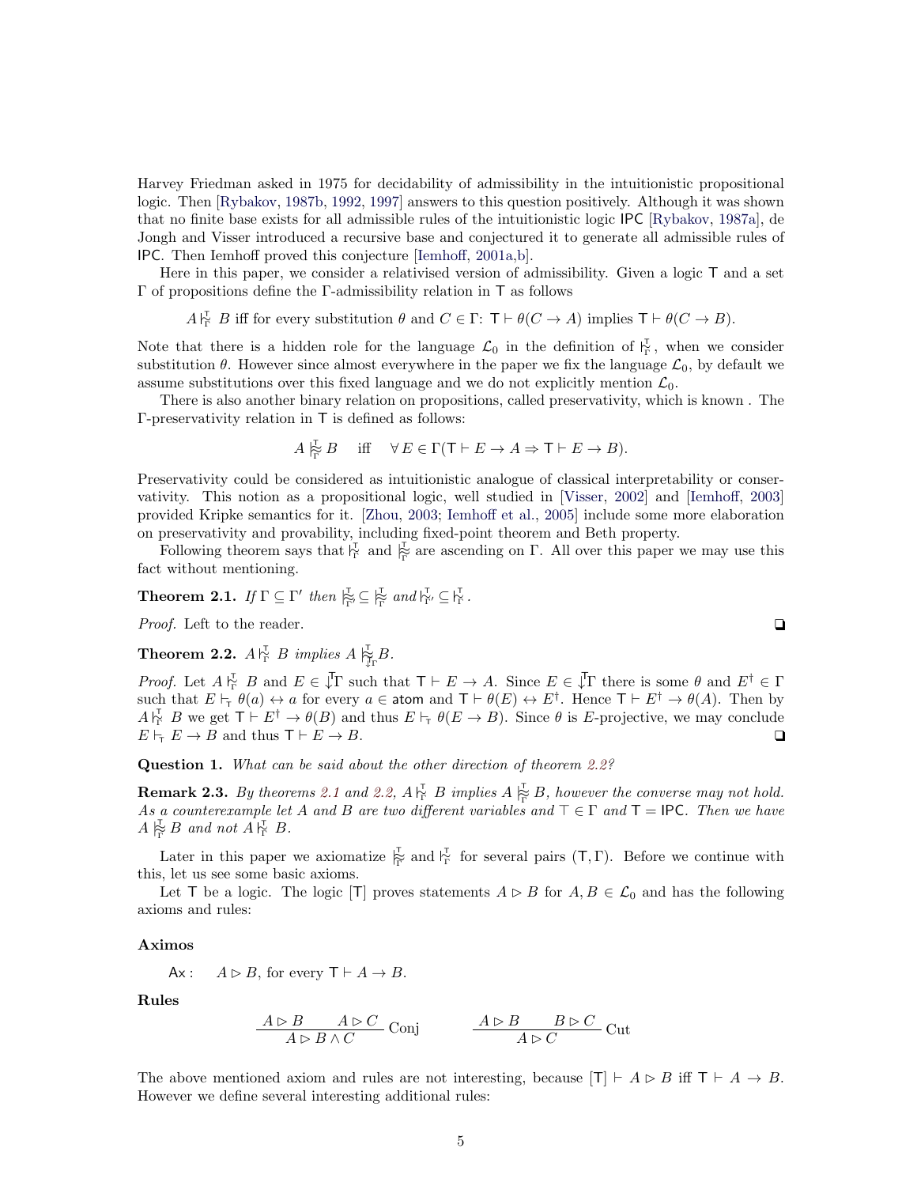Harvey Friedman asked in 1975 for decidability of admissibility in the intuitionistic propositional logic. Then [Rybakov, 1987b, 1992, 1997] answers to this question positively. Although it was shown that no finite base exists for all admissible rules of the intuitionistic logic IPC [Rybakov, 1987a], de Jongh and Visser introduced a recursive base and conjectured it to generate all admissible rules of IPC. Then Iemhoff proved this conjecture [Iemhoff, 2001a,b].

Here in this paper, we consider a relativised version of admissibility. Given a logic $\mathsf{T}$ and a set $\Gamma$ of propositions define the $\Gamma$-admissibility relation in $\mathsf{T}$ as follows

$$A \mathrel{|\!\sim^{\mathsf{T}}_{\Gamma}} B \text{ iff for every substitution } \theta \text{ and } C \in \Gamma\text{: } \mathsf{T} \vdash \theta(C \to A) \text{ implies } \mathsf{T} \vdash \theta(C \to B).$$

Note that there is a hidden role for the language $\mathcal{L}_0$ in the definition of $\mathrel{|\!\sim^{\mathsf{T}}_{\Gamma}}$, when we consider substitution $\theta$. However since almost everywhere in the paper we fix the language $\mathcal{L}_0$, by default we assume substitutions over this fixed language and we do not explicitly mention $\mathcal{L}_0$.

There is also another binary relation on propositions, called preservativity, which is known . The $\Gamma$-preservativity relation in $\mathsf{T}$ is defined as follows:

$$A \mathrel{|\!\approx^{\mathsf{T}}_{\Gamma}} B \quad \text{iff} \quad \forall E \in \Gamma(\mathsf{T} \vdash E \to A \Rightarrow \mathsf{T} \vdash E \to B).$$

Preservativity could be considered as intuitionistic analogue of classical interpretability or conservativity. This notion as a propositional logic, well studied in [Visser, 2002] and [Iemhoff, 2003] provided Kripke semantics for it. [Zhou, 2003; Iemhoff et al., 2005] include some more elaboration on preservativity and provability, including fixed-point theorem and Beth property.

Following theorem says that $\mathrel{|\!\sim^{\mathsf{T}}_{\Gamma}}$ and $\mathrel{|\!\approx^{\mathsf{T}}_{\Gamma}}$ are ascending on $\Gamma$. All over this paper we may use this fact without mentioning.

**Theorem 2.1.** *If $\Gamma \subseteq \Gamma'$ then $\mathrel{|\!\approx^{\mathsf{T}}_{\Gamma'}} \subseteq \mathrel{|\!\approx^{\mathsf{T}}_{\Gamma}}$ and $\mathrel{|\!\sim^{\mathsf{T}}_{\Gamma'}} \subseteq \mathrel{|\!\sim^{\mathsf{T}}_{\Gamma}}$.*

*Proof.* Left to the reader. ❑

**Theorem 2.2.** *$A \mathrel{|\!\sim^{\mathsf{T}}_{\Gamma}} B$ implies $A \mathrel{|\!\approx^{\mathsf{T}}_{\downarrow^{\mathsf{T}}\Gamma}} B$.*

*Proof.* Let $A \mathrel{|\!\sim^{\mathsf{T}}_{\Gamma}} B$ and $E \in \downarrow^{\mathsf{T}}\Gamma$ such that $\mathsf{T} \vdash E \to A$. Since $E \in \downarrow^{\mathsf{T}}\Gamma$ there is some $\theta$ and $E^\dagger \in \Gamma$ such that $E \vdash_{\mathsf{T}} \theta(a) \leftrightarrow a$ for every $a \in \mathsf{atom}$ and $\mathsf{T} \vdash \theta(E) \leftrightarrow E^\dagger$. Hence $\mathsf{T} \vdash E^\dagger \to \theta(A)$. Then by $A \mathrel{|\!\sim^{\mathsf{T}}_{\Gamma}} B$ we get $\mathsf{T} \vdash E^\dagger \to \theta(B)$ and thus $E \vdash_{\mathsf{T}} \theta(E \to B)$. Since $\theta$ is $E$-projective, we may conclude $E \vdash_{\mathsf{T}} E \to B$ and thus $\mathsf{T} \vdash E \to B$. ❑

**Question 1.** *What can be said about the other direction of theorem 2.2?*

**Remark 2.3.** *By theorems 2.1 and 2.2, $A \mathrel{|\!\sim^{\mathsf{T}}_{\Gamma}} B$ implies $A \mathrel{|\!\approx^{\mathsf{T}}_{\Gamma}} B$, however the converse may not hold. As a counterexample let $A$ and $B$ are two different variables and $\top \in \Gamma$ and $\mathsf{T} = \mathsf{IPC}$. Then we have $A \mathrel{|\!\approx^{\mathsf{T}}_{\Gamma}} B$ and not $A \mathrel{|\!\sim^{\mathsf{T}}_{\Gamma}} B$.*

Later in this paper we axiomatize $\mathrel{|\!\approx^{\mathsf{T}}_{\Gamma}}$ and $\mathrel{|\!\sim^{\mathsf{T}}_{\Gamma}}$ for several pairs $(\mathsf{T}, \Gamma)$. Before we continue with this, let us see some basic axioms.

Let $\mathsf{T}$ be a logic. The logic $[\mathsf{T}]$ proves statements $A \rhd B$ for $A, B \in \mathcal{L}_0$ and has the following axioms and rules:

**Aximos**

$\mathsf{Ax}$ : $\quad A \rhd B$, for every $\mathsf{T} \vdash A \to B$.

**Rules**

$$\frac{A \rhd B \qquad A \rhd C}{A \rhd B \wedge C}\,\text{Conj} \qquad\qquad \frac{A \rhd B \qquad B \rhd C}{A \rhd C}\,\text{Cut}$$

The above mentioned axiom and rules are not interesting, because $[\mathsf{T}] \vdash A \rhd B$ iff $\mathsf{T} \vdash A \to B$. However we define several interesting additional rules: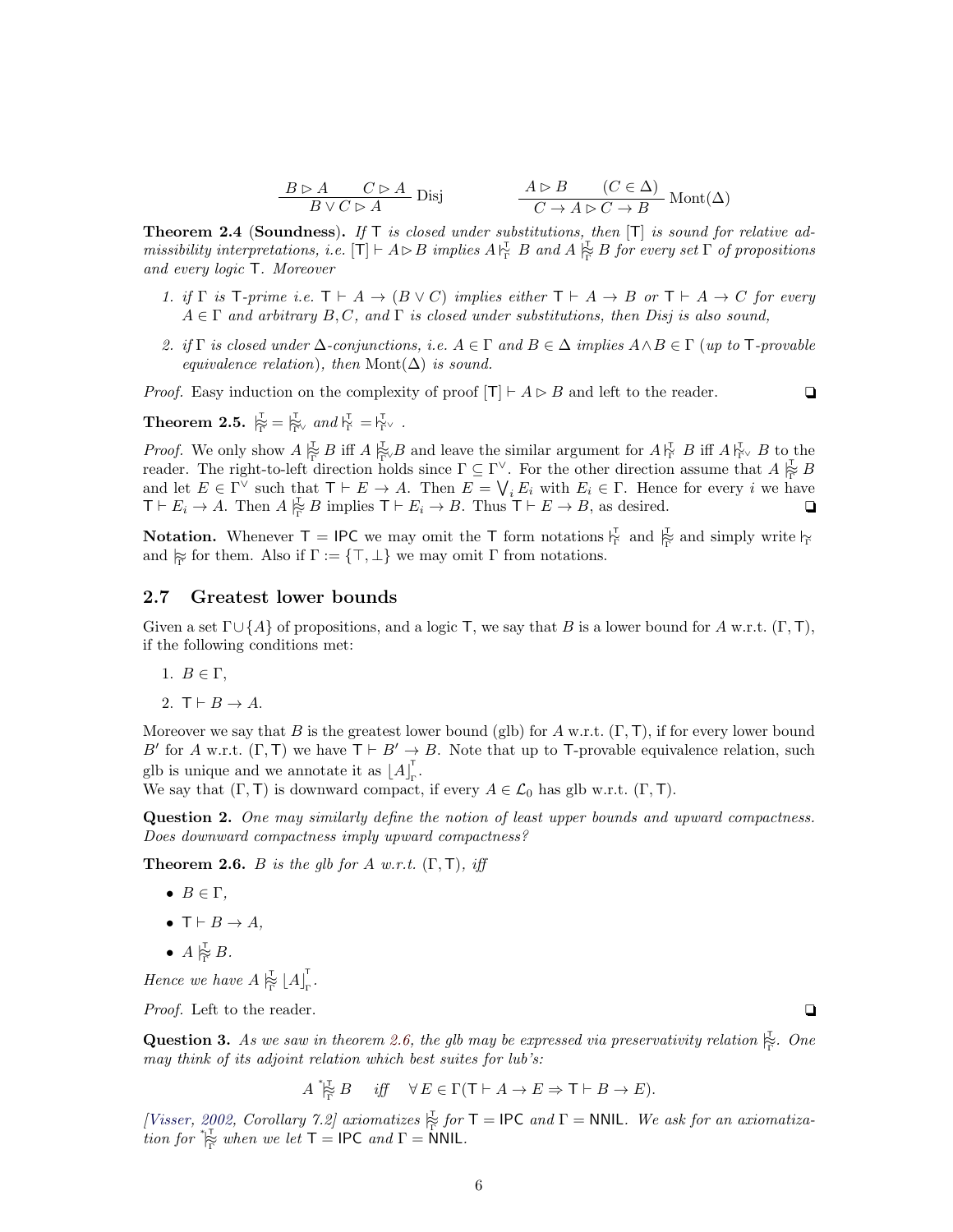$$\frac{B \rhd A \qquad C \rhd A}{B \vee C \rhd A}\ \text{Disj} \qquad\qquad \frac{A \rhd B \qquad (C \in \Delta)}{C \to A \rhd C \to B}\ \text{Mont}(\Delta)$$

**Theorem 2.4** (**Soundness**). *If* $\mathsf{T}$ *is closed under substitutions, then* $[\mathsf{T}]$ *is sound for relative admissibility interpretations, i.e.* $[\mathsf{T}] \vdash A \rhd B$ *implies* $A \mathrel{|\!\!\sim}^{\mathsf{T}}_{\Gamma} B$ *and* $A \mathrel{|\!\!\approx}^{\mathsf{T}}_{\Gamma} B$ *for every set* $\Gamma$ *of propositions and every logic* $\mathsf{T}$*. Moreover*

1. *if* $\Gamma$ *is* $\mathsf{T}$*-prime i.e.* $\mathsf{T} \vdash A \to (B \vee C)$ *implies either* $\mathsf{T} \vdash A \to B$ *or* $\mathsf{T} \vdash A \to C$ *for every* $A \in \Gamma$ *and arbitrary* $B, C$*, and* $\Gamma$ *is closed under substitutions, then Disj is also sound,*
2. *if* $\Gamma$ *is closed under* $\Delta$*-conjunctions, i.e.* $A \in \Gamma$ *and* $B \in \Delta$ *implies* $A \wedge B \in \Gamma$ *(up to* $\mathsf{T}$*-provable equivalence relation), then* $\text{Mont}(\Delta)$ *is sound.*

*Proof.* Easy induction on the complexity of proof $[\mathsf{T}] \vdash A \rhd B$ and left to the reader. ❑

**Theorem 2.5.** $\mathrel{|\!\!\approx}^{\mathsf{T}}_{\Gamma} = \mathrel{|\!\!\approx}^{\mathsf{T}}_{\Gamma^\vee}$ *and* $\mathrel{|\!\!\sim}^{\mathsf{T}}_{\Gamma} = \mathrel{|\!\!\sim}^{\mathsf{T}}_{\Gamma^\vee}$ .

*Proof.* We only show $A \mathrel{|\!\!\approx}^{\mathsf{T}}_{\Gamma} B$ iff $A \mathrel{|\!\!\approx}^{\mathsf{T}}_{\Gamma^\vee} B$ and leave the similar argument for $A \mathrel{|\!\!\sim}^{\mathsf{T}}_{\Gamma} B$ iff $A \mathrel{|\!\!\sim}^{\mathsf{T}}_{\Gamma^\vee} B$ to the reader. The right-to-left direction holds since $\Gamma \subseteq \Gamma^\vee$. For the other direction assume that $A \mathrel{|\!\!\approx}^{\mathsf{T}}_{\Gamma} B$ and let $E \in \Gamma^\vee$ such that $\mathsf{T} \vdash E \to A$. Then $E = \bigvee_i E_i$ with $E_i \in \Gamma$. Hence for every $i$ we have $\mathsf{T} \vdash E_i \to A$. Then $A \mathrel{|\!\!\approx}^{\mathsf{T}}_{\Gamma} B$ implies $\mathsf{T} \vdash E_i \to B$. Thus $\mathsf{T} \vdash E \to B$, as desired. ❑

**Notation.** Whenever $\mathsf{T} = \mathsf{IPC}$ we may omit the $\mathsf{T}$ form notations $\mathrel{|\!\!\sim}^{\mathsf{T}}_{\Gamma}$ and $\mathrel{|\!\!\approx}^{\mathsf{T}}_{\Gamma}$ and simply write $\mathrel{|\!\!\sim}_{\Gamma}$ and $\mathrel{|\!\!\approx}_{\Gamma}$ for them. Also if $\Gamma := \{\top, \bot\}$ we may omit $\Gamma$ from notations.

## 2.7 Greatest lower bounds

Given a set $\Gamma \cup \{A\}$ of propositions, and a logic $\mathsf{T}$, we say that $B$ is a lower bound for $A$ w.r.t. $(\Gamma, \mathsf{T})$, if the following conditions met:

1. $B \in \Gamma$,
2. $\mathsf{T} \vdash B \to A$.

Moreover we say that $B$ is the greatest lower bound (glb) for $A$ w.r.t. $(\Gamma, \mathsf{T})$, if for every lower bound $B'$ for $A$ w.r.t. $(\Gamma, \mathsf{T})$ we have $\mathsf{T} \vdash B' \to B$. Note that up to $\mathsf{T}$-provable equivalence relation, such glb is unique and we annotate it as $\lfloor A \rfloor^{\mathsf{T}}_{\Gamma}$.
We say that $(\Gamma, \mathsf{T})$ is downward compact, if every $A \in \mathcal{L}_0$ has glb w.r.t. $(\Gamma, \mathsf{T})$.

**Question 2.** *One may similarly define the notion of least upper bounds and upward compactness. Does downward compactness imply upward compactness?*

**Theorem 2.6.** *$B$ is the glb for $A$ w.r.t. $(\Gamma, \mathsf{T})$, iff*

- $B \in \Gamma$,
- $\mathsf{T} \vdash B \to A$,
- $A \mathrel{|\!\!\approx}^{\mathsf{T}}_{\Gamma} B$.

*Hence we have* $A \mathrel{|\!\!\approx}^{\mathsf{T}}_{\Gamma} \lfloor A \rfloor^{\mathsf{T}}_{\Gamma}$.

*Proof.* Left to the reader. ❑

**Question 3.** *As we saw in theorem 2.6, the glb may be expressed via preservativity relation* $\mathrel{|\!\!\approx}^{\mathsf{T}}_{\Gamma}$*. One may think of its adjoint relation which best suites for lub's:*

$$A \mathrel{{}^{*}\!|\!\!\approx}^{\mathsf{T}}_{\Gamma} B \quad \textit{iff} \quad \forall E \in \Gamma(\mathsf{T} \vdash A \to E \Rightarrow \mathsf{T} \vdash B \to E).$$

*[Visser, 2002, Corollary 7.2] axiomatizes* $\mathrel{|\!\!\approx}^{\mathsf{T}}_{\Gamma}$ *for* $\mathsf{T} = \mathsf{IPC}$ *and* $\Gamma = \mathsf{NNIL}$*. We ask for an axiomatization for* ${}^{*}\!\mathrel{|\!\!\approx}^{\mathsf{T}}_{\Gamma}$ *when we let* $\mathsf{T} = \mathsf{IPC}$ *and* $\Gamma = \mathsf{NNIL}$*.*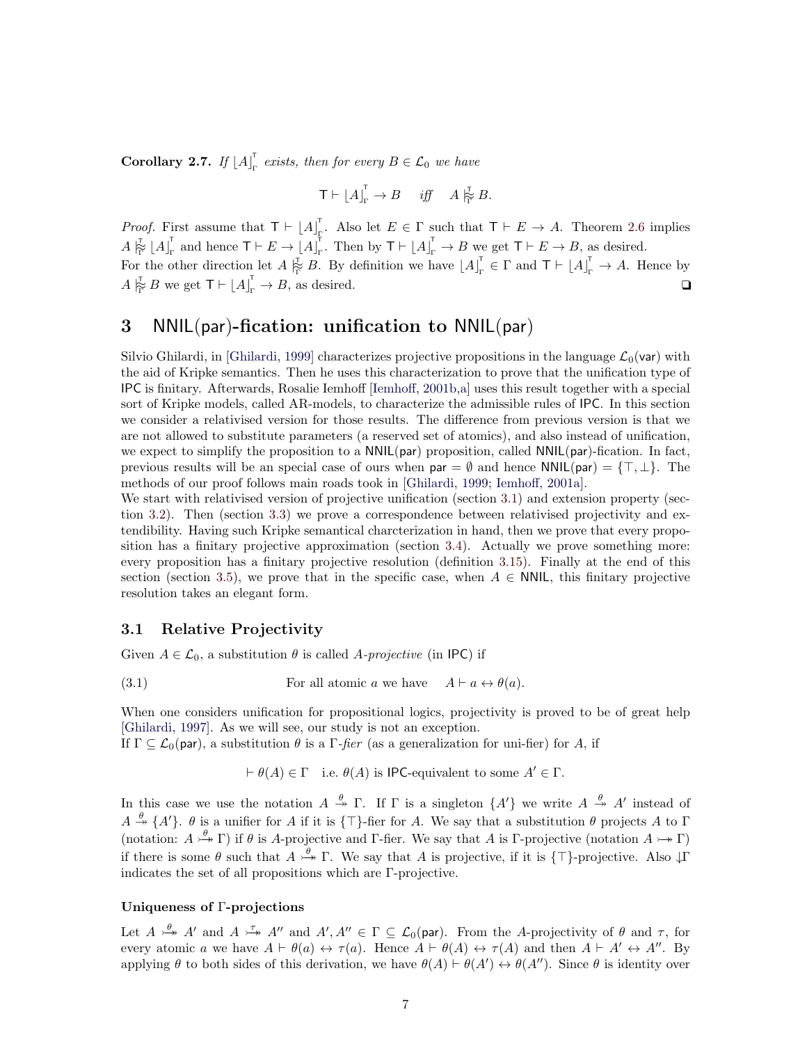**Corollary 2.7.** *If $\lfloor A \rfloor_{\Gamma}^{\mathsf{T}}$ exists, then for every $B \in \mathcal{L}_0$ we have*

$$\mathsf{T} \vdash \lfloor A \rfloor_{\Gamma}^{\mathsf{T}} \to B \quad \textit{iff} \quad A \mathrel{|\!\!\approx}_{\Gamma}^{\mathsf{T}} B.$$

*Proof.* First assume that $\mathsf{T} \vdash \lfloor A \rfloor_{\Gamma}^{\mathsf{T}}$. Also let $E \in \Gamma$ such that $\mathsf{T} \vdash E \to A$. Theorem 2.6 implies $A \mathrel{|\!\!\approx}_{\Gamma}^{\mathsf{T}} \lfloor A \rfloor_{\Gamma}^{\mathsf{T}}$ and hence $\mathsf{T} \vdash E \to \lfloor A \rfloor_{\Gamma}^{\mathsf{T}}$. Then by $\mathsf{T} \vdash \lfloor A \rfloor_{\Gamma}^{\mathsf{T}} \to B$ we get $\mathsf{T} \vdash E \to B$, as desired.
For the other direction let $A \mathrel{|\!\!\approx}_{\Gamma}^{\mathsf{T}} B$. By definition we have $\lfloor A \rfloor_{\Gamma}^{\mathsf{T}} \in \Gamma$ and $\mathsf{T} \vdash \lfloor A \rfloor_{\Gamma}^{\mathsf{T}} \to A$. Hence by $A \mathrel{|\!\!\approx}_{\Gamma}^{\mathsf{T}} B$ we get $\mathsf{T} \vdash \lfloor A \rfloor_{\Gamma}^{\mathsf{T}} \to B$, as desired. ❑

# 3 NNIL(par)-fication: unification to NNIL(par)

Silvio Ghilardi, in [Ghilardi, 1999] characterizes projective propositions in the language $\mathcal{L}_0(\mathsf{var})$ with the aid of Kripke semantics. Then he uses this characterization to prove that the unification type of IPC is finitary. Afterwards, Rosalie Iemhoff [Iemhoff, 2001b,a] uses this result together with a special sort of Kripke models, called AR-models, to characterize the admissible rules of IPC. In this section we consider a relativised version for those results. The difference from previous version is that we are not allowed to substitute parameters (a reserved set of atomics), and also instead of unification, we expect to simplify the proposition to a NNIL(par) proposition, called NNIL(par)-fication. In fact, previous results will be an special case of ours when $\mathsf{par} = \emptyset$ and hence $\mathsf{NNIL}(\mathsf{par}) = \{\top, \bot\}$. The methods of our proof follows main roads took in [Ghilardi, 1999; Iemhoff, 2001a].
We start with relativised version of projective unification (section 3.1) and extension property (section 3.2). Then (section 3.3) we prove a correspondence between relativised projectivity and extendibility. Having such Kripke semantical charcterization in hand, then we prove that every proposition has a finitary projective approximation (section 3.4). Actually we prove something more: every proposition has a finitary projective resolution (definition 3.15). Finally at the end of this section (section 3.5), we prove that in the specific case, when $A \in \mathsf{NNIL}$, this finitary projective resolution takes an elegant form.

## 3.1 Relative Projectivity

Given $A \in \mathcal{L}_0$, a substitution $\theta$ is called *A-projective* (in IPC) if

$$\text{(3.1)} \qquad\qquad \text{For all atomic } a \text{ we have} \quad A \vdash a \leftrightarrow \theta(a).$$

When one considers unification for propositional logics, projectivity is proved to be of great help [Ghilardi, 1997]. As we will see, our study is not an exception.
If $\Gamma \subseteq \mathcal{L}_0(\mathsf{par})$, a substitution $\theta$ is a $\Gamma$-*fier* (as a generalization for uni-fier) for $A$, if

$$\vdash \theta(A) \in \Gamma \quad \text{i.e. } \theta(A) \text{ is IPC-equivalent to some } A' \in \Gamma.$$

In this case we use the notation $A \overset{\theta}{\twoheadrightarrow} \Gamma$. If $\Gamma$ is a singleton $\{A'\}$ we write $A \overset{\theta}{\twoheadrightarrow} A'$ instead of $A \overset{\theta}{\twoheadrightarrow} \{A'\}$. $\theta$ is a unifier for $A$ if it is $\{\top\}$-fier for $A$. We say that a substitution $\theta$ projects $A$ to $\Gamma$ (notation: $A \overset{\theta}{\rightarrowtail\!\!\!\!\twoheadrightarrow} \Gamma$) if $\theta$ is $A$-projective and $\Gamma$-fier. We say that $A$ is $\Gamma$-projective (notation $A \rightarrowtail\!\!\!\!\twoheadrightarrow \Gamma$) if there is some $\theta$ such that $A \overset{\theta}{\rightarrowtail\!\!\!\!\twoheadrightarrow} \Gamma$. We say that $A$ is projective, if it is $\{\top\}$-projective. Also $\downarrow\!\Gamma$ indicates the set of all propositions which are $\Gamma$-projective.

#### Uniqueness of $\Gamma$-projections

Let $A \overset{\theta}{\rightarrowtail\!\!\!\!\twoheadrightarrow} A'$ and $A \overset{\tau}{\rightarrowtail\!\!\!\!\twoheadrightarrow} A''$ and $A', A'' \in \Gamma \subseteq \mathcal{L}_0(\mathsf{par})$. From the $A$-projectivity of $\theta$ and $\tau$, for every atomic $a$ we have $A \vdash \theta(a) \leftrightarrow \tau(a)$. Hence $A \vdash \theta(A) \leftrightarrow \tau(A)$ and then $A \vdash A' \leftrightarrow A''$. By applying $\theta$ to both sides of this derivation, we have $\theta(A) \vdash \theta(A') \leftrightarrow \theta(A'')$. Since $\theta$ is identity over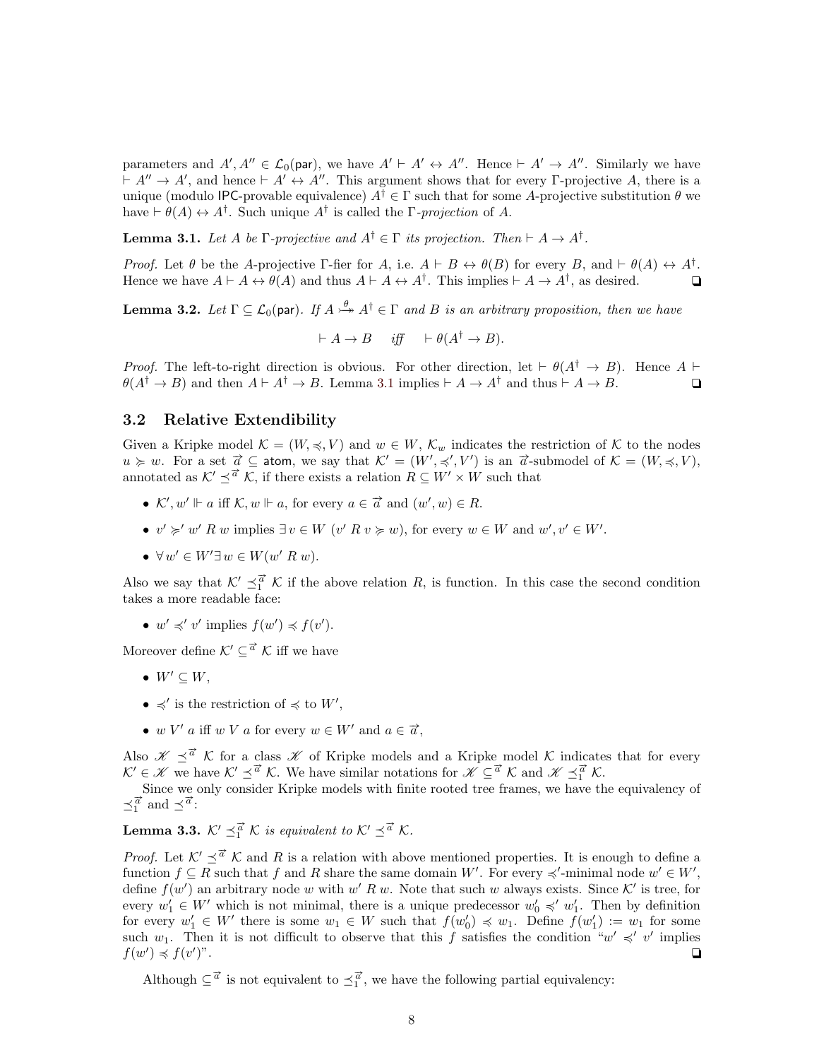parameters and $A', A'' \in \mathcal{L}_0(\mathsf{par})$, we have $A' \vdash A' \leftrightarrow A''$. Hence $\vdash A' \to A''$. Similarly we have $\vdash A'' \to A'$, and hence $\vdash A' \leftrightarrow A''$. This argument shows that for every $\Gamma$-projective $A$, there is a unique (modulo $\mathsf{IPC}$-provable equivalence) $A^\dagger \in \Gamma$ such that for some $A$-projective substitution $\theta$ we have $\vdash \theta(A) \leftrightarrow A^\dagger$. Such unique $A^\dagger$ is called the $\Gamma$-*projection* of $A$.

**Lemma 3.1.** *Let $A$ be $\Gamma$-projective and $A^\dagger \in \Gamma$ its projection. Then $\vdash A \to A^\dagger$.*

*Proof.* Let $\theta$ be the $A$-projective $\Gamma$-fier for $A$, i.e. $A \vdash B \leftrightarrow \theta(B)$ for every $B$, and $\vdash \theta(A) \leftrightarrow A^\dagger$. Hence we have $A \vdash A \leftrightarrow \theta(A)$ and thus $A \vdash A \leftrightarrow A^\dagger$. This implies $\vdash A \to A^\dagger$, as desired. ❏

**Lemma 3.2.** *Let $\Gamma \subseteq \mathcal{L}_0(\mathsf{par})$. If $A \overset{\theta}{\rightarrowtail} A^\dagger \in \Gamma$ and $B$ is an arbitrary proposition, then we have*

$$\vdash A \to B \quad \text{iff} \quad \vdash \theta(A^\dagger \to B).$$

*Proof.* The left-to-right direction is obvious. For other direction, let $\vdash \theta(A^\dagger \to B)$. Hence $A \vdash \theta(A^\dagger \to B)$ and then $A \vdash A^\dagger \to B$. Lemma 3.1 implies $\vdash A \to A^\dagger$ and thus $\vdash A \to B$. ❏

## 3.2 Relative Extendibility

Given a Kripke model $\mathcal{K} = (W, \preccurlyeq, V)$ and $w \in W$, $\mathcal{K}_w$ indicates the restriction of $\mathcal{K}$ to the nodes $u \succcurlyeq w$. For a set $\vec{a} \subseteq \mathsf{atom}$, we say that $\mathcal{K}' = (W', \preccurlyeq', V')$ is an $\vec{a}$-submodel of $\mathcal{K} = (W, \preccurlyeq, V)$, annotated as $\mathcal{K}' \preceq^{\vec{a}} \mathcal{K}$, if there exists a relation $R \subseteq W' \times W$ such that

- $\mathcal{K}', w' \Vdash a$ iff $\mathcal{K}, w \Vdash a$, for every $a \in \vec{a}$ and $(w', w) \in R$.
- $v' \succcurlyeq' w' \; R \; w$ implies $\exists \, v \in W \; (v' \; R \; v \succcurlyeq w)$, for every $w \in W$ and $w', v' \in W'$.
- $\forall \, w' \in W' \exists \, w \in W (w' \; R \; w)$.

Also we say that $\mathcal{K}' \preceq_1^{\vec{a}} \mathcal{K}$ if the above relation $R$, is function. In this case the second condition takes a more readable face:

- $w' \preccurlyeq' v'$ implies $f(w') \preccurlyeq f(v')$.

Moreover define $\mathcal{K}' \subseteq^{\vec{a}} \mathcal{K}$ iff we have

- $W' \subseteq W$,
- $\preccurlyeq'$ is the restriction of $\preccurlyeq$ to $W'$,
- $w \; V' \; a$ iff $w \; V \; a$ for every $w \in W'$ and $a \in \vec{a}$,

Also $\mathscr{K} \preceq^{\vec{a}} \mathcal{K}$ for a class $\mathscr{K}$ of Kripke models and a Kripke model $\mathcal{K}$ indicates that for every $\mathcal{K}' \in \mathscr{K}$ we have $\mathcal{K}' \preceq^{\vec{a}} \mathcal{K}$. We have similar notations for $\mathscr{K} \subseteq^{\vec{a}} \mathcal{K}$ and $\mathscr{K} \preceq_1^{\vec{a}} \mathcal{K}$.

Since we only consider Kripke models with finite rooted tree frames, we have the equivalency of $\preceq_1^{\vec{a}}$ and $\preceq^{\vec{a}}$:

**Lemma 3.3.** *$\mathcal{K}' \preceq_1^{\vec{a}} \mathcal{K}$ is equivalent to $\mathcal{K}' \preceq^{\vec{a}} \mathcal{K}$.*

*Proof.* Let $\mathcal{K}' \preceq^{\vec{a}} \mathcal{K}$ and $R$ is a relation with above mentioned properties. It is enough to define a function $f \subseteq R$ such that $f$ and $R$ share the same domain $W'$. For every $\preccurlyeq'$-minimal node $w' \in W'$, define $f(w')$ an arbitrary node $w$ with $w' \; R \; w$. Note that such $w$ always exists. Since $\mathcal{K}'$ is tree, for every $w_1' \in W'$ which is not minimal, there is a unique predecessor $w_0' \preccurlyeq' w_1'$. Then by definition for every $w_1' \in W'$ there is some $w_1 \in W$ such that $f(w_0') \preccurlyeq w_1$. Define $f(w_1') := w_1$ for some such $w_1$. Then it is not difficult to observe that this $f$ satisfies the condition "$w' \preccurlyeq' v'$ implies $f(w') \preccurlyeq f(v')$". ❏

Although $\subseteq^{\vec{a}}$ is not equivalent to $\preceq_1^{\vec{a}}$, we have the following partial equivalency: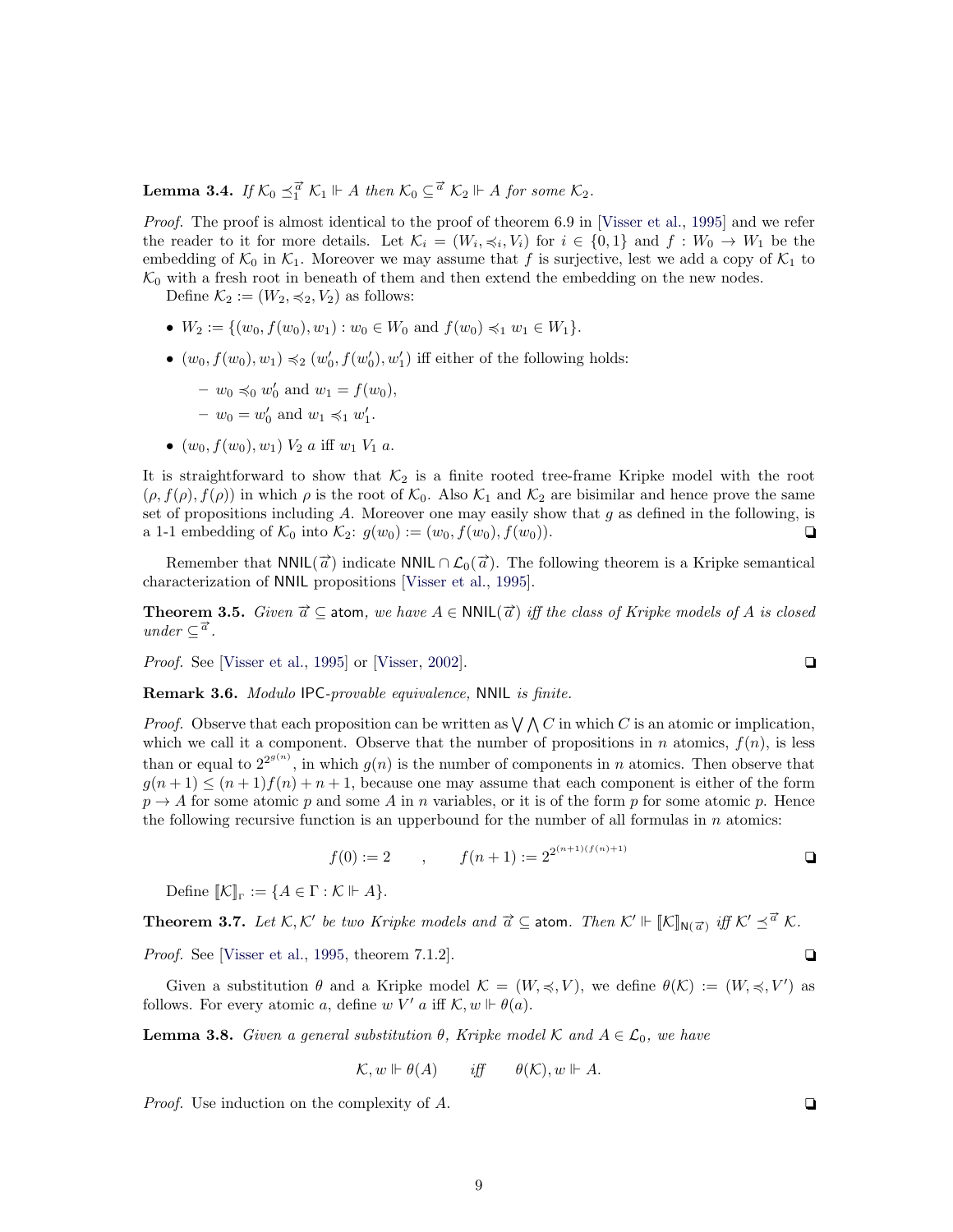**Lemma 3.4.** *If $\mathcal{K}_0 \preceq_1^{\vec{a}} \mathcal{K}_1 \Vdash A$ then $\mathcal{K}_0 \subseteq^{\vec{a}} \mathcal{K}_2 \Vdash A$ for some $\mathcal{K}_2$.*

*Proof.* The proof is almost identical to the proof of theorem 6.9 in [Visser et al., 1995] and we refer the reader to it for more details. Let $\mathcal{K}_i = (W_i, \preccurlyeq_i, V_i)$ for $i \in \{0, 1\}$ and $f : W_0 \to W_1$ be the embedding of $\mathcal{K}_0$ in $\mathcal{K}_1$. Moreover we may assume that $f$ is surjective, lest we add a copy of $\mathcal{K}_1$ to $\mathcal{K}_0$ with a fresh root in beneath of them and then extend the embedding on the new nodes.

Define $\mathcal{K}_2 := (W_2, \preccurlyeq_2, V_2)$ as follows:

- $W_2 := \{(w_0, f(w_0), w_1) : w_0 \in W_0 \text{ and } f(w_0) \preccurlyeq_1 w_1 \in W_1\}$.
- $(w_0, f(w_0), w_1) \preccurlyeq_2 (w_0', f(w_0'), w_1')$ iff either of the following holds:
  - $w_0 \preccurlyeq_0 w_0'$ and $w_1 = f(w_0)$,
  - $w_0 = w_0'$ and $w_1 \preccurlyeq_1 w_1'$.
- $(w_0, f(w_0), w_1)\ V_2\ a$ iff $w_1\ V_1\ a$.

It is straightforward to show that $\mathcal{K}_2$ is a finite rooted tree-frame Kripke model with the root $(\rho, f(\rho), f(\rho))$ in which $\rho$ is the root of $\mathcal{K}_0$. Also $\mathcal{K}_1$ and $\mathcal{K}_2$ are bisimilar and hence prove the same set of propositions including $A$. Moreover one may easily show that $g$ as defined in the following, is a 1-1 embedding of $\mathcal{K}_0$ into $\mathcal{K}_2$: $g(w_0) := (w_0, f(w_0), f(w_0))$. ❏

Remember that $\mathsf{NNIL}(\vec{a})$ indicate $\mathsf{NNIL} \cap \mathcal{L}_0(\vec{a})$. The following theorem is a Kripke semantical characterization of $\mathsf{NNIL}$ propositions [Visser et al., 1995].

**Theorem 3.5.** *Given $\vec{a} \subseteq \mathsf{atom}$, we have $A \in \mathsf{NNIL}(\vec{a})$ iff the class of Kripke models of $A$ is closed under $\subseteq^{\vec{a}}$.*

*Proof.* See [Visser et al., 1995] or [Visser, 2002]. ❏

**Remark 3.6.** *Modulo $\mathsf{IPC}$-provable equivalence, $\mathsf{NNIL}$ is finite.*

*Proof.* Observe that each proposition can be written as $\bigvee \bigwedge C$ in which $C$ is an atomic or implication, which we call it a component. Observe that the number of propositions in $n$ atomics, $f(n)$, is less than or equal to $2^{2^{g(n)}}$, in which $g(n)$ is the number of components in $n$ atomics. Then observe that $g(n+1) \leq (n+1)f(n) + n + 1$, because one may assume that each component is either of the form $p \to A$ for some atomic $p$ and some $A$ in $n$ variables, or it is of the form $p$ for some atomic $p$. Hence the following recursive function is an upperbound for the number of all formulas in $n$ atomics:

$$f(0) := 2 \qquad , \qquad f(n+1) := 2^{2^{(n+1)(f(n)+1)}}$$ ❏

Define $[\![\mathcal{K}]\!]_\Gamma := \{A \in \Gamma : \mathcal{K} \Vdash A\}$.

**Theorem 3.7.** *Let $\mathcal{K}, \mathcal{K}'$ be two Kripke models and $\vec{a} \subseteq \mathsf{atom}$. Then $\mathcal{K}' \Vdash [\![\mathcal{K}]\!]_{\mathsf{N}(\vec{a})}$ iff $\mathcal{K}' \preceq^{\vec{a}} \mathcal{K}$.*

*Proof.* See [Visser et al., 1995, theorem 7.1.2]. ❏

Given a substitution $\theta$ and a Kripke model $\mathcal{K} = (W, \preccurlyeq, V)$, we define $\theta(\mathcal{K}) := (W, \preccurlyeq, V')$ as follows. For every atomic $a$, define $w\ V'\ a$ iff $\mathcal{K}, w \Vdash \theta(a)$.

**Lemma 3.8.** *Given a general substitution $\theta$, Kripke model $\mathcal{K}$ and $A \in \mathcal{L}_0$, we have*

$$\mathcal{K}, w \Vdash \theta(A) \qquad \textit{iff} \qquad \theta(\mathcal{K}), w \Vdash A.$$

*Proof.* Use induction on the complexity of $A$. ❏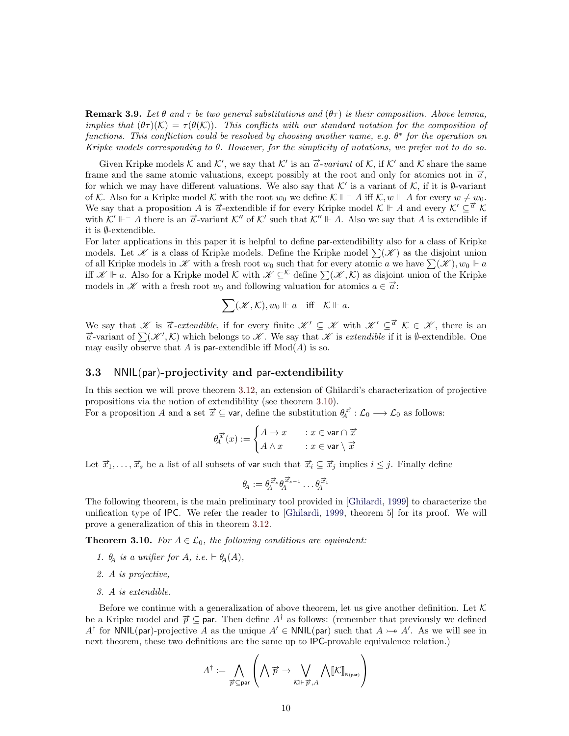**Remark 3.9.** *Let $\theta$ and $\tau$ be two general substitutions and $(\theta\tau)$ is their composition. Above lemma, implies that $(\theta\tau)(\mathcal{K}) = \tau(\theta(\mathcal{K}))$. This conflicts with our standard notation for the composition of functions. This confliction could be resolved by choosing another name, e.g. $\theta^*$ for the operation on Kripke models corresponding to $\theta$. However, for the simplicity of notations, we prefer not to do so.*

Given Kripke models $\mathcal{K}$ and $\mathcal{K}'$, we say that $\mathcal{K}'$ is an $\vec{a}$*-variant* of $\mathcal{K}$, if $\mathcal{K}'$ and $\mathcal{K}$ share the same frame and the same atomic valuations, except possibly at the root and only for atomics not in $\vec{a}$, for which we may have different valuations. We also say that $\mathcal{K}'$ is a variant of $\mathcal{K}$, if it is $\emptyset$-variant of $\mathcal{K}$. Also for a Kripke model $\mathcal{K}$ with the root $w_0$ we define $\mathcal{K} \Vdash^- A$ iff $\mathcal{K}, w \Vdash A$ for every $w \neq w_0$. We say that a proposition $A$ is $\vec{a}$-extendible if for every Kripke model $\mathcal{K} \Vdash A$ and every $\mathcal{K}' \subseteq^{\vec{a}} \mathcal{K}$ with $\mathcal{K}' \Vdash^- A$ there is an $\vec{a}$-variant $\mathcal{K}''$ of $\mathcal{K}'$ such that $\mathcal{K}'' \Vdash A$. Also we say that $A$ is extendible if it is $\emptyset$-extendible.
For later applications in this paper it is helpful to define $\mathsf{par}$-extendibility also for a class of Kripke models. Let $\mathscr{K}$ is a class of Kripke models. Define the Kripke model $\sum(\mathscr{K})$ as the disjoint union of all Kripke models in $\mathscr{K}$ with a fresh root $w_0$ such that for every atomic $a$ we have $\sum(\mathscr{K}), w_0 \Vdash a$ iff $\mathscr{K} \Vdash a$. Also for a Kripke model $\mathcal{K}$ with $\mathscr{K} \subseteq^{\mathcal{K}}$ define $\sum(\mathscr{K}, \mathcal{K})$ as disjoint union of the Kripke models in $\mathscr{K}$ with a fresh root $w_0$ and following valuation for atomics $a \in \vec{a}$:

$$\sum(\mathscr{K}, \mathcal{K}), w_0 \Vdash a \quad \text{iff} \quad \mathcal{K} \Vdash a.$$

We say that $\mathscr{K}$ is $\vec{a}$*-extendible*, if for every finite $\mathscr{K}' \subseteq \mathscr{K}$ with $\mathscr{K}' \subseteq^{\vec{a}} \mathcal{K} \in \mathscr{K}$, there is an $\vec{a}$-variant of $\sum(\mathscr{K}', \mathcal{K})$ which belongs to $\mathscr{K}$. We say that $\mathscr{K}$ is *extendible* if it is $\emptyset$-extendible. One may easily observe that $A$ is $\mathsf{par}$-extendible iff $\mathrm{Mod}(A)$ is so.

### 3.3 $\mathsf{NNIL}(\mathsf{par})$-projectivity and $\mathsf{par}$-extendibility

In this section we will prove theorem 3.12, an extension of Ghilardi's characterization of projective propositions via the notion of extendibility (see theorem 3.10).
For a proposition $A$ and a set $\vec{x} \subseteq \mathsf{var}$, define the substitution $\theta_A^{\vec{x}} : \mathcal{L}_0 \longrightarrow \mathcal{L}_0$ as follows:

$$\theta_A^{\vec{x}}(x) := \begin{cases} A \to x & : x \in \mathsf{var} \cap \vec{x} \\ A \wedge x & : x \in \mathsf{var} \setminus \vec{x} \end{cases}$$

Let $\vec{x}_1, \ldots, \vec{x}_s$ be a list of all subsets of $\mathsf{var}$ such that $\vec{x}_i \subseteq \vec{x}_j$ implies $i \leq j$. Finally define

$$\theta_A := \theta_A^{\vec{x}_s} \theta_A^{\vec{x}_{s-1}} \ldots \theta_A^{\vec{x}_1}$$

The following theorem, is the main preliminary tool provided in [Ghilardi, 1999] to characterize the unification type of $\mathsf{IPC}$. We refer the reader to [Ghilardi, 1999, theorem 5] for its proof. We will prove a generalization of this in theorem 3.12.

**Theorem 3.10.** *For $A \in \mathcal{L}_0$, the following conditions are equivalent:*

1. *$\theta_A$ is a unifier for $A$, i.e. $\vdash \theta_A(A)$,*
2. *$A$ is projective,*
3. *$A$ is extendible.*

Before we continue with a generalization of above theorem, let us give another definition. Let $\mathcal{K}$ be a Kripke model and $\vec{p} \subseteq \mathsf{par}$. Then define $A^\dagger$ as follows: (remember that previously we defined $A^\dagger$ for $\mathsf{NNIL}(\mathsf{par})$-projective $A$ as the unique $A' \in \mathsf{NNIL}(\mathsf{par})$ such that $A \rightarrowtail\!\!\!\!\rightarrow A'$. As we will see in next theorem, these two definitions are the same up to $\mathsf{IPC}$-provable equivalence relation.)

$$A^\dagger := \bigwedge_{\vec{p} \subseteq \mathsf{par}} \left( \bigwedge \vec{p} \to \bigvee_{\mathcal{K} \Vdash \vec{p}, A} \bigwedge [\![\mathcal{K}]\!]_{\mathsf{N(par)}} \right)$$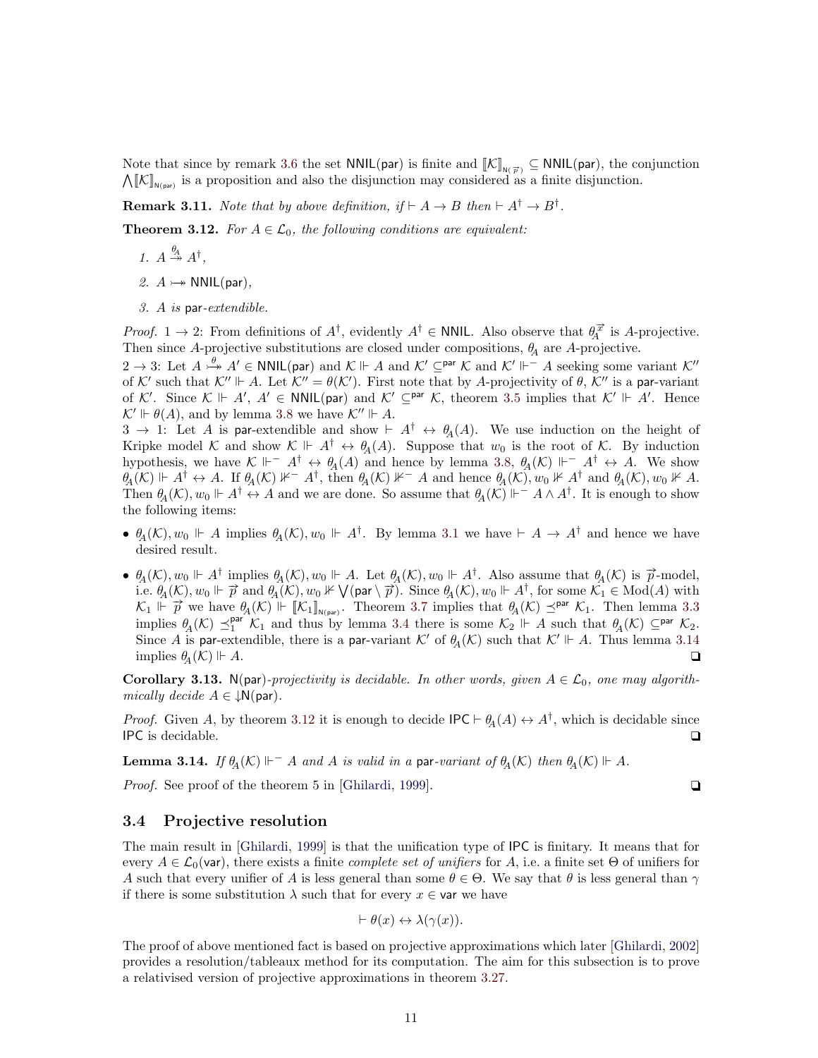Note that since by remark 3.6 the set $\mathsf{NNIL}(\mathsf{par})$ is finite and $[\![\mathcal{K}]\!]_{\mathsf{N}(\vec{p})} \subseteq \mathsf{NNIL}(\mathsf{par})$, the conjunction $\bigwedge[\![\mathcal{K}]\!]_{\mathsf{N}(\mathsf{par})}$ is a proposition and also the disjunction may considered as a finite disjunction.

**Remark 3.11.** *Note that by above definition, if* $\vdash A \to B$ *then* $\vdash A^\dagger \to B^\dagger$.

**Theorem 3.12.** *For* $A \in \mathcal{L}_0$*, the following conditions are equivalent:*

1. $A \overset{\theta_A}{\twoheadrightarrow} A^\dagger$,
2. $A \rightarrowtail\!\!\!\!\twoheadrightarrow \mathsf{NNIL}(\mathsf{par})$,
3. *$A$ is* $\mathsf{par}$*-extendible.*

*Proof.* $1 \to 2$: From definitions of $A^\dagger$, evidently $A^\dagger \in \mathsf{NNIL}$. Also observe that $\theta_A^{\vec{x}}$ is $A$-projective. Then since $A$-projective substitutions are closed under compositions, $\theta_A$ are $A$-projective.
$2 \to 3$: Let $A \overset{\theta}{\rightarrowtail\!\!\!\!\twoheadrightarrow} A' \in \mathsf{NNIL}(\mathsf{par})$ and $\mathcal{K} \Vdash A$ and $\mathcal{K}' \subseteq^{\mathsf{par}} \mathcal{K}$ and $\mathcal{K}' \Vdash^- A$ seeking some variant $\mathcal{K}''$ of $\mathcal{K}'$ such that $\mathcal{K}'' \Vdash A$. Let $\mathcal{K}'' = \theta(\mathcal{K}')$. First note that by $A$-projectivity of $\theta$, $\mathcal{K}''$ is a $\mathsf{par}$-variant of $\mathcal{K}'$. Since $\mathcal{K} \Vdash A'$, $A' \in \mathsf{NNIL}(\mathsf{par})$ and $\mathcal{K}' \subseteq^{\mathsf{par}} \mathcal{K}$, theorem 3.5 implies that $\mathcal{K}' \Vdash A'$. Hence $\mathcal{K}' \Vdash \theta(A)$, and by lemma 3.8 we have $\mathcal{K}'' \Vdash A$.
$3 \to 1$: Let $A$ is $\mathsf{par}$-extendible and show $\vdash A^\dagger \leftrightarrow \theta_A(A)$. We use induction on the height of Kripke model $\mathcal{K}$ and show $\mathcal{K} \Vdash A^\dagger \leftrightarrow \theta_A(A)$. Suppose that $w_0$ is the root of $\mathcal{K}$. By induction hypothesis, we have $\mathcal{K} \Vdash^- A^\dagger \leftrightarrow \theta_A(A)$ and hence by lemma 3.8, $\theta_A(\mathcal{K}) \Vdash^- A^\dagger \leftrightarrow A$. We show $\theta_A(\mathcal{K}) \Vdash A^\dagger \leftrightarrow A$. If $\theta_A(\mathcal{K}) \nVdash^- A^\dagger$, then $\theta_A(\mathcal{K}) \nVdash^- A$ and hence $\theta_A(\mathcal{K}), w_0 \nVdash A^\dagger$ and $\theta_A(\mathcal{K}), w_0 \nVdash A$. Then $\theta_A(\mathcal{K}), w_0 \Vdash A^\dagger \leftrightarrow A$ and we are done. So assume that $\theta_A(\mathcal{K}) \Vdash^- A \wedge A^\dagger$. It is enough to show the following items:

- $\theta_A(\mathcal{K}), w_0 \Vdash A$ implies $\theta_A(\mathcal{K}), w_0 \Vdash A^\dagger$. By lemma 3.1 we have $\vdash A \to A^\dagger$ and hence we have desired result.
- $\theta_A(\mathcal{K}), w_0 \Vdash A^\dagger$ implies $\theta_A(\mathcal{K}), w_0 \Vdash A$. Let $\theta_A(\mathcal{K}), w_0 \Vdash A^\dagger$. Also assume that $\theta_A(\mathcal{K})$ is $\vec{p}$-model, i.e. $\theta_A(\mathcal{K}), w_0 \Vdash \vec{p}$ and $\theta_A(\mathcal{K}), w_0 \nVdash \bigvee(\mathsf{par} \setminus \vec{p})$. Since $\theta_A(\mathcal{K}), w_0 \Vdash A^\dagger$, for some $\mathcal{K}_1 \in \mathrm{Mod}(A)$ with $\mathcal{K}_1 \Vdash \vec{p}$ we have $\theta_A(\mathcal{K}) \Vdash [\![\mathcal{K}_1]\!]_{\mathsf{N}(\mathsf{par})}$. Theorem 3.7 implies that $\theta_A(\mathcal{K}) \preceq^{\mathsf{par}} \mathcal{K}_1$. Then lemma 3.3 implies $\theta_A(\mathcal{K}) \preceq_1^{\mathsf{par}} \mathcal{K}_1$ and thus by lemma 3.4 there is some $\mathcal{K}_2 \Vdash A$ such that $\theta_A(\mathcal{K}) \subseteq^{\mathsf{par}} \mathcal{K}_2$. Since $A$ is $\mathsf{par}$-extendible, there is a $\mathsf{par}$-variant $\mathcal{K}'$ of $\theta_A(\mathcal{K})$ such that $\mathcal{K}' \Vdash A$. Thus lemma 3.14 implies $\theta_A(\mathcal{K}) \Vdash A$. ❑

**Corollary 3.13.** $\mathsf{N}(\mathsf{par})$*-projectivity is decidable. In other words, given* $A \in \mathcal{L}_0$*, one may algorithmically decide* $A \in {\downarrow}\mathsf{N}(\mathsf{par})$.

*Proof.* Given $A$, by theorem 3.12 it is enough to decide $\mathsf{IPC} \vdash \theta_A(A) \leftrightarrow A^\dagger$, which is decidable since $\mathsf{IPC}$ is decidable. ❑

**Lemma 3.14.** *If* $\theta_A(\mathcal{K}) \Vdash^- A$ *and $A$ is valid in a* $\mathsf{par}$*-variant of* $\theta_A(\mathcal{K})$ *then* $\theta_A(\mathcal{K}) \Vdash A$.

*Proof.* See proof of the theorem 5 in [Ghilardi, 1999]. ❑

### 3.4 Projective resolution

The main result in [Ghilardi, 1999] is that the unification type of $\mathsf{IPC}$ is finitary. It means that for every $A \in \mathcal{L}_0(\mathsf{var})$, there exists a finite *complete set of unifiers* for $A$, i.e. a finite set $\Theta$ of unifiers for $A$ such that every unifier of $A$ is less general than some $\theta \in \Theta$. We say that $\theta$ is less general than $\gamma$ if there is some substitution $\lambda$ such that for every $x \in \mathsf{var}$ we have

$$\vdash \theta(x) \leftrightarrow \lambda(\gamma(x)).$$

The proof of above mentioned fact is based on projective approximations which later [Ghilardi, 2002] provides a resolution/tableaux method for its computation. The aim for this subsection is to prove a relativised version of projective approximations in theorem 3.27.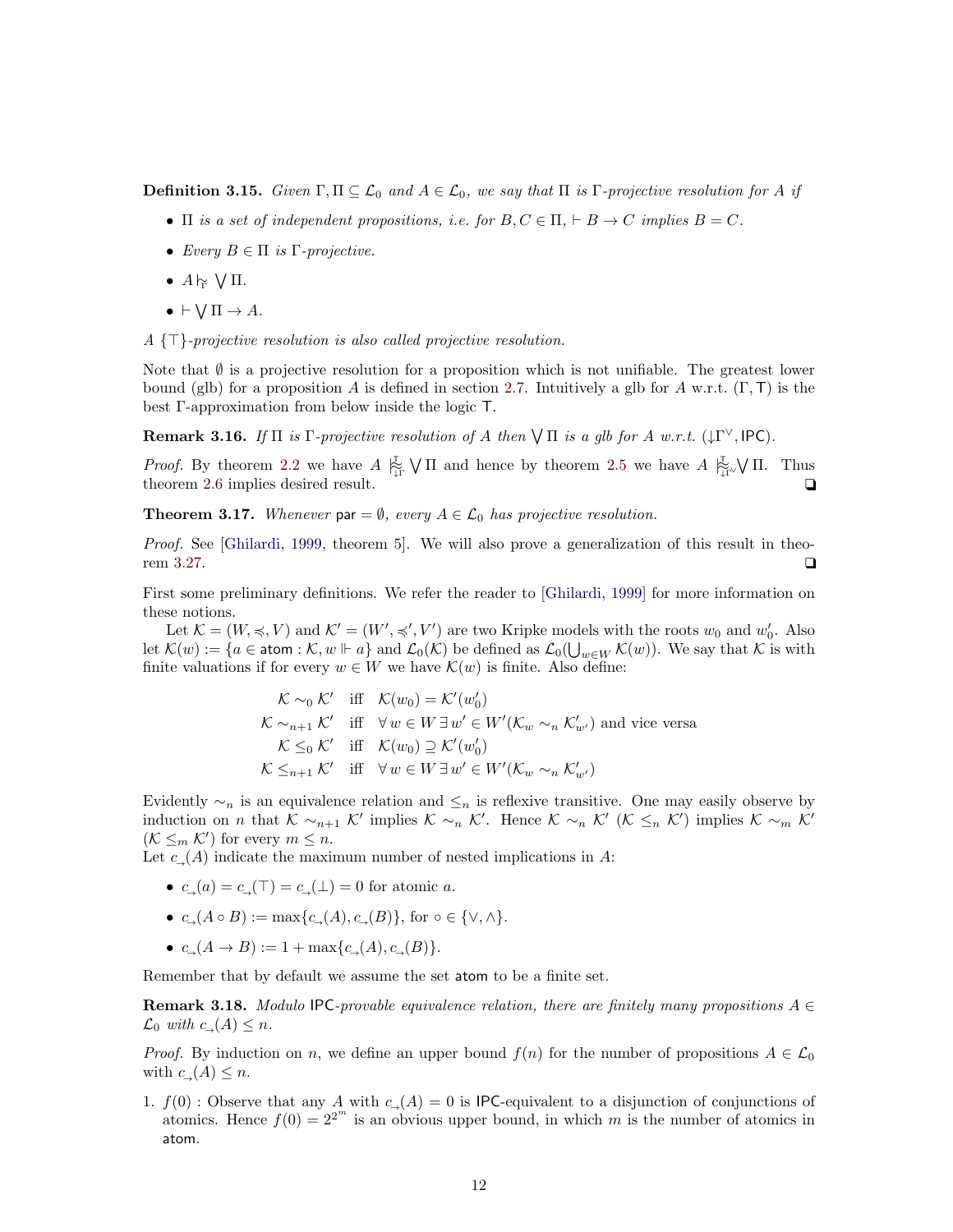**Definition 3.15.** *Given $\Gamma, \Pi \subseteq \mathcal{L}_0$ and $A \in \mathcal{L}_0$, we say that $\Pi$ is $\Gamma$-projective resolution for $A$ if*

- *$\Pi$ is a set of independent propositions, i.e. for $B, C \in \Pi$, $\vdash B \to C$ implies $B = C$.*
- *Every $B \in \Pi$ is $\Gamma$-projective.*
- *$A \mathrel{|\!\!\!\approx_{\Gamma}} \bigvee \Pi$.*
- *$\vdash \bigvee \Pi \to A$.*

*A $\{\top\}$-projective resolution is also called projective resolution.*

Note that $\emptyset$ is a projective resolution for a proposition which is not unifiable. The greatest lower bound (glb) for a proposition $A$ is defined in section 2.7. Intuitively a glb for $A$ w.r.t. $(\Gamma, \mathsf{T})$ is the best $\Gamma$-approximation from below inside the logic $\mathsf{T}$.

**Remark 3.16.** *If $\Pi$ is $\Gamma$-projective resolution of $A$ then $\bigvee \Pi$ is a glb for $A$ w.r.t. $(\downarrow\Gamma^{\vee}, \mathsf{IPC})$.*

*Proof.* By theorem 2.2 we have $A \mathrel{|\!\!\!\approx^{\mathsf{T}}_{\downarrow\Gamma}} \bigvee \Pi$ and hence by theorem 2.5 we have $A \mathrel{|\!\!\!\approx^{\mathsf{T}}_{\downarrow\Gamma^{\vee}}} \bigvee \Pi$. Thus theorem 2.6 implies desired result. ❑

**Theorem 3.17.** *Whenever $\mathsf{par} = \emptyset$, every $A \in \mathcal{L}_0$ has projective resolution.*

*Proof.* See [Ghilardi, 1999, theorem 5]. We will also prove a generalization of this result in theorem 3.27. ❑

First some preliminary definitions. We refer the reader to [Ghilardi, 1999] for more information on these notions.

Let $\mathcal{K} = (W, \preccurlyeq, V)$ and $\mathcal{K}' = (W', \preccurlyeq', V')$ are two Kripke models with the roots $w_0$ and $w'_0$. Also let $\mathcal{K}(w) := \{a \in \mathsf{atom} : \mathcal{K}, w \Vdash a\}$ and $\mathcal{L}_0(\mathcal{K})$ be defined as $\mathcal{L}_0(\bigcup_{w \in W} \mathcal{K}(w))$. We say that $\mathcal{K}$ is with finite valuations if for every $w \in W$ we have $\mathcal{K}(w)$ is finite. Also define:

$$
\begin{array}{rcl}
\mathcal{K} \sim_0 \mathcal{K}' & \text{iff} & \mathcal{K}(w_0) = \mathcal{K}'(w'_0) \\
\mathcal{K} \sim_{n+1} \mathcal{K}' & \text{iff} & \forall\, w \in W\, \exists\, w' \in W' (\mathcal{K}_w \sim_n \mathcal{K}'_{w'}) \text{ and vice versa} \\
\mathcal{K} \leq_0 \mathcal{K}' & \text{iff} & \mathcal{K}(w_0) \supseteq \mathcal{K}'(w'_0) \\
\mathcal{K} \leq_{n+1} \mathcal{K}' & \text{iff} & \forall\, w \in W\, \exists\, w' \in W' (\mathcal{K}_w \sim_n \mathcal{K}'_{w'})
\end{array}
$$

Evidently $\sim_n$ is an equivalence relation and $\leq_n$ is reflexive transitive. One may easily observe by induction on $n$ that $\mathcal{K} \sim_{n+1} \mathcal{K}'$ implies $\mathcal{K} \sim_n \mathcal{K}'$. Hence $\mathcal{K} \sim_n \mathcal{K}'$ ($\mathcal{K} \leq_n \mathcal{K}'$) implies $\mathcal{K} \sim_m \mathcal{K}'$ ($\mathcal{K} \leq_m \mathcal{K}'$) for every $m \leq n$.

Let $c_{\to}(A)$ indicate the maximum number of nested implications in $A$:

- $c_{\to}(a) = c_{\to}(\top) = c_{\to}(\bot) = 0$ for atomic $a$.
- $c_{\to}(A \circ B) := \max\{c_{\to}(A), c_{\to}(B)\}$, for $\circ \in \{\vee, \wedge\}$.
- $c_{\to}(A \to B) := 1 + \max\{c_{\to}(A), c_{\to}(B)\}$.

Remember that by default we assume the set $\mathsf{atom}$ to be a finite set.

**Remark 3.18.** *Modulo $\mathsf{IPC}$-provable equivalence relation, there are finitely many propositions $A \in \mathcal{L}_0$ with $c_{\to}(A) \leq n$.*

*Proof.* By induction on $n$, we define an upper bound $f(n)$ for the number of propositions $A \in \mathcal{L}_0$ with $c_{\to}(A) \leq n$.

1. $f(0)$ : Observe that any $A$ with $c_{\to}(A) = 0$ is $\mathsf{IPC}$-equivalent to a disjunction of conjunctions of atomics. Hence $f(0) = 2^{2^m}$ is an obvious upper bound, in which $m$ is the number of atomics in $\mathsf{atom}$.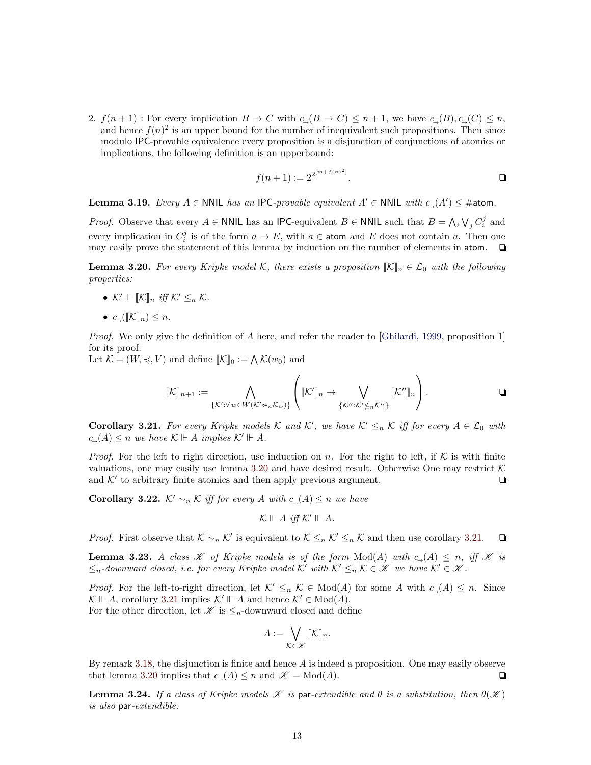2. $f(n+1)$ : For every implication $B \to C$ with $c_{\to}(B \to C) \leq n+1$, we have $c_{\to}(B), c_{\to}(C) \leq n$, and hence $f(n)^2$ is an upper bound for the number of inequivalent such propositions. Then since modulo IPC-provable equivalence every proposition is a disjunction of conjunctions of atomics or implications, the following definition is an upperbound:

$$f(n+1) := 2^{2^{[m+f(n)^2]}}.$$

❏

**Lemma 3.19.** *Every $A \in \mathsf{NNIL}$ has an IPC-provable equivalent $A' \in \mathsf{NNIL}$ with $c_{\to}(A') \leq \#\mathsf{atom}$.*

*Proof.* Observe that every $A \in \mathsf{NNIL}$ has an IPC-equivalent $B \in \mathsf{NNIL}$ such that $B = \bigwedge_i \bigvee_j C_i^j$ and every implication in $C_i^j$ is of the form $a \to E$, with $a \in \mathsf{atom}$ and $E$ does not contain $a$. Then one may easily prove the statement of this lemma by induction on the number of elements in atom. ❏

**Lemma 3.20.** *For every Kripke model $\mathcal{K}$, there exists a proposition $[\![\mathcal{K}]\!]_n \in \mathcal{L}_0$ with the following properties:*

- $\mathcal{K}' \Vdash [\![\mathcal{K}]\!]_n$ *iff* $\mathcal{K}' \leq_n \mathcal{K}$.
- $c_{\to}([\![\mathcal{K}]\!]_n) \leq n$.

*Proof.* We only give the definition of $A$ here, and refer the reader to [Ghilardi, 1999, proposition 1] for its proof.
Let $\mathcal{K} = (W, \preccurlyeq, V)$ and define $[\![\mathcal{K}]\!]_0 := \bigwedge \mathcal{K}(w_0)$ and

$$[\![\mathcal{K}]\!]_{n+1} := \bigwedge_{\{\mathcal{K}' : \forall\, w \in W (\mathcal{K}' \not\sim_n \mathcal{K}_w)\}} \left( [\![\mathcal{K}']\!]_n \to \bigvee_{\{\mathcal{K}'' : \mathcal{K}' \not\leq_n \mathcal{K}''\}} [\![\mathcal{K}'']\!]_n \right).$$

❏

**Corollary 3.21.** *For every Kripke models $\mathcal{K}$ and $\mathcal{K}'$, we have $\mathcal{K}' \leq_n \mathcal{K}$ iff for every $A \in \mathcal{L}_0$ with $c_{\to}(A) \leq n$ we have $\mathcal{K} \Vdash A$ implies $\mathcal{K}' \Vdash A$.*

*Proof.* For the left to right direction, use induction on $n$. For the right to left, if $\mathcal{K}$ is with finite valuations, one may easily use lemma 3.20 and have desired result. Otherwise One may restrict $\mathcal{K}$ and $\mathcal{K}'$ to arbitrary finite atomics and then apply previous argument. ❏

**Corollary 3.22.** *$\mathcal{K}' \sim_n \mathcal{K}$ iff for every $A$ with $c_{\to}(A) \leq n$ we have*

$$\mathcal{K} \Vdash A \text{ iff } \mathcal{K}' \Vdash A.$$

*Proof.* First observe that $\mathcal{K} \sim_n \mathcal{K}'$ is equivalent to $\mathcal{K} \leq_n \mathcal{K}' \leq_n \mathcal{K}$ and then use corollary 3.21. ❏

**Lemma 3.23.** *A class $\mathscr{K}$ of Kripke models is of the form $\mathrm{Mod}(A)$ with $c_{\to}(A) \leq n$, iff $\mathscr{K}$ is $\leq_n$-downward closed, i.e. for every Kripke model $\mathcal{K}'$ with $\mathcal{K}' \leq_n \mathcal{K} \in \mathscr{K}$ we have $\mathcal{K}' \in \mathscr{K}$.*

*Proof.* For the left-to-right direction, let $\mathcal{K}' \leq_n \mathcal{K} \in \mathrm{Mod}(A)$ for some $A$ with $c_{\to}(A) \leq n$. Since $\mathcal{K} \Vdash A$, corollary 3.21 implies $\mathcal{K}' \Vdash A$ and hence $\mathcal{K}' \in \mathrm{Mod}(A)$.
For the other direction, let $\mathscr{K}$ is $\leq_n$-downward closed and define

$$A := \bigvee_{\mathcal{K} \in \mathscr{K}} [\![\mathcal{K}]\!]_n.$$

By remark 3.18, the disjunction is finite and hence $A$ is indeed a proposition. One may easily observe that lemma 3.20 implies that $c_{\to}(A) \leq n$ and $\mathscr{K} = \mathrm{Mod}(A)$. ❏

**Lemma 3.24.** *If a class of Kripke models $\mathscr{K}$ is* par*-extendible and $\theta$ is a substitution, then $\theta(\mathscr{K})$ is also* par*-extendible.*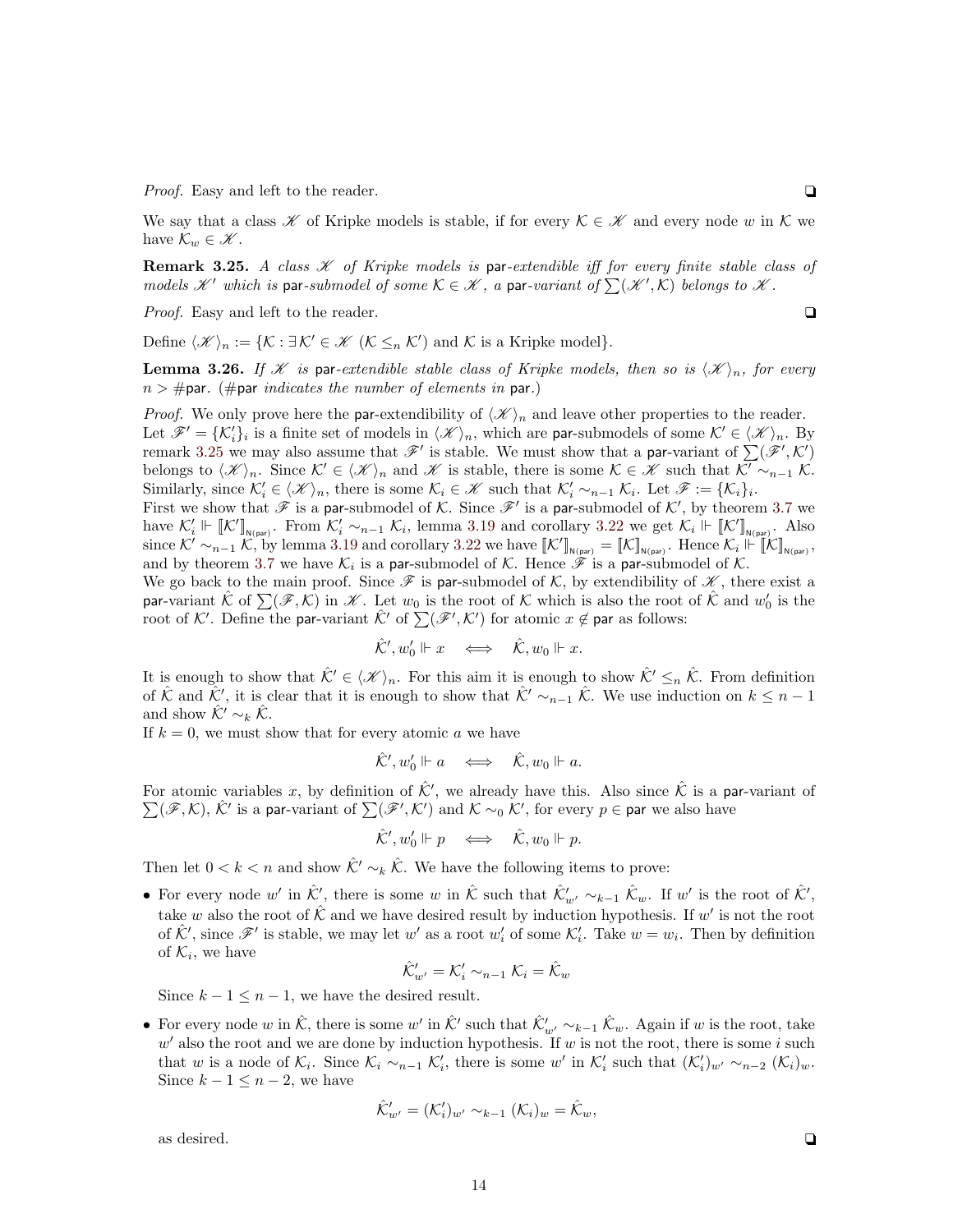*Proof.* Easy and left to the reader. ❑

We say that a class $\mathscr{K}$ of Kripke models is stable, if for every $\mathcal{K} \in \mathscr{K}$ and every node $w$ in $\mathcal{K}$ we have $\mathcal{K}_w \in \mathscr{K}$.

**Remark 3.25.** *A class $\mathscr{K}$ of Kripke models is* $\mathsf{par}$*-extendible iff for every finite stable class of models $\mathscr{K}'$ which is* $\mathsf{par}$*-submodel of some $\mathcal{K} \in \mathscr{K}$, a* $\mathsf{par}$*-variant of $\sum(\mathscr{K}', \mathcal{K})$ belongs to $\mathscr{K}$.*

*Proof.* Easy and left to the reader. ❑

Define $\langle \mathscr{K} \rangle_n := \{\mathcal{K} : \exists \mathcal{K}' \in \mathscr{K} \ (\mathcal{K} \leq_n \mathcal{K}') \text{ and } \mathcal{K} \text{ is a Kripke model}\}$.

**Lemma 3.26.** *If $\mathscr{K}$ is* $\mathsf{par}$*-extendible stable class of Kripke models, then so is $\langle \mathscr{K} \rangle_n$, for every $n > \#\mathsf{par}$. ($\#\mathsf{par}$ indicates the number of elements in* $\mathsf{par}$*.)*

*Proof.* We only prove here the $\mathsf{par}$-extendibility of $\langle \mathscr{K} \rangle_n$ and leave other properties to the reader. Let $\mathscr{F}' = \{\mathcal{K}'_i\}_i$ is a finite set of models in $\langle \mathscr{K} \rangle_n$, which are $\mathsf{par}$-submodels of some $\mathcal{K}' \in \langle \mathscr{K} \rangle_n$. By remark 3.25 we may also assume that $\mathscr{F}'$ is stable. We must show that a $\mathsf{par}$-variant of $\sum(\mathscr{F}', \mathcal{K}')$ belongs to $\langle \mathscr{K} \rangle_n$. Since $\mathcal{K}' \in \langle \mathscr{K} \rangle_n$ and $\mathscr{K}$ is stable, there is some $\mathcal{K} \in \mathscr{K}$ such that $\mathcal{K}' \sim_{n-1} \mathcal{K}$. Similarly, since $\mathcal{K}'_i \in \langle \mathscr{K} \rangle_n$, there is some $\mathcal{K}_i \in \mathscr{K}$ such that $\mathcal{K}'_i \sim_{n-1} \mathcal{K}_i$. Let $\mathscr{F} := \{\mathcal{K}_i\}_i$.
First we show that $\mathscr{F}$ is a $\mathsf{par}$-submodel of $\mathcal{K}$. Since $\mathscr{F}'$ is a $\mathsf{par}$-submodel of $\mathcal{K}'$, by theorem 3.7 we have $\mathcal{K}'_i \Vdash [\![\mathcal{K}']\!]_{\mathsf{N(par)}}$. From $\mathcal{K}'_i \sim_{n-1} \mathcal{K}_i$, lemma 3.19 and corollary 3.22 we get $\mathcal{K}_i \Vdash [\![\mathcal{K}']\!]_{\mathsf{N(par)}}$. Also since $\mathcal{K}' \sim_{n-1} \mathcal{K}$, by lemma 3.19 and corollary 3.22 we have $[\![\mathcal{K}']\!]_{\mathsf{N(par)}} = [\![\mathcal{K}]\!]_{\mathsf{N(par)}}$. Hence $\mathcal{K}_i \Vdash [\![\mathcal{K}]\!]_{\mathsf{N(par)}}$, and by theorem 3.7 we have $\mathcal{K}_i$ is a $\mathsf{par}$-submodel of $\mathcal{K}$. Hence $\mathscr{F}$ is a $\mathsf{par}$-submodel of $\mathcal{K}$.
We go back to the main proof. Since $\mathscr{F}$ is $\mathsf{par}$-submodel of $\mathcal{K}$, by extendibility of $\mathscr{K}$, there exist a $\mathsf{par}$-variant $\hat{\mathcal{K}}$ of $\sum(\mathscr{F}, \mathcal{K})$ in $\mathscr{K}$. Let $w_0$ is the root of $\mathcal{K}$ which is also the root of $\hat{\mathcal{K}}$ and $w'_0$ is the root of $\mathcal{K}'$. Define the $\mathsf{par}$-variant $\hat{\mathcal{K}}'$ of $\sum(\mathscr{F}', \mathcal{K}')$ for atomic $x \notin \mathsf{par}$ as follows:

$$\hat{\mathcal{K}}', w'_0 \Vdash x \iff \hat{\mathcal{K}}, w_0 \Vdash x.$$

It is enough to show that $\hat{\mathcal{K}}' \in \langle \mathscr{K} \rangle_n$. For this aim it is enough to show $\hat{\mathcal{K}}' \leq_n \hat{\mathcal{K}}$. From definition of $\hat{\mathcal{K}}$ and $\hat{\mathcal{K}}'$, it is clear that it is enough to show that $\hat{\mathcal{K}}' \sim_{n-1} \hat{\mathcal{K}}$. We use induction on $k \leq n-1$ and show $\hat{\mathcal{K}}' \sim_k \hat{\mathcal{K}}$.
If $k = 0$, we must show that for every atomic $a$ we have

$$\hat{\mathcal{K}}', w'_0 \Vdash a \iff \hat{\mathcal{K}}, w_0 \Vdash a.$$

For atomic variables $x$, by definition of $\hat{\mathcal{K}}'$, we already have this. Also since $\hat{\mathcal{K}}$ is a $\mathsf{par}$-variant of $\sum(\mathscr{F}, \mathcal{K})$, $\hat{\mathcal{K}}'$ is a $\mathsf{par}$-variant of $\sum(\mathscr{F}', \mathcal{K}')$ and $\mathcal{K} \sim_0 \mathcal{K}'$, for every $p \in \mathsf{par}$ we also have

$$\hat{\mathcal{K}}', w'_0 \Vdash p \iff \hat{\mathcal{K}}, w_0 \Vdash p.$$

Then let $0 < k < n$ and show $\hat{\mathcal{K}}' \sim_k \hat{\mathcal{K}}$. We have the following items to prove:

- For every node $w'$ in $\hat{\mathcal{K}}'$, there is some $w$ in $\hat{\mathcal{K}}$ such that $\hat{\mathcal{K}}'_{w'} \sim_{k-1} \hat{\mathcal{K}}_w$. If $w'$ is the root of $\hat{\mathcal{K}}'$, take $w$ also the root of $\hat{\mathcal{K}}$ and we have desired result by induction hypothesis. If $w'$ is not the root of $\hat{\mathcal{K}}'$, since $\mathscr{F}'$ is stable, we may let $w'$ as a root $w'_i$ of some $\mathcal{K}'_i$. Take $w = w_i$. Then by definition of $\mathcal{K}_i$, we have
$$\hat{\mathcal{K}}'_{w'} = \mathcal{K}'_i \sim_{n-1} \mathcal{K}_i = \hat{\mathcal{K}}_w$$
Since $k - 1 \leq n - 1$, we have the desired result.
- For every node $w$ in $\hat{\mathcal{K}}$, there is some $w'$ in $\hat{\mathcal{K}}'$ such that $\hat{\mathcal{K}}'_{w'} \sim_{k-1} \hat{\mathcal{K}}_w$. Again if $w$ is the root, take $w'$ also the root and we are done by induction hypothesis. If $w$ is not the root, there is some $i$ such that $w$ is a node of $\mathcal{K}_i$. Since $\mathcal{K}_i \sim_{n-1} \mathcal{K}'_i$, there is some $w'$ in $\mathcal{K}'_i$ such that $(\mathcal{K}'_i)_{w'} \sim_{n-2} (\mathcal{K}_i)_w$. Since $k - 1 \leq n - 2$, we have
$$\hat{\mathcal{K}}'_{w'} = (\mathcal{K}'_i)_{w'} \sim_{k-1} (\mathcal{K}_i)_w = \hat{\mathcal{K}}_w,$$
as desired. ❑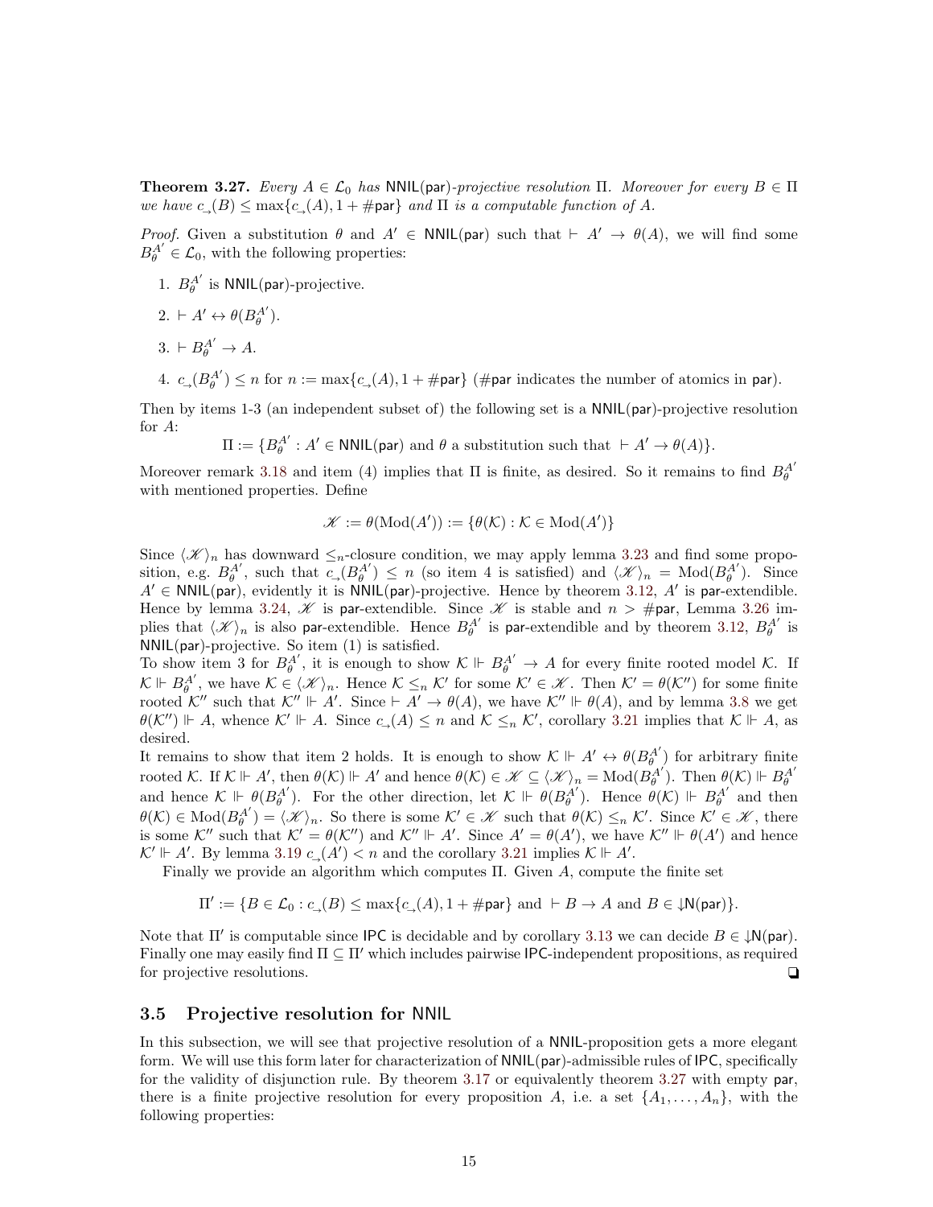**Theorem 3.27.** *Every $A \in \mathcal{L}_0$ has* $\mathsf{NNIL}(\mathsf{par})$*-projective resolution* $\Pi$*. Moreover for every $B \in \Pi$ we have $c_{\rightarrow}(B) \leq \max\{c_{\rightarrow}(A), 1 + \#\mathsf{par}\}$ and $\Pi$ is a computable function of $A$.*

*Proof.* Given a substitution $\theta$ and $A' \in \mathsf{NNIL}(\mathsf{par})$ such that $\vdash A' \to \theta(A)$, we will find some $B_\theta^{A'} \in \mathcal{L}_0$, with the following properties:

1. $B_\theta^{A'}$ is $\mathsf{NNIL}(\mathsf{par})$-projective.
2. $\vdash A' \leftrightarrow \theta(B_\theta^{A'})$.
3. $\vdash B_\theta^{A'} \to A$.
4. $c_{\rightarrow}(B_\theta^{A'}) \leq n$ for $n := \max\{c_{\rightarrow}(A), 1 + \#\mathsf{par}\}$ ($\#\mathsf{par}$ indicates the number of atomics in $\mathsf{par}$).

Then by items 1-3 (an independent subset of) the following set is a $\mathsf{NNIL}(\mathsf{par})$-projective resolution for $A$:

$$\Pi := \{B_\theta^{A'} : A' \in \mathsf{NNIL}(\mathsf{par}) \text{ and } \theta \text{ a substitution such that } \vdash A' \to \theta(A)\}.$$

Moreover remark 3.18 and item (4) implies that $\Pi$ is finite, as desired. So it remains to find $B_\theta^{A'}$ with mentioned properties. Define

$$\mathscr{K} := \theta(\mathrm{Mod}(A')) := \{\theta(\mathcal{K}) : \mathcal{K} \in \mathrm{Mod}(A')\}$$

Since $\langle \mathscr{K} \rangle_n$ has downward $\leq_n$-closure condition, we may apply lemma 3.23 and find some proposition, e.g. $B_\theta^{A'}$, such that $c_{\rightarrow}(B_\theta^{A'}) \leq n$ (so item 4 is satisfied) and $\langle \mathscr{K} \rangle_n = \mathrm{Mod}(B_\theta^{A'})$. Since $A' \in \mathsf{NNIL}(\mathsf{par})$, evidently it is $\mathsf{NNIL}(\mathsf{par})$-projective. Hence by theorem 3.12, $A'$ is $\mathsf{par}$-extendible. Hence by lemma 3.24, $\mathscr{K}$ is $\mathsf{par}$-extendible. Since $\mathscr{K}$ is stable and $n > \#\mathsf{par}$, Lemma 3.26 implies that $\langle \mathscr{K} \rangle_n$ is also $\mathsf{par}$-extendible. Hence $B_\theta^{A'}$ is $\mathsf{par}$-extendible and by theorem 3.12, $B_\theta^{A'}$ is $\mathsf{NNIL}(\mathsf{par})$-projective. So item (1) is satisfied.
To show item 3 for $B_\theta^{A'}$, it is enough to show $\mathcal{K} \Vdash B_\theta^{A'} \to A$ for every finite rooted model $\mathcal{K}$. If $\mathcal{K} \Vdash B_\theta^{A'}$, we have $\mathcal{K} \in \langle \mathscr{K} \rangle_n$. Hence $\mathcal{K} \leq_n \mathcal{K}'$ for some $\mathcal{K}' \in \mathscr{K}$. Then $\mathcal{K}' = \theta(\mathcal{K}'')$ for some finite rooted $\mathcal{K}''$ such that $\mathcal{K}'' \Vdash A'$. Since $\vdash A' \to \theta(A)$, we have $\mathcal{K}'' \Vdash \theta(A)$, and by lemma 3.8 we get $\theta(\mathcal{K}'') \Vdash A$, whence $\mathcal{K}' \Vdash A$. Since $c_{\rightarrow}(A) \leq n$ and $\mathcal{K} \leq_n \mathcal{K}'$, corollary 3.21 implies that $\mathcal{K} \Vdash A$, as desired.
It remains to show that item 2 holds. It is enough to show $\mathcal{K} \Vdash A' \leftrightarrow \theta(B_\theta^{A'})$ for arbitrary finite rooted $\mathcal{K}$. If $\mathcal{K} \Vdash A'$, then $\theta(\mathcal{K}) \Vdash A'$ and hence $\theta(\mathcal{K}) \in \mathscr{K} \subseteq \langle \mathscr{K} \rangle_n = \mathrm{Mod}(B_\theta^{A'})$. Then $\theta(\mathcal{K}) \Vdash B_\theta^{A'}$ and hence $\mathcal{K} \Vdash \theta(B_\theta^{A'})$. For the other direction, let $\mathcal{K} \Vdash \theta(B_\theta^{A'})$. Hence $\theta(\mathcal{K}) \Vdash B_\theta^{A'}$ and then $\theta(\mathcal{K}) \in \mathrm{Mod}(B_\theta^{A'}) = \langle \mathscr{K} \rangle_n$. So there is some $\mathcal{K}' \in \mathscr{K}$ such that $\theta(\mathcal{K}) \leq_n \mathcal{K}'$. Since $\mathcal{K}' \in \mathscr{K}$, there is some $\mathcal{K}''$ such that $\mathcal{K}' = \theta(\mathcal{K}'')$ and $\mathcal{K}'' \Vdash A'$. Since $A' = \theta(A')$, we have $\mathcal{K}'' \Vdash \theta(A')$ and hence $\mathcal{K}' \Vdash A'$. By lemma 3.19 $c_{\rightarrow}(A') < n$ and the corollary 3.21 implies $\mathcal{K} \Vdash A'$.

Finally we provide an algorithm which computes $\Pi$. Given $A$, compute the finite set

$$\Pi' := \{B \in \mathcal{L}_0 : c_{\rightarrow}(B) \leq \max\{c_{\rightarrow}(A), 1 + \#\mathsf{par}\} \text{ and } \vdash B \to A \text{ and } B \in {\downarrow}\mathsf{N}(\mathsf{par})\}.$$

Note that $\Pi'$ is computable since $\mathsf{IPC}$ is decidable and by corollary 3.13 we can decide $B \in {\downarrow}\mathsf{N}(\mathsf{par})$. Finally one may easily find $\Pi \subseteq \Pi'$ which includes pairwise $\mathsf{IPC}$-independent propositions, as required for projective resolutions. ❑

### 3.5 Projective resolution for NNIL

In this subsection, we will see that projective resolution of a $\mathsf{NNIL}$-proposition gets a more elegant form. We will use this form later for characterization of $\mathsf{NNIL}(\mathsf{par})$-admissible rules of $\mathsf{IPC}$, specifically for the validity of disjunction rule. By theorem 3.17 or equivalently theorem 3.27 with empty $\mathsf{par}$, there is a finite projective resolution for every proposition $A$, i.e. a set $\{A_1, \ldots, A_n\}$, with the following properties: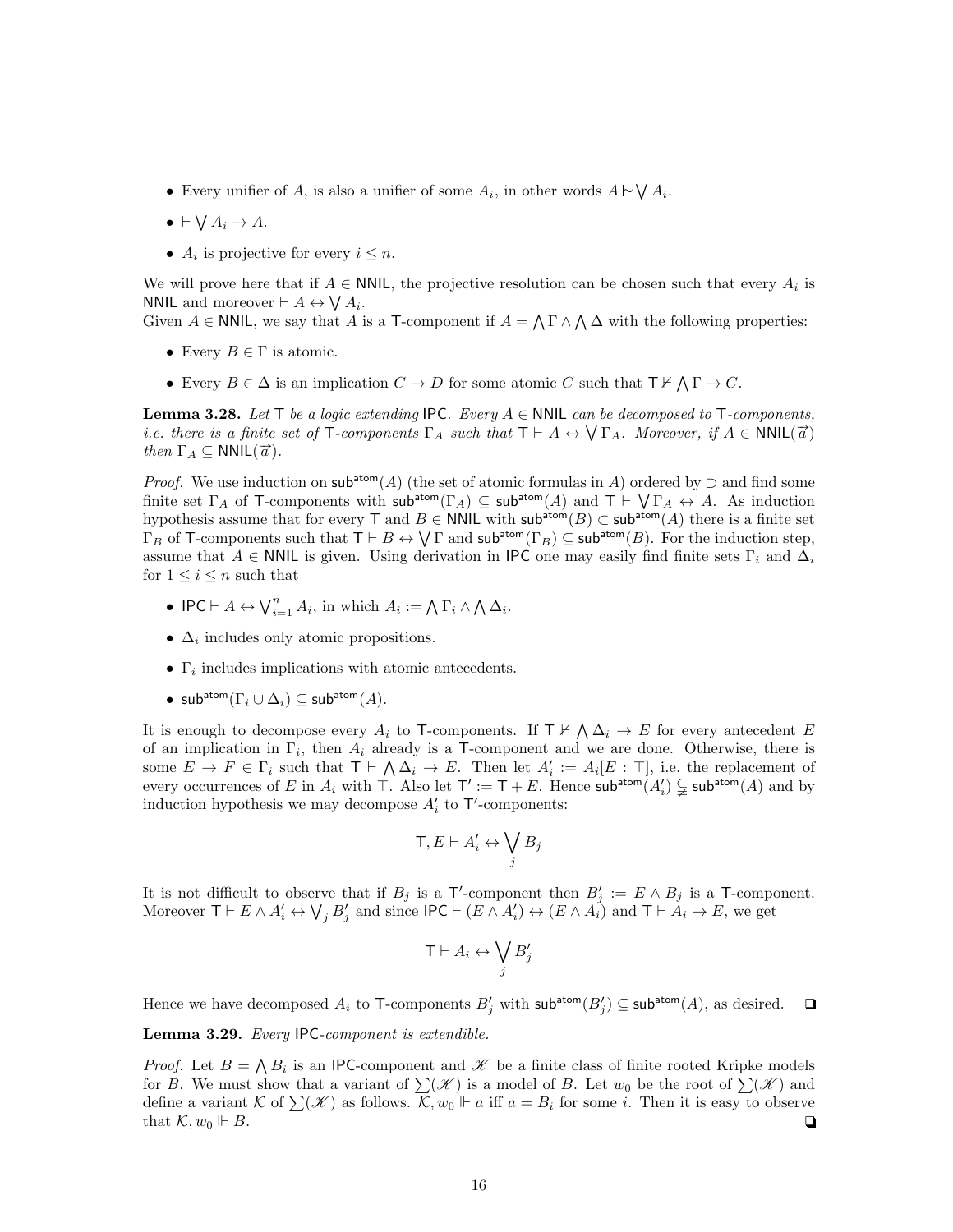- Every unifier of $A$, is also a unifier of some $A_i$, in other words $A \mathrel{|\!\sim} \bigvee A_i$.
- $\vdash \bigvee A_i \to A$.
- $A_i$ is projective for every $i \leq n$.

We will prove here that if $A \in \mathsf{NNIL}$, the projective resolution can be chosen such that every $A_i$ is $\mathsf{NNIL}$ and moreover $\vdash A \leftrightarrow \bigvee A_i$.

Given $A \in \mathsf{NNIL}$, we say that $A$ is a $\mathsf{T}$-component if $A = \bigwedge \Gamma \wedge \bigwedge \Delta$ with the following properties:

- Every $B \in \Gamma$ is atomic.
- Every $B \in \Delta$ is an implication $C \to D$ for some atomic $C$ such that $\mathsf{T} \nvdash \bigwedge \Gamma \to C$.

**Lemma 3.28.** *Let $\mathsf{T}$ be a logic extending $\mathsf{IPC}$. Every $A \in \mathsf{NNIL}$ can be decomposed to $\mathsf{T}$-components, i.e. there is a finite set of $\mathsf{T}$-components $\Gamma_A$ such that $\mathsf{T} \vdash A \leftrightarrow \bigvee \Gamma_A$. Moreover, if $A \in \mathsf{NNIL}(\vec{a})$ then $\Gamma_A \subseteq \mathsf{NNIL}(\vec{a})$.*

*Proof.* We use induction on $\mathsf{sub}^{\mathsf{atom}}(A)$ (the set of atomic formulas in $A$) ordered by $\supset$ and find some finite set $\Gamma_A$ of $\mathsf{T}$-components with $\mathsf{sub}^{\mathsf{atom}}(\Gamma_A) \subseteq \mathsf{sub}^{\mathsf{atom}}(A)$ and $\mathsf{T} \vdash \bigvee \Gamma_A \leftrightarrow A$. As induction hypothesis assume that for every $\mathsf{T}$ and $B \in \mathsf{NNIL}$ with $\mathsf{sub}^{\mathsf{atom}}(B) \subset \mathsf{sub}^{\mathsf{atom}}(A)$ there is a finite set $\Gamma_B$ of $\mathsf{T}$-components such that $\mathsf{T} \vdash B \leftrightarrow \bigvee \Gamma$ and $\mathsf{sub}^{\mathsf{atom}}(\Gamma_B) \subseteq \mathsf{sub}^{\mathsf{atom}}(B)$. For the induction step, assume that $A \in \mathsf{NNIL}$ is given. Using derivation in $\mathsf{IPC}$ one may easily find finite sets $\Gamma_i$ and $\Delta_i$ for $1 \leq i \leq n$ such that

- $\mathsf{IPC} \vdash A \leftrightarrow \bigvee_{i=1}^{n} A_i$, in which $A_i := \bigwedge \Gamma_i \wedge \bigwedge \Delta_i$.
- $\Delta_i$ includes only atomic propositions.
- $\Gamma_i$ includes implications with atomic antecedents.
- $\mathsf{sub}^{\mathsf{atom}}(\Gamma_i \cup \Delta_i) \subseteq \mathsf{sub}^{\mathsf{atom}}(A)$.

It is enough to decompose every $A_i$ to $\mathsf{T}$-components. If $\mathsf{T} \nvdash \bigwedge \Delta_i \to E$ for every antecedent $E$ of an implication in $\Gamma_i$, then $A_i$ already is a $\mathsf{T}$-component and we are done. Otherwise, there is some $E \to F \in \Gamma_i$ such that $\mathsf{T} \vdash \bigwedge \Delta_i \to E$. Then let $A_i' := A_i[E : \top]$, i.e. the replacement of every occurrences of $E$ in $A_i$ with $\top$. Also let $\mathsf{T}' := \mathsf{T} + E$. Hence $\mathsf{sub}^{\mathsf{atom}}(A_i') \subsetneqq \mathsf{sub}^{\mathsf{atom}}(A)$ and by induction hypothesis we may decompose $A_i'$ to $\mathsf{T}'$-components:

$$\mathsf{T}, E \vdash A_i' \leftrightarrow \bigvee_j B_j$$

It is not difficult to observe that if $B_j$ is a $\mathsf{T}'$-component then $B_j' := E \wedge B_j$ is a $\mathsf{T}$-component. Moreover $\mathsf{T} \vdash E \wedge A_i' \leftrightarrow \bigvee_j B_j'$ and since $\mathsf{IPC} \vdash (E \wedge A_i') \leftrightarrow (E \wedge A_i)$ and $\mathsf{T} \vdash A_i \to E$, we get

$$\mathsf{T} \vdash A_i \leftrightarrow \bigvee_j B_j'$$

Hence we have decomposed $A_i$ to $\mathsf{T}$-components $B_j'$ with $\mathsf{sub}^{\mathsf{atom}}(B_j') \subseteq \mathsf{sub}^{\mathsf{atom}}(A)$, as desired. ❑

**Lemma 3.29.** *Every $\mathsf{IPC}$-component is extendible.*

*Proof.* Let $B = \bigwedge B_i$ is an $\mathsf{IPC}$-component and $\mathscr{K}$ be a finite class of finite rooted Kripke models for $B$. We must show that a variant of $\sum(\mathscr{K})$ is a model of $B$. Let $w_0$ be the root of $\sum(\mathscr{K})$ and define a variant $\mathcal{K}$ of $\sum(\mathscr{K})$ as follows. $\mathcal{K}, w_0 \Vdash a$ iff $a = B_i$ for some $i$. Then it is easy to observe that $\mathcal{K}, w_0 \Vdash B$. ❑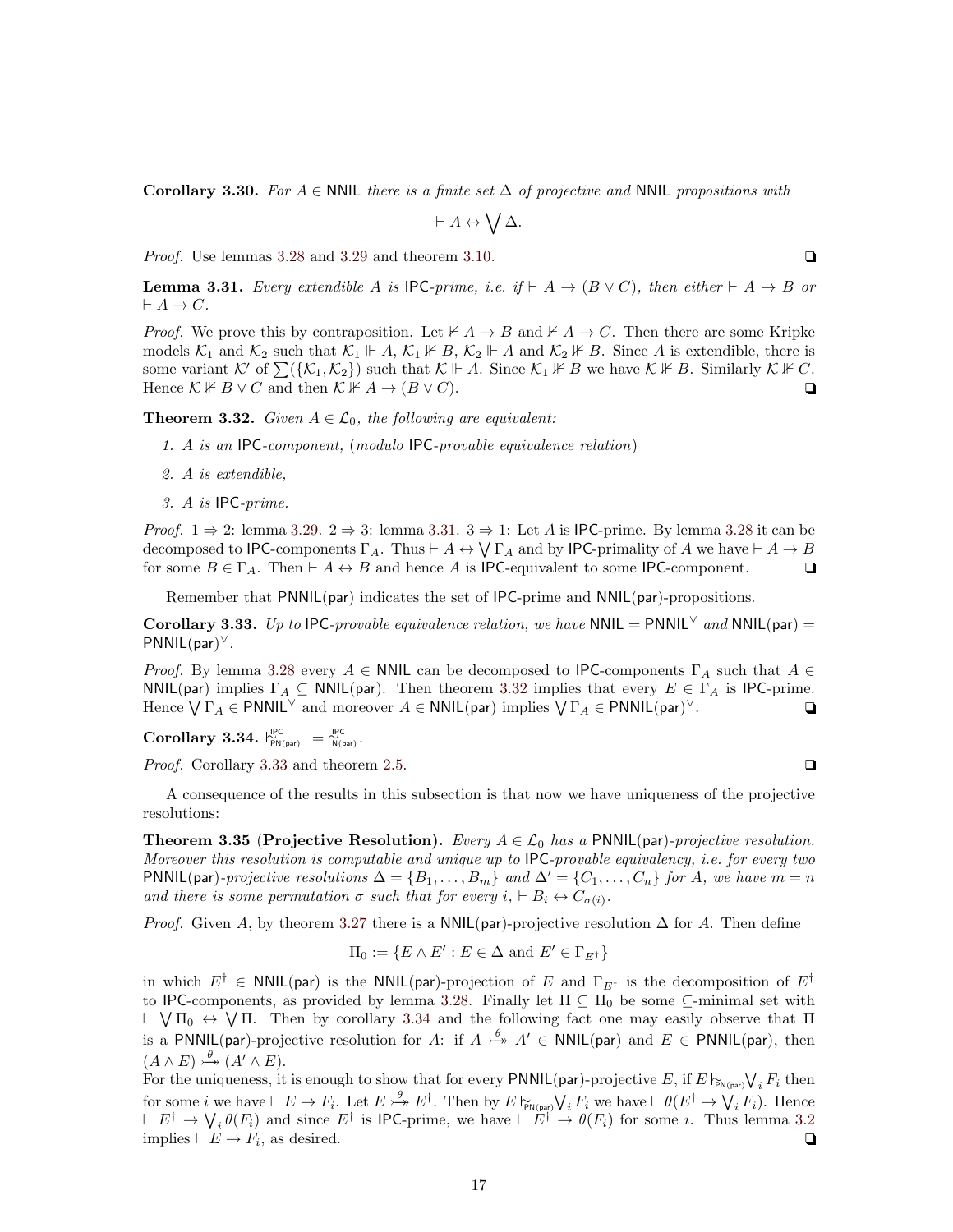**Corollary 3.30.** *For $A \in \mathsf{NNIL}$ there is a finite set $\Delta$ of projective and $\mathsf{NNIL}$ propositions with*

$$\vdash A \leftrightarrow \bigvee \Delta.$$

*Proof.* Use lemmas 3.28 and 3.29 and theorem 3.10. ❑

**Lemma 3.31.** *Every extendible $A$ is $\mathsf{IPC}$-prime, i.e. if $\vdash A \to (B \vee C)$, then either $\vdash A \to B$ or $\vdash A \to C$.*

*Proof.* We prove this by contraposition. Let $\nvdash A \to B$ and $\nvdash A \to C$. Then there are some Kripke models $\mathcal{K}_1$ and $\mathcal{K}_2$ such that $\mathcal{K}_1 \Vdash A$, $\mathcal{K}_1 \nVdash B$, $\mathcal{K}_2 \Vdash A$ and $\mathcal{K}_2 \nVdash B$. Since $A$ is extendible, there is some variant $\mathcal{K}'$ of $\sum(\{\mathcal{K}_1, \mathcal{K}_2\})$ such that $\mathcal{K} \Vdash A$. Since $\mathcal{K}_1 \nVdash B$ we have $\mathcal{K} \nVdash B$. Similarly $\mathcal{K} \nVdash C$. Hence $\mathcal{K} \nVdash B \vee C$ and then $\mathcal{K} \nVdash A \to (B \vee C)$. ❑

**Theorem 3.32.** *Given $A \in \mathcal{L}_0$, the following are equivalent:*

1. *$A$ is an $\mathsf{IPC}$-component, (modulo $\mathsf{IPC}$-provable equivalence relation)*
2. *$A$ is extendible,*
3. *$A$ is $\mathsf{IPC}$-prime.*

*Proof.* $1 \Rightarrow 2$: lemma 3.29. $2 \Rightarrow 3$: lemma 3.31. $3 \Rightarrow 1$: Let $A$ is $\mathsf{IPC}$-prime. By lemma 3.28 it can be decomposed to $\mathsf{IPC}$-components $\Gamma_A$. Thus $\vdash A \leftrightarrow \bigvee \Gamma_A$ and by $\mathsf{IPC}$-primality of $A$ we have $\vdash A \to B$ for some $B \in \Gamma_A$. Then $\vdash A \leftrightarrow B$ and hence $A$ is $\mathsf{IPC}$-equivalent to some $\mathsf{IPC}$-component. ❑

Remember that $\mathsf{PNNIL}(\mathsf{par})$ indicates the set of $\mathsf{IPC}$-prime and $\mathsf{NNIL}(\mathsf{par})$-propositions.

**Corollary 3.33.** *Up to $\mathsf{IPC}$-provable equivalence relation, we have $\mathsf{NNIL} = \mathsf{PNNIL}^{\vee}$ and $\mathsf{NNIL}(\mathsf{par}) = \mathsf{PNNIL}(\mathsf{par})^{\vee}$.*

*Proof.* By lemma 3.28 every $A \in \mathsf{NNIL}$ can be decomposed to $\mathsf{IPC}$-components $\Gamma_A$ such that $A \in \mathsf{NNIL}(\mathsf{par})$ implies $\Gamma_A \subseteq \mathsf{NNIL}(\mathsf{par})$. Then theorem 3.32 implies that every $E \in \Gamma_A$ is $\mathsf{IPC}$-prime. Hence $\bigvee \Gamma_A \in \mathsf{PNNIL}^{\vee}$ and moreover $A \in \mathsf{NNIL}(\mathsf{par})$ implies $\bigvee \Gamma_A \in \mathsf{PNNIL}(\mathsf{par})^{\vee}$. ❑

**Corollary 3.34.** $\vdash^{\mathsf{IPC}}_{\mathsf{PN(par)}} = \vdash^{\mathsf{IPC}}_{\mathsf{N(par)}}$.

*Proof.* Corollary 3.33 and theorem 2.5. ❑

A consequence of the results in this subsection is that now we have uniqueness of the projective resolutions:

**Theorem 3.35 (Projective Resolution).** *Every $A \in \mathcal{L}_0$ has a $\mathsf{PNNIL}(\mathsf{par})$-projective resolution. Moreover this resolution is computable and unique up to $\mathsf{IPC}$-provable equivalency, i.e. for every two $\mathsf{PNNIL}(\mathsf{par})$-projective resolutions $\Delta = \{B_1, \ldots, B_m\}$ and $\Delta' = \{C_1, \ldots, C_n\}$ for $A$, we have $m = n$ and there is some permutation $\sigma$ such that for every $i$, $\vdash B_i \leftrightarrow C_{\sigma(i)}$.*

*Proof.* Given $A$, by theorem 3.27 there is a $\mathsf{NNIL}(\mathsf{par})$-projective resolution $\Delta$ for $A$. Then define

$$\Pi_0 := \{E \wedge E' : E \in \Delta \text{ and } E' \in \Gamma_{E^\dagger}\}$$

in which $E^\dagger \in \mathsf{NNIL}(\mathsf{par})$ is the $\mathsf{NNIL}(\mathsf{par})$-projection of $E$ and $\Gamma_{E^\dagger}$ is the decomposition of $E^\dagger$ to $\mathsf{IPC}$-components, as provided by lemma 3.28. Finally let $\Pi \subseteq \Pi_0$ be some $\subseteq$-minimal set with $\vdash \bigvee \Pi_0 \leftrightarrow \bigvee \Pi$. Then by corollary 3.34 and the following fact one may easily observe that $\Pi$ is a $\mathsf{PNNIL}(\mathsf{par})$-projective resolution for $A$: if $A \overset{\theta}{\rightarrowtail\!\!\!\!\rightarrow} A' \in \mathsf{NNIL}(\mathsf{par})$ and $E \in \mathsf{PNNIL}(\mathsf{par})$, then $(A \wedge E) \overset{\theta}{\rightarrowtail\!\!\!\!\rightarrow} (A' \wedge E)$.

For the uniqueness, it is enough to show that for every $\mathsf{PNNIL}(\mathsf{par})$-projective $E$, if $E \mathrel{|\!\!\!\sim}_{\mathsf{PN(par)}} \bigvee_i F_i$ then for some $i$ we have $\vdash E \to F_i$. Let $E \overset{\theta}{\rightarrowtail\!\!\!\!\rightarrow} E^\dagger$. Then by $E \mathrel{|\!\!\!\sim}_{\mathsf{PN(par)}} \bigvee_i F_i$ we have $\vdash \theta(E^\dagger \to \bigvee_i F_i)$. Hence $\vdash E^\dagger \to \bigvee_i \theta(F_i)$ and since $E^\dagger$ is $\mathsf{IPC}$-prime, we have $\vdash E^\dagger \to \theta(F_i)$ for some $i$. Thus lemma 3.2 implies $\vdash E \to F_i$, as desired. ❑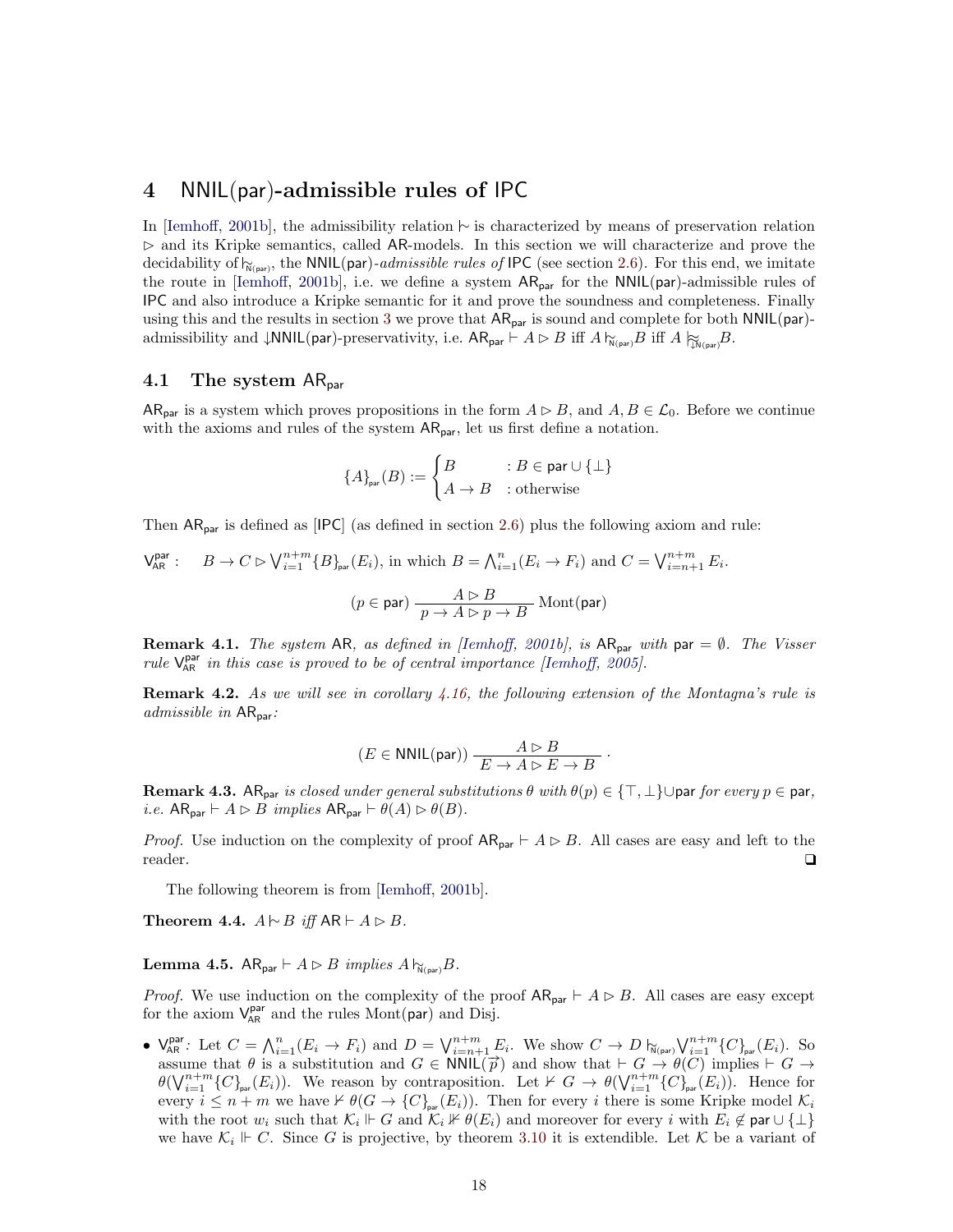## 4 NNIL(par)-admissible rules of IPC

In [Iemhoff, 2001b], the admissibility relation $\mathrel{|\!\sim}$ is characterized by means of preservation relation $\rhd$ and its Kripke semantics, called AR-models. In this section we will characterize and prove the decidability of $\mathrel{|\!\sim}_{\mathsf{N(par)}}$, the NNIL(par)-*admissible rules of* IPC (see section 2.6). For this end, we imitate the route in [Iemhoff, 2001b], i.e. we define a system $\mathsf{AR}_{\mathsf{par}}$ for the NNIL(par)-admissible rules of IPC and also introduce a Kripke semantic for it and prove the soundness and completeness. Finally using this and the results in section 3 we prove that $\mathsf{AR}_{\mathsf{par}}$ is sound and complete for both NNIL(par)-admissibility and $\downarrow$NNIL(par)-preservativity, i.e. $\mathsf{AR}_{\mathsf{par}} \vdash A \rhd B$ iff $A \mathrel{|\!\sim}_{\mathsf{N(par)}} B$ iff $A \mathrel{|\!\approx}_{\downarrow\mathsf{N(par)}} B$.

### 4.1 The system $\mathsf{AR}_{\mathsf{par}}$

$\mathsf{AR}_{\mathsf{par}}$ is a system which proves propositions in the form $A \rhd B$, and $A, B \in \mathcal{L}_0$. Before we continue with the axioms and rules of the system $\mathsf{AR}_{\mathsf{par}}$, let us first define a notation.

$$\{A\}_{\mathsf{par}}(B) := \begin{cases} B & : B \in \mathsf{par} \cup \{\bot\} \\ A \to B & : \text{otherwise} \end{cases}$$

Then $\mathsf{AR}_{\mathsf{par}}$ is defined as [IPC] (as defined in section 2.6) plus the following axiom and rule:

$\mathsf{V}^{\mathsf{par}}_{\mathsf{AR}}$ : $\quad B \to C \rhd \bigvee_{i=1}^{n+m} \{B\}_{\mathsf{par}}(E_i)$, in which $B = \bigwedge_{i=1}^{n}(E_i \to F_i)$ and $C = \bigvee_{i=n+1}^{n+m} E_i$.

$$(p \in \mathsf{par})\ \frac{A \rhd B}{p \to A \rhd p \to B}\ \mathrm{Mont}(\mathsf{par})$$

**Remark 4.1.** *The system* AR*, as defined in [Iemhoff, 2001b], is* $\mathsf{AR}_{\mathsf{par}}$ *with* $\mathsf{par} = \emptyset$*. The Visser rule* $\mathsf{V}^{\mathsf{par}}_{\mathsf{AR}}$ *in this case is proved to be of central importance [Iemhoff, 2005].*

**Remark 4.2.** *As we will see in corollary 4.16, the following extension of the Montagna's rule is admissible in* $\mathsf{AR}_{\mathsf{par}}$*:*

$$(E \in \mathsf{NNIL(par)})\ \frac{A \rhd B}{E \to A \rhd E \to B}\ .$$

**Remark 4.3.** $\mathsf{AR}_{\mathsf{par}}$ *is closed under general substitutions* $\theta$ *with* $\theta(p) \in \{\top, \bot\} \cup \mathsf{par}$ *for every* $p \in \mathsf{par}$*, i.e.* $\mathsf{AR}_{\mathsf{par}} \vdash A \rhd B$ *implies* $\mathsf{AR}_{\mathsf{par}} \vdash \theta(A) \rhd \theta(B)$*.*

*Proof.* Use induction on the complexity of proof $\mathsf{AR}_{\mathsf{par}} \vdash A \rhd B$. All cases are easy and left to the reader. ❑

The following theorem is from [Iemhoff, 2001b].

**Theorem 4.4.** $A \mathrel{|\!\sim} B$ *iff* $\mathsf{AR} \vdash A \rhd B$*.*

**Lemma 4.5.** $\mathsf{AR}_{\mathsf{par}} \vdash A \rhd B$ *implies* $A \mathrel{|\!\sim}_{\mathsf{N(par)}} B$*.*

*Proof.* We use induction on the complexity of the proof $\mathsf{AR}_{\mathsf{par}} \vdash A \rhd B$. All cases are easy except for the axiom $\mathsf{V}^{\mathsf{par}}_{\mathsf{AR}}$ and the rules Mont(par) and Disj.

- $\mathsf{V}^{\mathsf{par}}_{\mathsf{AR}}$: Let $C = \bigwedge_{i=1}^{n}(E_i \to F_i)$ and $D = \bigvee_{i=n+1}^{n+m} E_i$. We show $C \to D \mathrel{|\!\sim}_{\mathsf{N(par)}} \bigvee_{i=1}^{n+m} \{C\}_{\mathsf{par}}(E_i)$. So assume that $\theta$ is a substitution and $G \in \mathsf{NNIL}(\overrightarrow{p})$ and show that $\vdash G \to \theta(C)$ implies $\vdash G \to \theta(\bigvee_{i=1}^{n+m} \{C\}_{\mathsf{par}}(E_i))$. We reason by contraposition. Let $\nvdash G \to \theta(\bigvee_{i=1}^{n+m} \{C\}_{\mathsf{par}}(E_i))$. Hence for every $i \leq n+m$ we have $\nvdash \theta(G \to \{C\}_{\mathsf{par}}(E_i))$. Then for every $i$ there is some Kripke model $\mathcal{K}_i$ with the root $w_i$ such that $\mathcal{K}_i \Vdash G$ and $\mathcal{K}_i \nVdash \theta(E_i)$ and moreover for every $i$ with $E_i \notin \mathsf{par} \cup \{\bot\}$ we have $\mathcal{K}_i \Vdash C$. Since $G$ is projective, by theorem 3.10 it is extendible. Let $\mathcal{K}$ be a variant of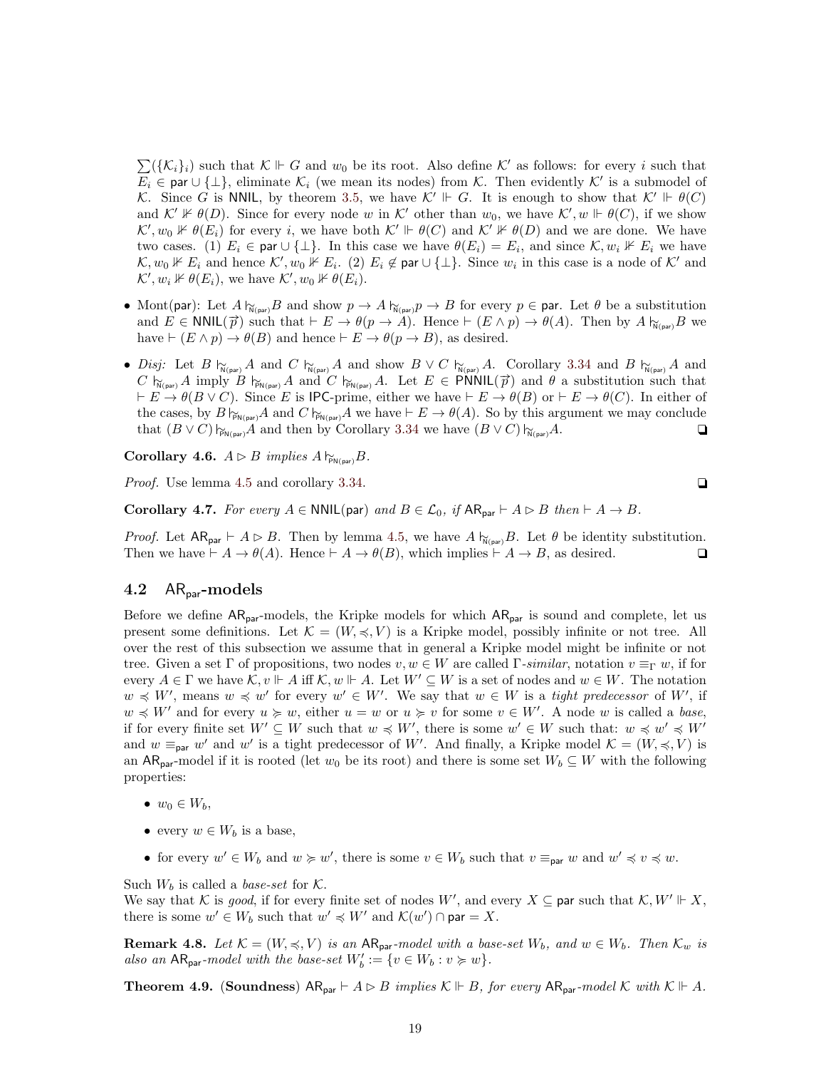$\sum(\{\mathcal{K}_i\}_i)$ such that $\mathcal{K} \Vdash G$ and $w_0$ be its root. Also define $\mathcal{K}'$ as follows: for every $i$ such that $E_i \in \mathsf{par} \cup \{\bot\}$, eliminate $\mathcal{K}_i$ (we mean its nodes) from $\mathcal{K}$. Then evidently $\mathcal{K}'$ is a submodel of $\mathcal{K}$. Since $G$ is NNIL, by theorem 3.5, we have $\mathcal{K}' \Vdash G$. It is enough to show that $\mathcal{K}' \Vdash \theta(C)$ and $\mathcal{K}' \nVdash \theta(D)$. Since for every node $w$ in $\mathcal{K}'$ other than $w_0$, we have $\mathcal{K}', w \Vdash \theta(C)$, if we show $\mathcal{K}', w_0 \nVdash \theta(E_i)$ for every $i$, we have both $\mathcal{K}' \Vdash \theta(C)$ and $\mathcal{K}' \nVdash \theta(D)$ and we are done. We have two cases. (1) $E_i \in \mathsf{par} \cup \{\bot\}$. In this case we have $\theta(E_i) = E_i$, and since $\mathcal{K}, w_i \nVdash E_i$ we have $\mathcal{K}, w_0 \nVdash E_i$ and hence $\mathcal{K}', w_0 \nVdash E_i$. (2) $E_i \notin \mathsf{par} \cup \{\bot\}$. Since $w_i$ in this case is a node of $\mathcal{K}'$ and $\mathcal{K}', w_i \nVdash \theta(E_i)$, we have $\mathcal{K}', w_0 \nVdash \theta(E_i)$.

- Mont(par): Let $A \mathrel{\mid\!\approx_{\mathsf{N(par)}}} B$ and show $p \to A \mathrel{\mid\!\approx_{\mathsf{N(par)}}} p \to B$ for every $p \in \mathsf{par}$. Let $\theta$ be a substitution and $E \in \mathsf{NNIL}(\vec{p})$ such that $\vdash E \to \theta(p \to A)$. Hence $\vdash (E \wedge p) \to \theta(A)$. Then by $A \mathrel{\mid\!\approx_{\mathsf{N(par)}}} B$ we have $\vdash (E \wedge p) \to \theta(B)$ and hence $\vdash E \to \theta(p \to B)$, as desired.

- *Disj:* Let $B \mathrel{\mid\!\approx_{\mathsf{N(par)}}} A$ and $C \mathrel{\mid\!\approx_{\mathsf{N(par)}}} A$ and show $B \vee C \mathrel{\mid\!\approx_{\mathsf{N(par)}}} A$. Corollary 3.34 and $B \mathrel{\mid\!\approx_{\mathsf{N(par)}}} A$ and $C \mathrel{\mid\!\approx_{\mathsf{N(par)}}} A$ imply $B \mathrel{\mid\!\approx_{\mathsf{PN(par)}}} A$ and $C \mathrel{\mid\!\approx_{\mathsf{PN(par)}}} A$. Let $E \in \mathsf{PNNIL}(\vec{p})$ and $\theta$ a substitution such that $\vdash E \to \theta(B \vee C)$. Since $E$ is IPC-prime, either we have $\vdash E \to \theta(B)$ or $\vdash E \to \theta(C)$. In either of the cases, by $B \mathrel{\mid\!\approx_{\mathsf{PN(par)}}} A$ and $C \mathrel{\mid\!\approx_{\mathsf{PN(par)}}} A$ we have $\vdash E \to \theta(A)$. So by this argument we may conclude that $(B \vee C) \mathrel{\mid\!\approx_{\mathsf{PN(par)}}} A$ and then by Corollary 3.34 we have $(B \vee C) \mathrel{\mid\!\approx_{\mathsf{N(par)}}} A$. ❑

**Corollary 4.6.** *$A \rhd B$ implies $A \mathrel{\mid\!\approx_{\mathsf{PN(par)}}} B$.*

*Proof.* Use lemma 4.5 and corollary 3.34. ❑

**Corollary 4.7.** *For every $A \in \mathsf{NNIL(par)}$ and $B \in \mathcal{L}_0$, if $\mathsf{AR_{par}} \vdash A \rhd B$ then $\vdash A \to B$.*

*Proof.* Let $\mathsf{AR_{par}} \vdash A \rhd B$. Then by lemma 4.5, we have $A \mathrel{\mid\!\approx_{\mathsf{N(par)}}} B$. Let $\theta$ be identity substitution. Then we have $\vdash A \to \theta(A)$. Hence $\vdash A \to \theta(B)$, which implies $\vdash A \to B$, as desired. ❑

### 4.2 $\mathsf{AR_{par}}$-models

Before we define $\mathsf{AR_{par}}$-models, the Kripke models for which $\mathsf{AR_{par}}$ is sound and complete, let us present some definitions. Let $\mathcal{K} = (W, \preccurlyeq, V)$ is a Kripke model, possibly infinite or not tree. All over the rest of this subsection we assume that in general a Kripke model might be infinite or not tree. Given a set $\Gamma$ of propositions, two nodes $v, w \in W$ are called $\Gamma$-*similar*, notation $v \equiv_\Gamma w$, if for every $A \in \Gamma$ we have $\mathcal{K}, v \Vdash A$ iff $\mathcal{K}, w \Vdash A$. Let $W' \subseteq W$ is a set of nodes and $w \in W$. The notation $w \preccurlyeq W'$, means $w \preccurlyeq w'$ for every $w' \in W'$. We say that $w \in W$ is a *tight predecessor* of $W'$, if $w \preccurlyeq W'$ and for every $u \succcurlyeq w$, either $u = w$ or $u \succcurlyeq v$ for some $v \in W'$. A node $w$ is called a *base*, if for every finite set $W' \subseteq W$ such that $w \preccurlyeq W'$, there is some $w' \in W$ such that: $w \preccurlyeq w' \preccurlyeq W'$ and $w \equiv_{\mathsf{par}} w'$ and $w'$ is a tight predecessor of $W'$. And finally, a Kripke model $\mathcal{K} = (W, \preccurlyeq, V)$ is an $\mathsf{AR_{par}}$-model if it is rooted (let $w_0$ be its root) and there is some set $W_b \subseteq W$ with the following properties:

- $w_0 \in W_b$,
- every $w \in W_b$ is a base,
- for every $w' \in W_b$ and $w \succcurlyeq w'$, there is some $v \in W_b$ such that $v \equiv_{\mathsf{par}} w$ and $w' \preccurlyeq v \preccurlyeq w$.

Such $W_b$ is called a *base-set* for $\mathcal{K}$.
We say that $\mathcal{K}$ is *good*, if for every finite set of nodes $W'$, and every $X \subseteq \mathsf{par}$ such that $\mathcal{K}, W' \Vdash X$, there is some $w' \in W_b$ such that $w' \preccurlyeq W'$ and $\mathcal{K}(w') \cap \mathsf{par} = X$.

**Remark 4.8.** *Let $\mathcal{K} = (W, \preccurlyeq, V)$ is an $\mathsf{AR_{par}}$-model with a base-set $W_b$, and $w \in W_b$. Then $\mathcal{K}_w$ is also an $\mathsf{AR_{par}}$-model with the base-set $W'_b := \{v \in W_b : v \succcurlyeq w\}$.*

**Theorem 4.9.** **(Soundness)** *$\mathsf{AR_{par}} \vdash A \rhd B$ implies $\mathcal{K} \Vdash B$, for every $\mathsf{AR_{par}}$-model $\mathcal{K}$ with $\mathcal{K} \Vdash A$.*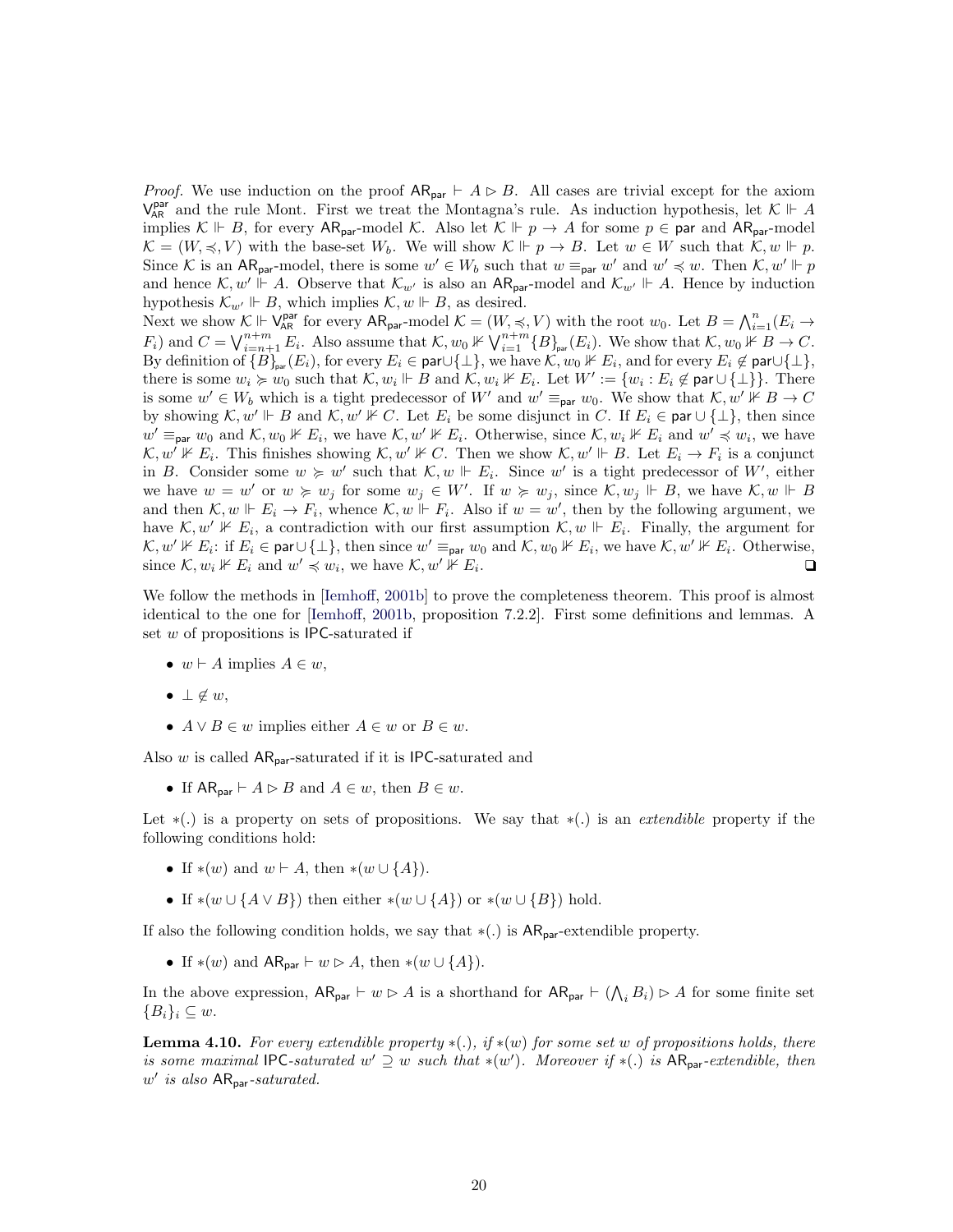*Proof.* We use induction on the proof $\mathsf{AR}_{\mathsf{par}} \vdash A \rhd B$. All cases are trivial except for the axiom $\mathsf{V}^{\mathsf{par}}_{\mathsf{AR}}$ and the rule Mont. First we treat the Montagna's rule. As induction hypothesis, let $\mathcal{K} \Vdash A$ implies $\mathcal{K} \Vdash B$, for every $\mathsf{AR}_{\mathsf{par}}$-model $\mathcal{K}$. Also let $\mathcal{K} \Vdash p \to A$ for some $p \in \mathsf{par}$ and $\mathsf{AR}_{\mathsf{par}}$-model $\mathcal{K} = (W, \preccurlyeq, V)$ with the base-set $W_b$. We will show $\mathcal{K} \Vdash p \to B$. Let $w \in W$ such that $\mathcal{K}, w \Vdash p$. Since $\mathcal{K}$ is an $\mathsf{AR}_{\mathsf{par}}$-model, there is some $w' \in W_b$ such that $w \equiv_{\mathsf{par}} w'$ and $w' \preccurlyeq w$. Then $\mathcal{K}, w' \Vdash p$ and hence $\mathcal{K}, w' \Vdash A$. Observe that $\mathcal{K}_{w'}$ is also an $\mathsf{AR}_{\mathsf{par}}$-model and $\mathcal{K}_{w'} \Vdash A$. Hence by induction hypothesis $\mathcal{K}_{w'} \Vdash B$, which implies $\mathcal{K}, w \Vdash B$, as desired.

Next we show $\mathcal{K} \Vdash \mathsf{V}^{\mathsf{par}}_{\mathsf{AR}}$ for every $\mathsf{AR}_{\mathsf{par}}$-model $\mathcal{K} = (W, \preccurlyeq, V)$ with the root $w_0$. Let $B = \bigwedge_{i=1}^{n}(E_i \to F_i)$ and $C = \bigvee_{i=n+1}^{n+m} E_i$. Also assume that $\mathcal{K}, w_0 \nVdash \bigvee_{i=1}^{n+m} \{B\}_{\mathsf{par}}(E_i)$. We show that $\mathcal{K}, w_0 \nVdash B \to C$. By definition of $\{B\}_{\mathsf{par}}(E_i)$, for every $E_i \in \mathsf{par} \cup \{\bot\}$, we have $\mathcal{K}, w_0 \nVdash E_i$, and for every $E_i \notin \mathsf{par} \cup \{\bot\}$, there is some $w_i \succcurlyeq w_0$ such that $\mathcal{K}, w_i \Vdash B$ and $\mathcal{K}, w_i \nVdash E_i$. Let $W' := \{w_i : E_i \notin \mathsf{par} \cup \{\bot\}\}$. There is some $w' \in W_b$ which is a tight predecessor of $W'$ and $w' \equiv_{\mathsf{par}} w_0$. We show that $\mathcal{K}, w' \nVdash B \to C$ by showing $\mathcal{K}, w' \Vdash B$ and $\mathcal{K}, w' \nVdash C$. Let $E_i$ be some disjunct in $C$. If $E_i \in \mathsf{par} \cup \{\bot\}$, then since $w' \equiv_{\mathsf{par}} w_0$ and $\mathcal{K}, w_0 \nVdash E_i$, we have $\mathcal{K}, w' \nVdash E_i$. Otherwise, since $\mathcal{K}, w_i \nVdash E_i$ and $w' \preccurlyeq w_i$, we have $\mathcal{K}, w' \nVdash E_i$. This finishes showing $\mathcal{K}, w' \nVdash C$. Then we show $\mathcal{K}, w' \Vdash B$. Let $E_i \to F_i$ is a conjunct in $B$. Consider some $w \succcurlyeq w'$ such that $\mathcal{K}, w \Vdash E_i$. Since $w'$ is a tight predecessor of $W'$, either we have $w = w'$ or $w \succcurlyeq w_j$ for some $w_j \in W'$. If $w \succcurlyeq w_j$, since $\mathcal{K}, w_j \Vdash B$, we have $\mathcal{K}, w \Vdash B$ and then $\mathcal{K}, w \Vdash E_i \to F_i$, whence $\mathcal{K}, w \Vdash F_i$. Also if $w = w'$, then by the following argument, we have $\mathcal{K}, w' \nVdash E_i$, a contradiction with our first assumption $\mathcal{K}, w \Vdash E_i$. Finally, the argument for $\mathcal{K}, w' \nVdash E_i$: if $E_i \in \mathsf{par} \cup \{\bot\}$, then since $w' \equiv_{\mathsf{par}} w_0$ and $\mathcal{K}, w_0 \nVdash E_i$, we have $\mathcal{K}, w' \nVdash E_i$. Otherwise, since $\mathcal{K}, w_i \nVdash E_i$ and $w' \preccurlyeq w_i$, we have $\mathcal{K}, w' \nVdash E_i$. ❑

We follow the methods in [Iemhoff, 2001b] to prove the completeness theorem. This proof is almost identical to the one for [Iemhoff, 2001b, proposition 7.2.2]. First some definitions and lemmas. A set $w$ of propositions is $\mathsf{IPC}$-saturated if

- $w \vdash A$ implies $A \in w$,
- $\bot \notin w$,
- $A \vee B \in w$ implies either $A \in w$ or $B \in w$.

Also $w$ is called $\mathsf{AR}_{\mathsf{par}}$-saturated if it is $\mathsf{IPC}$-saturated and

- If $\mathsf{AR}_{\mathsf{par}} \vdash A \rhd B$ and $A \in w$, then $B \in w$.

Let $*(.)$ is a property on sets of propositions. We say that $*(.)$ is an *extendible* property if the following conditions hold:

- If $*(w)$ and $w \vdash A$, then $*(w \cup \{A\})$.
- If $*(w \cup \{A \vee B\})$ then either $*(w \cup \{A\})$ or $*(w \cup \{B\})$ hold.

If also the following condition holds, we say that $*(.)$ is $\mathsf{AR}_{\mathsf{par}}$-extendible property.

- If $*(w)$ and $\mathsf{AR}_{\mathsf{par}} \vdash w \rhd A$, then $*(w \cup \{A\})$.

In the above expression, $\mathsf{AR}_{\mathsf{par}} \vdash w \rhd A$ is a shorthand for $\mathsf{AR}_{\mathsf{par}} \vdash (\bigwedge_i B_i) \rhd A$ for some finite set $\{B_i\}_i \subseteq w$.

**Lemma 4.10.** *For every extendible property $*(.)$, if $*(w)$ for some set $w$ of propositions holds, there is some maximal $\mathsf{IPC}$-saturated $w' \supseteq w$ such that $*(w')$. Moreover if $*(.)$ is $\mathsf{AR}_{\mathsf{par}}$-extendible, then $w'$ is also $\mathsf{AR}_{\mathsf{par}}$-saturated.*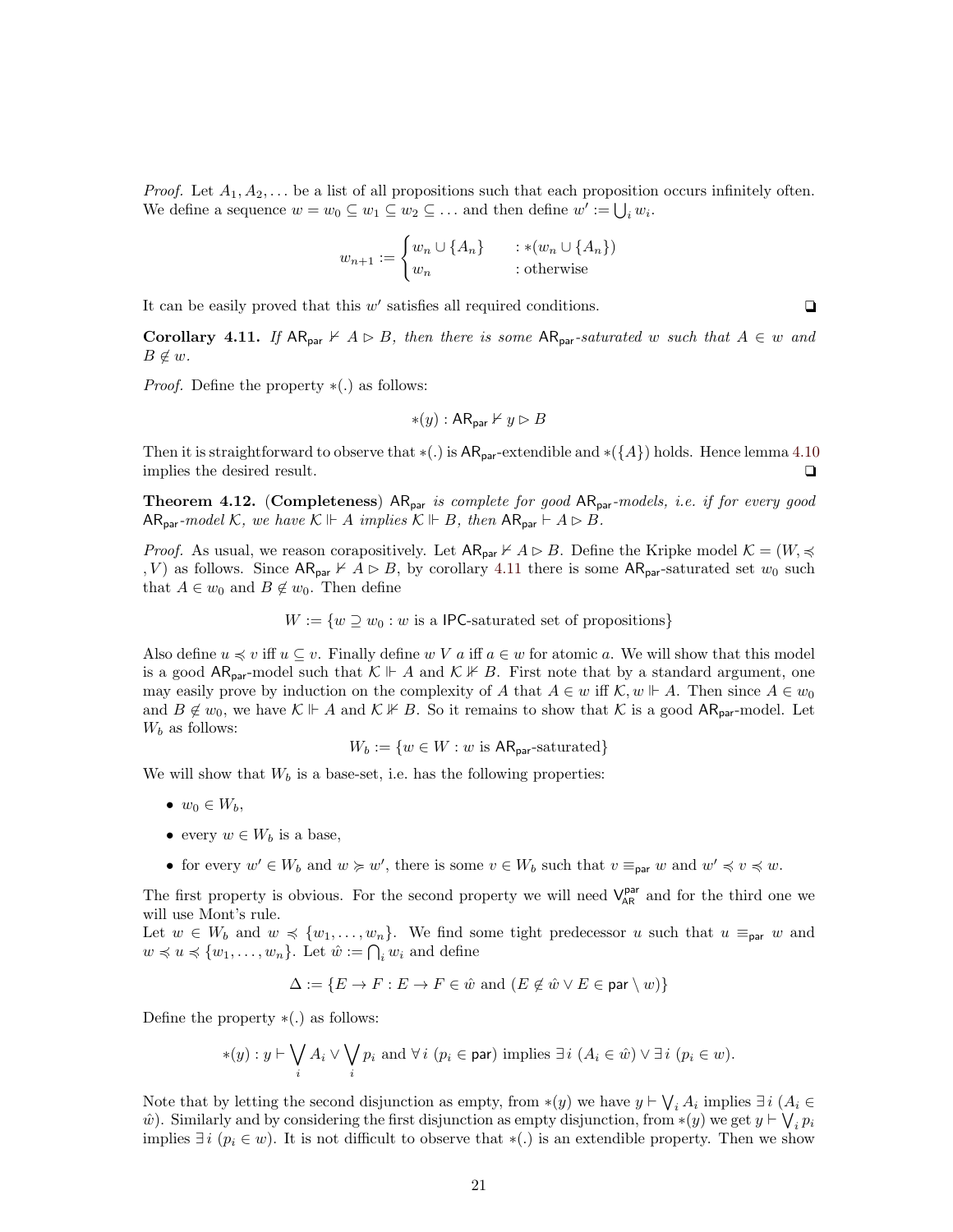*Proof.* Let $A_1, A_2, \ldots$ be a list of all propositions such that each proposition occurs infinitely often. We define a sequence $w = w_0 \subseteq w_1 \subseteq w_2 \subseteq \ldots$ and then define $w' := \bigcup_i w_i$.

$$w_{n+1} := \begin{cases} w_n \cup \{A_n\} & : *(w_n \cup \{A_n\}) \\ w_n & : \text{otherwise} \end{cases}$$

It can be easily proved that this $w'$ satisfies all required conditions. ❑

**Corollary 4.11.** *If $\mathsf{AR}_{\mathsf{par}} \nvdash A \rhd B$, then there is some $\mathsf{AR}_{\mathsf{par}}$-saturated $w$ such that $A \in w$ and $B \notin w$.*

*Proof.* Define the property $*(.)$ as follows:

$$*(y) : \mathsf{AR}_{\mathsf{par}} \nvdash y \rhd B$$

Then it is straightforward to observe that $*(.)$ is $\mathsf{AR}_{\mathsf{par}}$-extendible and $*(\{A\})$ holds. Hence lemma 4.10 implies the desired result. ❑

**Theorem 4.12.** (**Completeness**) *$\mathsf{AR}_{\mathsf{par}}$ is complete for good $\mathsf{AR}_{\mathsf{par}}$-models, i.e. if for every good $\mathsf{AR}_{\mathsf{par}}$-model $\mathcal{K}$, we have $\mathcal{K} \Vdash A$ implies $\mathcal{K} \Vdash B$, then $\mathsf{AR}_{\mathsf{par}} \vdash A \rhd B$.*

*Proof.* As usual, we reason corapositively. Let $\mathsf{AR}_{\mathsf{par}} \nvdash A \rhd B$. Define the Kripke model $\mathcal{K} = (W, \preccurlyeq, V)$ as follows. Since $\mathsf{AR}_{\mathsf{par}} \nvdash A \rhd B$, by corollary 4.11 there is some $\mathsf{AR}_{\mathsf{par}}$-saturated set $w_0$ such that $A \in w_0$ and $B \notin w_0$. Then define

$$W := \{w \supseteq w_0 : w \text{ is a } \mathsf{IPC}\text{-saturated set of propositions}\}$$

Also define $u \preccurlyeq v$ iff $u \subseteq v$. Finally define $w\ V\ a$ iff $a \in w$ for atomic $a$. We will show that this model is a good $\mathsf{AR}_{\mathsf{par}}$-model such that $\mathcal{K} \Vdash A$ and $\mathcal{K} \nVdash B$. First note that by a standard argument, one may easily prove by induction on the complexity of $A$ that $A \in w$ iff $\mathcal{K}, w \Vdash A$. Then since $A \in w_0$ and $B \notin w_0$, we have $\mathcal{K} \Vdash A$ and $\mathcal{K} \nVdash B$. So it remains to show that $\mathcal{K}$ is a good $\mathsf{AR}_{\mathsf{par}}$-model. Let $W_b$ as follows:

$$W_b := \{w \in W : w \text{ is } \mathsf{AR}_{\mathsf{par}}\text{-saturated}\}$$

We will show that $W_b$ is a base-set, i.e. has the following properties:

- $w_0 \in W_b$,
- every $w \in W_b$ is a base,
- for every $w' \in W_b$ and $w \succcurlyeq w'$, there is some $v \in W_b$ such that $v \equiv_{\mathsf{par}} w$ and $w' \preccurlyeq v \preccurlyeq w$.

The first property is obvious. For the second property we will need $\mathsf{V}^{\mathsf{par}}_{\mathsf{AR}}$ and for the third one we will use Mont's rule.

Let $w \in W_b$ and $w \preccurlyeq \{w_1, \ldots, w_n\}$. We find some tight predecessor $u$ such that $u \equiv_{\mathsf{par}} w$ and $w \preccurlyeq u \preccurlyeq \{w_1, \ldots, w_n\}$. Let $\hat{w} := \bigcap_i w_i$ and define

$$\Delta := \{E \to F : E \to F \in \hat{w} \text{ and } (E \notin \hat{w} \vee E \in \mathsf{par} \setminus w)\}$$

Define the property $*(.)$ as follows:

$$*(y) : y \vdash \bigvee_i A_i \vee \bigvee_i p_i \text{ and } \forall i\ (p_i \in \mathsf{par}) \text{ implies } \exists i\ (A_i \in \hat{w}) \vee \exists i\ (p_i \in w).$$

Note that by letting the second disjunction as empty, from $*(y)$ we have $y \vdash \bigvee_i A_i$ implies $\exists i\ (A_i \in \hat{w})$. Similarly and by considering the first disjunction as empty disjunction, from $*(y)$ we get $y \vdash \bigvee_i p_i$ implies $\exists i\ (p_i \in w)$. It is not difficult to observe that $*(.)$ is an extendible property. Then we show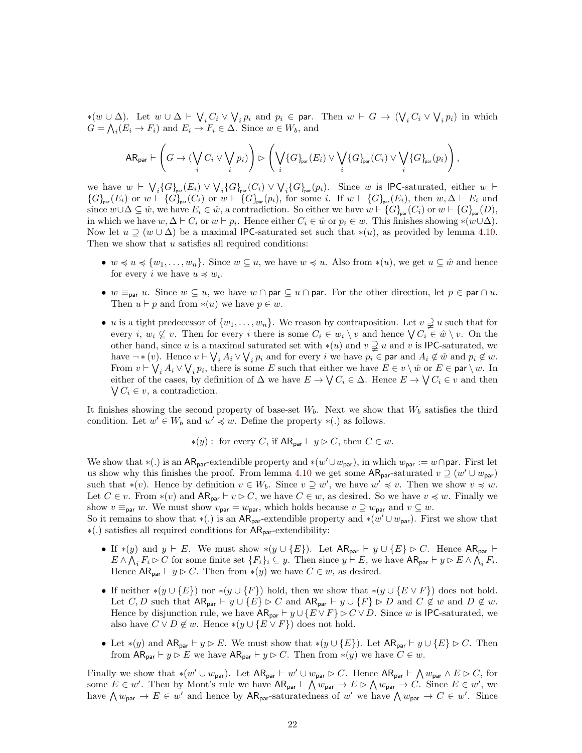$*(w \cup \Delta)$. Let $w \cup \Delta \vdash \bigvee_i C_i \vee \bigvee_i p_i$ and $p_i \in \mathsf{par}$. Then $w \vdash G \to (\bigvee_i C_i \vee \bigvee_i p_i)$ in which $G = \bigwedge_i (E_i \to F_i)$ and $E_i \to F_i \in \Delta$. Since $w \in W_b$, and

$$\mathsf{AR}_{\mathsf{par}} \vdash \left( G \to (\bigvee_i C_i \vee \bigvee_i p_i) \right) \rhd \left( \bigvee_i \{G\}_{\mathsf{par}}(E_i) \vee \bigvee_i \{G\}_{\mathsf{par}}(C_i) \vee \bigvee_i \{G\}_{\mathsf{par}}(p_i) \right),$$

we have $w \vdash \bigvee_i \{G\}_{\mathsf{par}}(E_i) \vee \bigvee_i \{G\}_{\mathsf{par}}(C_i) \vee \bigvee_i \{G\}_{\mathsf{par}}(p_i)$. Since $w$ is IPC-saturated, either $w \vdash \{G\}_{\mathsf{par}}(E_i)$ or $w \vdash \{G\}_{\mathsf{par}}(C_i)$ or $w \vdash \{G\}_{\mathsf{par}}(p_i)$, for some $i$. If $w \vdash \{G\}_{\mathsf{par}}(E_i)$, then $w, \Delta \vdash E_i$ and since $w \cup \Delta \subseteq \hat{w}$, we have $E_i \in \hat{w}$, a contradiction. So either we have $w \vdash \{G\}_{\mathsf{par}}(C_i)$ or $w \vdash \{G\}_{\mathsf{par}}(D)$, in which we have $w, \Delta \vdash C_i$ or $w \vdash p_i$. Hence either $C_i \in \hat{w}$ or $p_i \in w$. This finishes showing $*(w \cup \Delta)$. Now let $u \supseteq (w \cup \Delta)$ be a maximal IPC-saturated set such that $*(u)$, as provided by lemma 4.10. Then we show that $u$ satisfies all required conditions:

- $w \preccurlyeq u \preccurlyeq \{w_1, \ldots, w_n\}$. Since $w \subseteq u$, we have $w \preccurlyeq u$. Also from $*(u)$, we get $u \subseteq \hat{w}$ and hence for every $i$ we have $u \preccurlyeq w_i$.
- $w \equiv_{\mathsf{par}} u$. Since $w \subseteq u$, we have $w \cap \mathsf{par} \subseteq u \cap \mathsf{par}$. For the other direction, let $p \in \mathsf{par} \cap u$. Then $u \vdash p$ and from $*(u)$ we have $p \in w$.
- $u$ is a tight predecessor of $\{w_1, \ldots, w_n\}$. We reason by contraposition. Let $v \supsetneq u$ such that for every $i$, $w_i \not\subseteq v$. Then for every $i$ there is some $C_i \in w_i \setminus v$ and hence $\bigvee C_i \in \hat{w} \setminus v$. On the other hand, since $u$ is a maximal saturated set with $*(u)$ and $v \supsetneq u$ and $v$ is IPC-saturated, we have $\neg *(v)$. Hence $v \vdash \bigvee_i A_i \vee \bigvee_i p_i$ and for every $i$ we have $p_i \in \mathsf{par}$ and $A_i \notin \hat{w}$ and $p_i \notin w$. From $v \vdash \bigvee_i A_i \vee \bigvee_i p_i$, there is some $E$ such that either we have $E \in v \setminus \hat{w}$ or $E \in \mathsf{par} \setminus w$. In either of the cases, by definition of $\Delta$ we have $E \to \bigvee C_i \in \Delta$. Hence $E \to \bigvee C_i \in v$ and then $\bigvee C_i \in v$, a contradiction.

It finishes showing the second property of base-set $W_b$. Next we show that $W_b$ satisfies the third condition. Let $w' \in W_b$ and $w' \preccurlyeq w$. Define the property $*(.)$ as follows.

$$*(y): \text{ for every } C, \text{ if } \mathsf{AR}_{\mathsf{par}} \vdash y \rhd C, \text{ then } C \in w.$$

We show that $*(.)$ is an $\mathsf{AR}_{\mathsf{par}}$-extendible property and $*(w' \cup w_{\mathsf{par}})$, in which $w_{\mathsf{par}} := w \cap \mathsf{par}$. First let us show why this finishes the proof. From lemma 4.10 we get some $\mathsf{AR}_{\mathsf{par}}$-saturated $v \supseteq (w' \cup w_{\mathsf{par}})$ such that $*(v)$. Hence by definition $v \in W_b$. Since $v \supseteq w'$, we have $w' \preccurlyeq v$. Then we show $v \preccurlyeq w$. Let $C \in v$. From $*(v)$ and $\mathsf{AR}_{\mathsf{par}} \vdash v \rhd C$, we have $C \in w$, as desired. So we have $v \preccurlyeq w$. Finally we show $v \equiv_{\mathsf{par}} w$. We must show $v_{\mathsf{par}} = w_{\mathsf{par}}$, which holds because $v \supseteq w_{\mathsf{par}}$ and $v \subseteq w$.
So it remains to show that $*(.)$ is an $\mathsf{AR}_{\mathsf{par}}$-extendible property and $*(w' \cup w_{\mathsf{par}})$. First we show that $*(.)$ satisfies all required conditions for $\mathsf{AR}_{\mathsf{par}}$-extendibility:

- If $*(y)$ and $y \vdash E$. We must show $*(y \cup \{E\})$. Let $\mathsf{AR}_{\mathsf{par}} \vdash y \cup \{E\} \rhd C$. Hence $\mathsf{AR}_{\mathsf{par}} \vdash E \wedge \bigwedge_i F_i \rhd C$ for some finite set $\{F_i\}_i \subseteq y$. Then since $y \vdash E$, we have $\mathsf{AR}_{\mathsf{par}} \vdash y \rhd E \wedge \bigwedge_i F_i$. Hence $\mathsf{AR}_{\mathsf{par}} \vdash y \rhd C$. Then from $*(y)$ we have $C \in w$, as desired.
- If neither $*(y \cup \{E\})$ nor $*(y \cup \{F\})$ hold, then we show that $*(y \cup \{E \vee F\})$ does not hold. Let $C, D$ such that $\mathsf{AR}_{\mathsf{par}} \vdash y \cup \{E\} \rhd C$ and $\mathsf{AR}_{\mathsf{par}} \vdash y \cup \{F\} \rhd D$ and $C \notin w$ and $D \notin w$. Hence by disjunction rule, we have $\mathsf{AR}_{\mathsf{par}} \vdash y \cup \{E \vee F\} \rhd C \vee D$. Since $w$ is IPC-saturated, we also have $C \vee D \notin w$. Hence $*(y \cup \{E \vee F\})$ does not hold.
- Let $*(y)$ and $\mathsf{AR}_{\mathsf{par}} \vdash y \rhd E$. We must show that $*(y \cup \{E\})$. Let $\mathsf{AR}_{\mathsf{par}} \vdash y \cup \{E\} \rhd C$. Then from $\mathsf{AR}_{\mathsf{par}} \vdash y \rhd E$ we have $\mathsf{AR}_{\mathsf{par}} \vdash y \rhd C$. Then from $*(y)$ we have $C \in w$.

Finally we show that $*(w' \cup w_{\mathsf{par}})$. Let $\mathsf{AR}_{\mathsf{par}} \vdash w' \cup w_{\mathsf{par}} \rhd C$. Hence $\mathsf{AR}_{\mathsf{par}} \vdash \bigwedge w_{\mathsf{par}} \wedge E \rhd C$, for some $E \in w'$. Then by Mont's rule we have $\mathsf{AR}_{\mathsf{par}} \vdash \bigwedge w_{\mathsf{par}} \to E \rhd \bigwedge w_{\mathsf{par}} \to C$. Since $E \in w'$, we have $\bigwedge w_{\mathsf{par}} \to E \in w'$ and hence by $\mathsf{AR}_{\mathsf{par}}$-saturatedness of $w'$ we have $\bigwedge w_{\mathsf{par}} \to C \in w'$. Since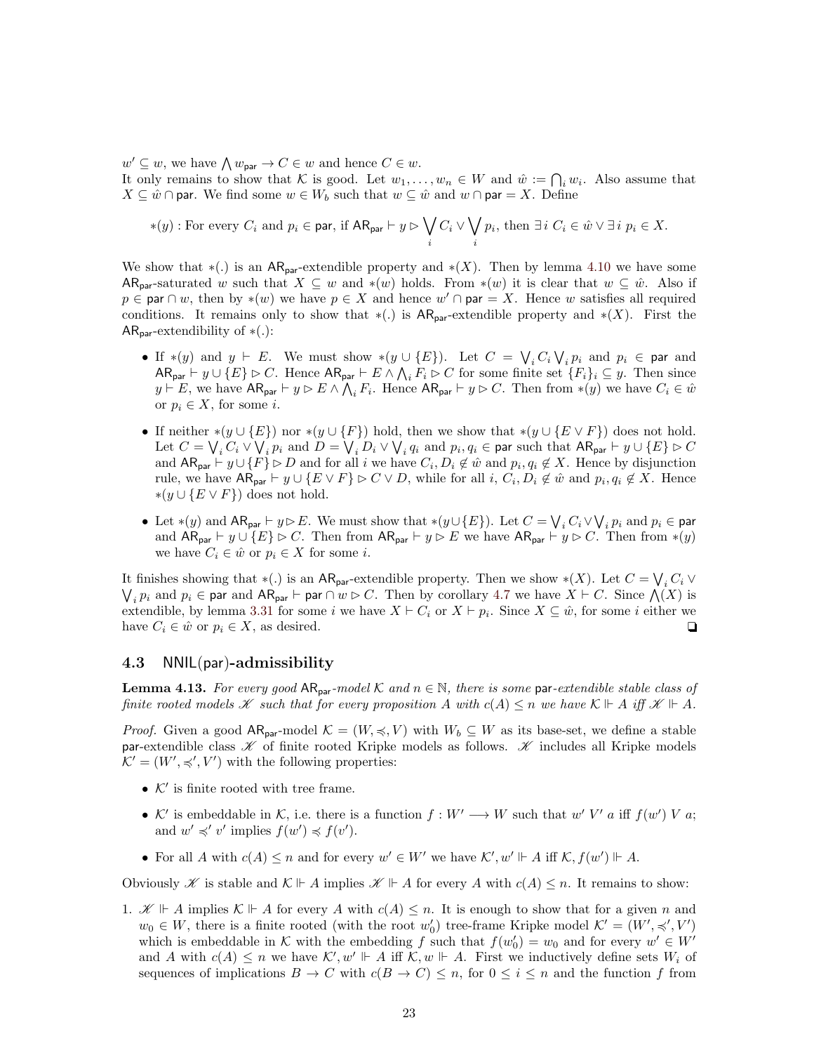$w' \subseteq w$, we have $\bigwedge w_{\mathsf{par}} \to C \in w$ and hence $C \in w$.

It only remains to show that $\mathcal{K}$ is good. Let $w_1, \ldots, w_n \in W$ and $\hat{w} := \bigcap_i w_i$. Also assume that $X \subseteq \hat{w} \cap \mathsf{par}$. We find some $w \in W_b$ such that $w \subseteq \hat{w}$ and $w \cap \mathsf{par} = X$. Define

$$*(y) : \text{For every } C_i \text{ and } p_i \in \mathsf{par}, \text{ if } \mathsf{AR}_{\mathsf{par}} \vdash y \rhd \bigvee_i C_i \vee \bigvee_i p_i, \text{ then } \exists i\ C_i \in \hat{w} \vee \exists i\ p_i \in X.$$

We show that $*(.)$ is an $\mathsf{AR}_{\mathsf{par}}$-extendible property and $*(X)$. Then by lemma 4.10 we have some $\mathsf{AR}_{\mathsf{par}}$-saturated $w$ such that $X \subseteq w$ and $*(w)$ holds. From $*(w)$ it is clear that $w \subseteq \hat{w}$. Also if $p \in \mathsf{par} \cap w$, then by $*(w)$ we have $p \in X$ and hence $w' \cap \mathsf{par} = X$. Hence $w$ satisfies all required conditions. It remains only to show that $*(.)$ is $\mathsf{AR}_{\mathsf{par}}$-extendible property and $*(X)$. First the $\mathsf{AR}_{\mathsf{par}}$-extendibility of $*(.)$:

- If $*(y)$ and $y \vdash E$. We must show $*(y \cup \{E\})$. Let $C = \bigvee_i C_i \bigvee_i p_i$ and $p_i \in \mathsf{par}$ and $\mathsf{AR}_{\mathsf{par}} \vdash y \cup \{E\} \rhd C$. Hence $\mathsf{AR}_{\mathsf{par}} \vdash E \wedge \bigwedge_i F_i \rhd C$ for some finite set $\{F_i\}_i \subseteq y$. Then since $y \vdash E$, we have $\mathsf{AR}_{\mathsf{par}} \vdash y \rhd E \wedge \bigwedge_i F_i$. Hence $\mathsf{AR}_{\mathsf{par}} \vdash y \rhd C$. Then from $*(y)$ we have $C_i \in \hat{w}$ or $p_i \in X$, for some $i$.
- If neither $*(y \cup \{E\})$ nor $*(y \cup \{F\})$ hold, then we show that $*(y \cup \{E \vee F\})$ does not hold. Let $C = \bigvee_i C_i \vee \bigvee_i p_i$ and $D = \bigvee_i D_i \vee \bigvee_i q_i$ and $p_i, q_i \in \mathsf{par}$ such that $\mathsf{AR}_{\mathsf{par}} \vdash y \cup \{E\} \rhd C$ and $\mathsf{AR}_{\mathsf{par}} \vdash y \cup \{F\} \rhd D$ and for all $i$ we have $C_i, D_i \notin \hat{w}$ and $p_i, q_i \notin X$. Hence by disjunction rule, we have $\mathsf{AR}_{\mathsf{par}} \vdash y \cup \{E \vee F\} \rhd C \vee D$, while for all $i$, $C_i, D_i \notin \hat{w}$ and $p_i, q_i \notin X$. Hence $*(y \cup \{E \vee F\})$ does not hold.
- Let $*(y)$ and $\mathsf{AR}_{\mathsf{par}} \vdash y \rhd E$. We must show that $*(y \cup \{E\})$. Let $C = \bigvee_i C_i \vee \bigvee_i p_i$ and $p_i \in \mathsf{par}$ and $\mathsf{AR}_{\mathsf{par}} \vdash y \cup \{E\} \rhd C$. Then from $\mathsf{AR}_{\mathsf{par}} \vdash y \rhd E$ we have $\mathsf{AR}_{\mathsf{par}} \vdash y \rhd C$. Then from $*(y)$ we have $C_i \in \hat{w}$ or $p_i \in X$ for some $i$.

It finishes showing that $*(.)$ is an $\mathsf{AR}_{\mathsf{par}}$-extendible property. Then we show $*(X)$. Let $C = \bigvee_i C_i \vee \bigvee_i p_i$ and $p_i \in \mathsf{par}$ and $\mathsf{AR}_{\mathsf{par}} \vdash \mathsf{par} \cap w \rhd C$. Then by corollary 4.7 we have $X \vdash C$. Since $\bigwedge(X)$ is extendible, by lemma 3.31 for some $i$ we have $X \vdash C_i$ or $X \vdash p_i$. Since $X \subseteq \hat{w}$, for some $i$ either we have $C_i \in \hat{w}$ or $p_i \in X$, as desired. ❏

### 4.3 $\mathsf{NNIL}(\mathsf{par})$-admissibility

**Lemma 4.13.** *For every good $\mathsf{AR}_{\mathsf{par}}$-model $\mathcal{K}$ and $n \in \mathbb{N}$, there is some $\mathsf{par}$-extendible stable class of finite rooted models $\mathscr{K}$ such that for every proposition $A$ with $c(A) \leq n$ we have $\mathcal{K} \Vdash A$ iff $\mathscr{K} \Vdash A$.*

*Proof.* Given a good $\mathsf{AR}_{\mathsf{par}}$-model $\mathcal{K} = (W, \preccurlyeq, V)$ with $W_b \subseteq W$ as its base-set, we define a stable $\mathsf{par}$-extendible class $\mathscr{K}$ of finite rooted Kripke models as follows. $\mathscr{K}$ includes all Kripke models $\mathcal{K}' = (W', \preccurlyeq', V')$ with the following properties:

- $\mathcal{K}'$ is finite rooted with tree frame.
- $\mathcal{K}'$ is embeddable in $\mathcal{K}$, i.e. there is a function $f : W' \longrightarrow W$ such that $w'\ V'\ a$ iff $f(w')\ V\ a$; and $w' \preccurlyeq' v'$ implies $f(w') \preccurlyeq f(v')$.
- For all $A$ with $c(A) \leq n$ and for every $w' \in W'$ we have $\mathcal{K}', w' \Vdash A$ iff $\mathcal{K}, f(w') \Vdash A$.

Obviously $\mathscr{K}$ is stable and $\mathcal{K} \Vdash A$ implies $\mathscr{K} \Vdash A$ for every $A$ with $c(A) \leq n$. It remains to show:

1. $\mathscr{K} \Vdash A$ implies $\mathcal{K} \Vdash A$ for every $A$ with $c(A) \leq n$. It is enough to show that for a given $n$ and $w_0 \in W$, there is a finite rooted (with the root $w'_0$) tree-frame Kripke model $\mathcal{K}' = (W', \preccurlyeq', V')$ which is embeddable in $\mathcal{K}$ with the embedding $f$ such that $f(w'_0) = w_0$ and for every $w' \in W'$ and $A$ with $c(A) \leq n$ we have $\mathcal{K}', w' \Vdash A$ iff $\mathcal{K}, w \Vdash A$. First we inductively define sets $W_i$ of sequences of implications $B \to C$ with $c(B \to C) \leq n$, for $0 \leq i \leq n$ and the function $f$ from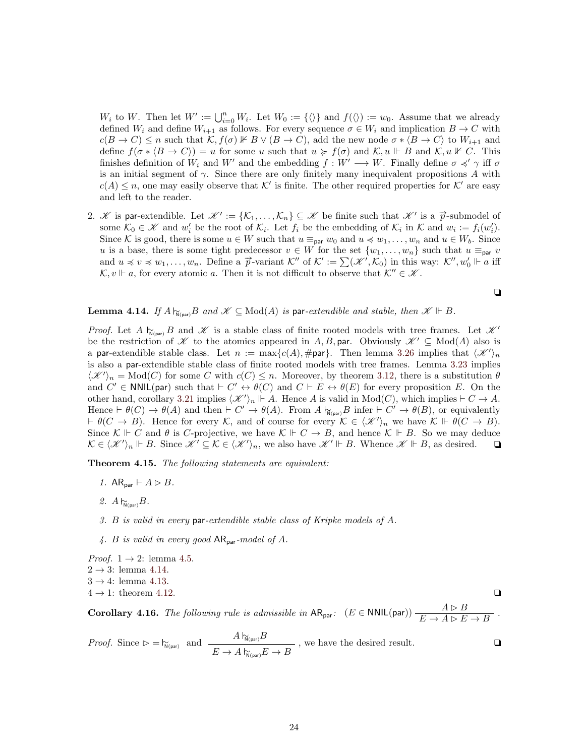$W_i$ to $W$. Then let $W' := \bigcup_{i=0}^{n} W_i$. Let $W_0 := \{\langle\rangle\}$ and $f(\langle\rangle) := w_0$. Assume that we already defined $W_i$ and define $W_{i+1}$ as follows. For every sequence $\sigma \in W_i$ and implication $B \to C$ with $c(B \to C) \leq n$ such that $\mathcal{K}, f(\sigma) \nVdash B \vee (B \to C)$, add the new node $\sigma * \langle B \to C\rangle$ to $W_{i+1}$ and define $f(\sigma * \langle B \to C\rangle) = u$ for some $u$ such that $u \succcurlyeq f(\sigma)$ and $\mathcal{K}, u \Vdash B$ and $\mathcal{K}, u \nVdash C$. This finishes definition of $W_i$ and $W'$ and the embedding $f : W' \longrightarrow W$. Finally define $\sigma \preccurlyeq' \gamma$ iff $\sigma$ is an initial segment of $\gamma$. Since there are only finitely many inequivalent propositions $A$ with $c(A) \leq n$, one may easily observe that $\mathcal{K}'$ is finite. The other required properties for $\mathcal{K}'$ are easy and left to the reader.

2. $\mathscr{K}$ is $\mathsf{par}$-extendible. Let $\mathscr{K}' := \{\mathcal{K}_1, \ldots, \mathcal{K}_n\} \subseteq \mathscr{K}$ be finite such that $\mathscr{K}'$ is a $\vec{p}$-submodel of some $\mathcal{K}_0 \in \mathscr{K}$ and $w_i'$ be the root of $\mathcal{K}_i$. Let $f_i$ be the embedding of $\mathcal{K}_i$ in $\mathcal{K}$ and $w_i := f_i(w_i')$. Since $\mathcal{K}$ is good, there is some $u \in W$ such that $u \equiv_{\mathsf{par}} w_0$ and $u \preccurlyeq w_1, \ldots, w_n$ and $u \in W_b$. Since $u$ is a base, there is some tight predecessor $v \in W$ for the set $\{w_1, \ldots, w_n\}$ such that $u \equiv_{\mathsf{par}} v$ and $u \preccurlyeq v \preccurlyeq w_1, \ldots, w_n$. Define a $\vec{p}$-variant $\mathcal{K}''$ of $\mathcal{K}' := \sum(\mathscr{K}', \mathcal{K}_0)$ in this way: $\mathcal{K}'', w_0' \Vdash a$ iff $\mathcal{K}, v \Vdash a$, for every atomic $a$. Then it is not difficult to observe that $\mathcal{K}'' \in \mathscr{K}$.

❑

**Lemma 4.14.** *If $A \mathrel{|\!\!\!\sim}_{\mathsf{N(par)}} B$ and $\mathscr{K} \subseteq \mathrm{Mod}(A)$ is $\mathsf{par}$-extendible and stable, then $\mathscr{K} \Vdash B$.*

*Proof.* Let $A \mathrel{|\!\!\!\sim}_{\mathsf{N(par)}} B$ and $\mathscr{K}$ is a stable class of finite rooted models with tree frames. Let $\mathscr{K}'$ be the restriction of $\mathscr{K}$ to the atomics appeared in $A, B, \mathsf{par}$. Obviously $\mathscr{K}' \subseteq \mathrm{Mod}(A)$ also is a $\mathsf{par}$-extendible stable class. Let $n := \max\{c(A), \#\mathsf{par}\}$. Then lemma 3.26 implies that $\langle \mathscr{K}'\rangle_n$ is also a $\mathsf{par}$-extendible stable class of finite rooted models with tree frames. Lemma 3.23 implies $\langle \mathscr{K}'\rangle_n = \mathrm{Mod}(C)$ for some $C$ with $c(C) \leq n$. Moreover, by theorem 3.12, there is a substitution $\theta$ and $C' \in \mathsf{NNIL(par)}$ such that $\vdash C' \leftrightarrow \theta(C)$ and $C \vdash E \leftrightarrow \theta(E)$ for every proposition $E$. On the other hand, corollary 3.21 implies $\langle \mathscr{K}'\rangle_n \Vdash A$. Hence $A$ is valid in $\mathrm{Mod}(C)$, which implies $\vdash C \to A$. Hence $\vdash \theta(C) \to \theta(A)$ and then $\vdash C' \to \theta(A)$. From $A \mathrel{|\!\!\!\sim}_{\mathsf{N(par)}} B$ infer $\vdash C' \to \theta(B)$, or equivalently $\vdash \theta(C \to B)$. Hence for every $\mathcal{K}$, and of course for every $\mathcal{K} \in \langle \mathscr{K}'\rangle_n$ we have $\mathcal{K} \Vdash \theta(C \to B)$. Since $\mathcal{K} \Vdash C$ and $\theta$ is $C$-projective, we have $\mathcal{K} \Vdash C \to B$, and hence $\mathcal{K} \Vdash B$. So we may deduce $\mathcal{K} \in \langle \mathscr{K}'\rangle_n \Vdash B$. Since $\mathscr{K}' \subseteq \mathcal{K} \in \langle \mathscr{K}'\rangle_n$, we also have $\mathscr{K}' \Vdash B$. Whence $\mathscr{K} \Vdash B$, as desired. ❑

**Theorem 4.15.** *The following statements are equivalent:*

1. $\mathsf{AR_{par}} \vdash A \rhd B$.
2. $A \mathrel{|\!\!\!\sim}_{\mathsf{N(par)}} B$.
3. *$B$ is valid in every $\mathsf{par}$-extendible stable class of Kripke models of $A$.*
4. *$B$ is valid in every good $\mathsf{AR_{par}}$-model of $A$.*

*Proof.* $1 \to 2$: lemma 4.5.
$2 \to 3$: lemma 4.14.
$3 \to 4$: lemma 4.13.
$4 \to 1$: theorem 4.12. ❑

**Corollary 4.16.** *The following rule is admissible in $\mathsf{AR_{par}}$:* $(E \in \mathsf{NNIL(par)})\ \dfrac{A \rhd B}{E \to A \rhd E \to B}$.

*Proof.* Since $\rhd = \mathrel{|\!\!\!\sim}_{\mathsf{N(par)}}$ and $\dfrac{A \mathrel{|\!\!\!\sim}_{\mathsf{N(par)}} B}{E \to A \mathrel{|\!\!\!\sim}_{\mathsf{N(par)}} E \to B}$, we have the desired result. ❑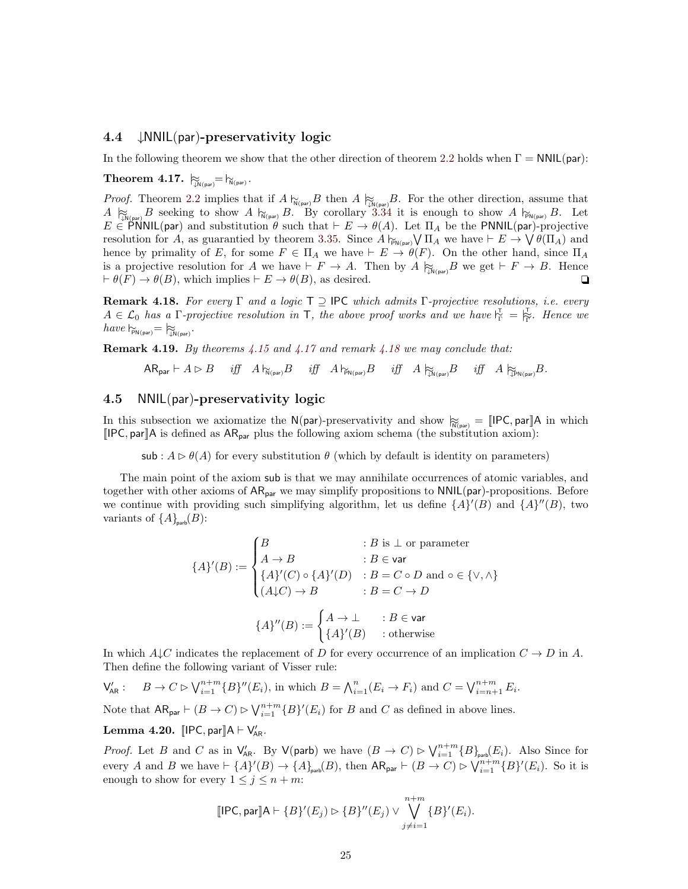## 4.4 $\downarrow$NNIL(par)-preservativity logic

In the following theorem we show that the other direction of theorem 2.2 holds when $\Gamma = \mathsf{NNIL(par)}$:

**Theorem 4.17.** $\approx\!\!\!\!\mid_{\downarrow\mathsf{N(par)}} = \,\mid\!\!\sim_{\mathsf{N(par)}}$.

*Proof.* Theorem 2.2 implies that if $A \mid\!\sim_{\mathsf{N(par)}} B$ then $A \approx\!\!\mid_{\downarrow\mathsf{N(par)}} B$. For the other direction, assume that $A \approx\!\!\mid_{\downarrow\mathsf{N(par)}} B$ seeking to show $A \mid\!\sim_{\mathsf{N(par)}} B$. By corollary 3.34 it is enough to show $A \mid\!\sim_{\mathsf{PN(par)}} B$. Let $E \in \mathsf{PNNIL(par)}$ and substitution $\theta$ such that $\vdash E \to \theta(A)$. Let $\Pi_A$ be the $\mathsf{PNNIL(par)}$-projective resolution for $A$, as guarantied by theorem 3.35. Since $A \mid\!\sim_{\mathsf{PN(par)}} \bigvee \Pi_A$ we have $\vdash E \to \bigvee \theta(\Pi_A)$ and hence by primality of $E$, for some $F \in \Pi_A$ we have $\vdash E \to \theta(F)$. On the other hand, since $\Pi_A$ is a projective resolution for $A$ we have $\vdash F \to A$. Then by $A \approx\!\!\mid_{\downarrow\mathsf{N(par)}} B$ we get $\vdash F \to B$. Hence $\vdash \theta(F) \to \theta(B)$, which implies $\vdash E \to \theta(B)$, as desired. ❑

**Remark 4.18.** *For every $\Gamma$ and a logic $\mathsf{T} \supseteq \mathsf{IPC}$ which admits $\Gamma$-projective resolutions, i.e. every $A \in \mathcal{L}_0$ has a $\Gamma$-projective resolution in $\mathsf{T}$, the above proof works and we have $\mid\!\sim^{\mathsf{T}}_{\Gamma} = \approx\!\!\mid^{\mathsf{T}}_{\Gamma}$. Hence we have $\mid\!\sim_{\mathsf{PN(par)}} = \approx\!\!\mid_{\downarrow\mathsf{N(par)}}$.*

**Remark 4.19.** *By theorems 4.15 and 4.17 and remark 4.18 we may conclude that:*

$$\mathsf{AR_{par}} \vdash A \rhd B \quad \text{iff} \quad A \mid\!\sim_{\mathsf{N(par)}} B \quad \text{iff} \quad A \mid\!\sim_{\mathsf{PN(par)}} B \quad \text{iff} \quad A \approx\!\!\mid_{\downarrow\mathsf{N(par)}} B \quad \text{iff} \quad A \approx\!\!\mid_{\downarrow\mathsf{PN(par)}} B.$$

## 4.5 NNIL(par)-preservativity logic

In this subsection we axiomatize the N(par)-preservativity and show $\approx\!\!\mid_{\mathsf{N(par)}} = [\![\mathsf{IPC},\mathsf{par}]\!]\mathsf{A}$ in which $[\![\mathsf{IPC},\mathsf{par}]\!]\mathsf{A}$ is defined as $\mathsf{AR_{par}}$ plus the following axiom schema (the substitution axiom):

$\mathsf{sub}: A \rhd \theta(A)$ for every substitution $\theta$ (which by default is identity on parameters)

The main point of the axiom $\mathsf{sub}$ is that we may annihilate occurrences of atomic variables, and together with other axioms of $\mathsf{AR_{par}}$ we may simplify propositions to $\mathsf{NNIL(par)}$-propositions. Before we continue with providing such simplifying algorithm, let us define $\{A\}'(B)$ and $\{A\}''(B)$, two variants of $\{A\}_{\mathsf{parb}}(B)$:

$$\{A\}'(B) := \begin{cases} B & : B \text{ is } \bot \text{ or parameter} \\ A \to B & : B \in \mathsf{var} \\ \{A\}'(C) \circ \{A\}'(D) & : B = C \circ D \text{ and } \circ \in \{\vee, \wedge\} \\ (A{\downarrow}C) \to B & : B = C \to D \end{cases}$$

$$\{A\}''(B) := \begin{cases} A \to \bot & : B \in \mathsf{var} \\ \{A\}'(B) & : \text{otherwise} \end{cases}$$

In which $A{\downarrow}C$ indicates the replacement of $D$ for every occurrence of an implication $C \to D$ in $A$. Then define the following variant of Visser rule:

$\mathsf{V}'_{\mathsf{AR}}: \quad B \to C \rhd \bigvee_{i=1}^{n+m}\{B\}''(E_i)$, in which $B = \bigwedge_{i=1}^{n}(E_i \to F_i)$ and $C = \bigvee_{i=n+1}^{n+m} E_i$.

Note that $\mathsf{AR_{par}} \vdash (B \to C) \rhd \bigvee_{i=1}^{n+m}\{B\}'(E_i)$ for $B$ and $C$ as defined in above lines.

**Lemma 4.20.** $[\![\mathsf{IPC},\mathsf{par}]\!]\mathsf{A} \vdash \mathsf{V}'_{\mathsf{AR}}$.

*Proof.* Let $B$ and $C$ as in $\mathsf{V}'_{\mathsf{AR}}$. By $\mathsf{V(parb)}$ we have $(B \to C) \rhd \bigvee_{i=1}^{n+m}\{B\}_{\mathsf{parb}}(E_i)$. Also Since for every $A$ and $B$ we have $\vdash \{A\}'(B) \to \{A\}_{\mathsf{parb}}(B)$, then $\mathsf{AR_{par}} \vdash (B \to C) \rhd \bigvee_{i=1}^{n+m}\{B\}'(E_i)$. So it is enough to show for every $1 \leq j \leq n+m$:

$$[\![\mathsf{IPC},\mathsf{par}]\!]\mathsf{A} \vdash \{B\}'(E_j) \rhd \{B\}''(E_j) \vee \bigvee_{j \neq i=1}^{n+m}\{B\}'(E_i).$$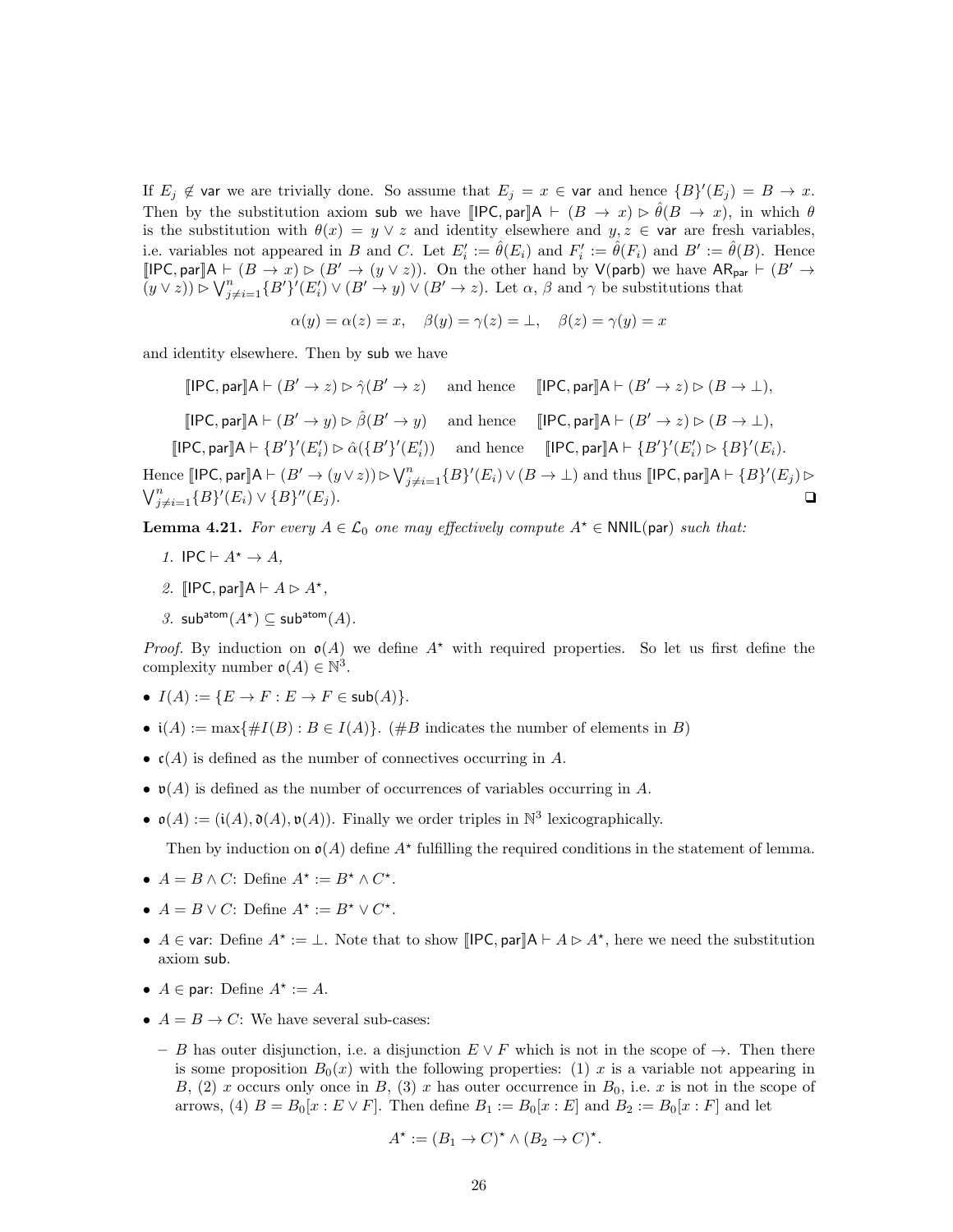If $E_j \notin \mathsf{var}$ we are trivially done. So assume that $E_j = x \in \mathsf{var}$ and hence $\{B\}'(E_j) = B \to x$. Then by the substitution axiom $\mathsf{sub}$ we have $[\![\mathsf{IPC}, \mathsf{par}]\!]\mathsf{A} \vdash (B \to x) \rhd \hat{\theta}(B \to x)$, in which $\theta$ is the substitution with $\theta(x) = y \vee z$ and identity elsewhere and $y, z \in \mathsf{var}$ are fresh variables, i.e. variables not appeared in $B$ and $C$. Let $E'_i := \hat{\theta}(E_i)$ and $F'_i := \hat{\theta}(F_i)$ and $B' := \hat{\theta}(B)$. Hence $[\![\mathsf{IPC}, \mathsf{par}]\!]\mathsf{A} \vdash (B \to x) \rhd (B' \to (y \vee z))$. On the other hand by $\mathsf{V}(\mathsf{parb})$ we have $\mathsf{AR}_{\mathsf{par}} \vdash (B' \to (y \vee z)) \rhd \bigvee_{j \neq i=1}^{n} \{B'\}'(E'_i) \vee (B' \to y) \vee (B' \to z)$. Let $\alpha$, $\beta$ and $\gamma$ be substitutions that

$$\alpha(y) = \alpha(z) = x, \quad \beta(y) = \gamma(z) = \bot, \quad \beta(z) = \gamma(y) = x$$

and identity elsewhere. Then by $\mathsf{sub}$ we have

$$[\![\mathsf{IPC}, \mathsf{par}]\!]\mathsf{A} \vdash (B' \to z) \rhd \hat{\gamma}(B' \to z) \quad \text{and hence} \quad [\![\mathsf{IPC}, \mathsf{par}]\!]\mathsf{A} \vdash (B' \to z) \rhd (B \to \bot),$$

$$[\![\mathsf{IPC}, \mathsf{par}]\!]\mathsf{A} \vdash (B' \to y) \rhd \hat{\beta}(B' \to y) \quad \text{and hence} \quad [\![\mathsf{IPC}, \mathsf{par}]\!]\mathsf{A} \vdash (B' \to z) \rhd (B \to \bot),$$

$$[\![\mathsf{IPC}, \mathsf{par}]\!]\mathsf{A} \vdash \{B'\}'(E'_i) \rhd \hat{\alpha}(\{B'\}'(E'_i)) \quad \text{and hence} \quad [\![\mathsf{IPC}, \mathsf{par}]\!]\mathsf{A} \vdash \{B'\}'(E'_i) \rhd \{B\}'(E_i).$$

Hence $[\![\mathsf{IPC}, \mathsf{par}]\!]\mathsf{A} \vdash (B' \to (y \vee z)) \rhd \bigvee_{j \neq i=1}^{n} \{B\}'(E_i) \vee (B \to \bot)$ and thus $[\![\mathsf{IPC}, \mathsf{par}]\!]\mathsf{A} \vdash \{B\}'(E_j) \rhd \bigvee_{j \neq i=1}^{n} \{B\}'(E_i) \vee \{B\}''(E_j)$. ❑

**Lemma 4.21.** *For every $A \in \mathcal{L}_0$ one may effectively compute $A^\star \in \mathsf{NNIL}(\mathsf{par})$ such that:*

1. $\mathsf{IPC} \vdash A^\star \to A$,
2. $[\![\mathsf{IPC}, \mathsf{par}]\!]\mathsf{A} \vdash A \rhd A^\star$,
3. $\mathsf{sub}^{\mathsf{atom}}(A^\star) \subseteq \mathsf{sub}^{\mathsf{atom}}(A)$.

*Proof.* By induction on $\mathfrak{o}(A)$ we define $A^\star$ with required properties. So let us first define the complexity number $\mathfrak{o}(A) \in \mathbb{N}^3$.

- $I(A) := \{E \to F : E \to F \in \mathsf{sub}(A)\}$.
- $\mathfrak{i}(A) := \max\{\#I(B) : B \in I(A)\}$. ($\#B$ indicates the number of elements in $B$)
- $\mathfrak{c}(A)$ is defined as the number of connectives occurring in $A$.
- $\mathfrak{v}(A)$ is defined as the number of occurrences of variables occurring in $A$.
- $\mathfrak{o}(A) := (\mathfrak{i}(A), \mathfrak{d}(A), \mathfrak{v}(A))$. Finally we order triples in $\mathbb{N}^3$ lexicographically.

Then by induction on $\mathfrak{o}(A)$ define $A^\star$ fulfilling the required conditions in the statement of lemma.

- $A = B \wedge C$: Define $A^\star := B^\star \wedge C^\star$.
- $A = B \vee C$: Define $A^\star := B^\star \vee C^\star$.
- $A \in \mathsf{var}$: Define $A^\star := \bot$. Note that to show $[\![\mathsf{IPC}, \mathsf{par}]\!]\mathsf{A} \vdash A \rhd A^\star$, here we need the substitution axiom $\mathsf{sub}$.
- $A \in \mathsf{par}$: Define $A^\star := A$.
- $A = B \to C$: We have several sub-cases:
  - $B$ has outer disjunction, i.e. a disjunction $E \vee F$ which is not in the scope of $\to$. Then there is some proposition $B_0(x)$ with the following properties: (1) $x$ is a variable not appearing in $B$, (2) $x$ occurs only once in $B$, (3) $x$ has outer occurrence in $B_0$, i.e. $x$ is not in the scope of arrows, (4) $B = B_0[x : E \vee F]$. Then define $B_1 := B_0[x : E]$ and $B_2 := B_0[x : F]$ and let

$$A^\star := (B_1 \to C)^\star \wedge (B_2 \to C)^\star.$$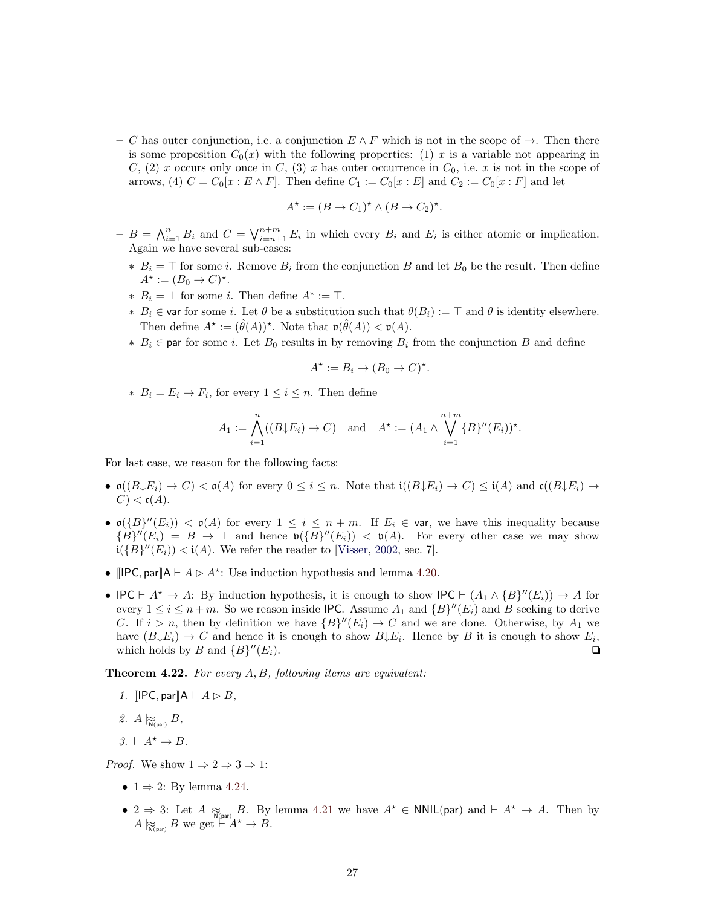- $C$ has outer conjunction, i.e. a conjunction $E \wedge F$ which is not in the scope of $\to$. Then there is some proposition $C_0(x)$ with the following properties: (1) $x$ is a variable not appearing in $C$, (2) $x$ occurs only once in $C$, (3) $x$ has outer occurrence in $C_0$, i.e. $x$ is not in the scope of arrows, (4) $C = C_0[x : E \wedge F]$. Then define $C_1 := C_0[x : E]$ and $C_2 := C_0[x : F]$ and let

$$A^\star := (B \to C_1)^\star \wedge (B \to C_2)^\star.$$

- $B = \bigwedge_{i=1}^{n} B_i$ and $C = \bigvee_{i=n+1}^{n+m} E_i$ in which every $B_i$ and $E_i$ is either atomic or implication. Again we have several sub-cases:
  - $B_i = \top$ for some $i$. Remove $B_i$ from the conjunction $B$ and let $B_0$ be the result. Then define $A^\star := (B_0 \to C)^\star$.
  - $B_i = \bot$ for some $i$. Then define $A^\star := \top$.
  - $B_i \in \mathsf{var}$ for some $i$. Let $\theta$ be a substitution such that $\theta(B_i) := \top$ and $\theta$ is identity elsewhere. Then define $A^\star := (\hat{\theta}(A))^\star$. Note that $\mathfrak{v}(\hat{\theta}(A)) < \mathfrak{v}(A)$.
  - $B_i \in \mathsf{par}$ for some $i$. Let $B_0$ results in by removing $B_i$ from the conjunction $B$ and define

$$A^\star := B_i \to (B_0 \to C)^\star.$$

  - $B_i = E_i \to F_i$, for every $1 \leq i \leq n$. Then define

$$A_1 := \bigwedge_{i=1}^{n} ((B{\downarrow}E_i) \to C) \quad \text{and} \quad A^\star := (A_1 \wedge \bigvee_{i=1}^{n+m} \{B\}''(E_i))^\star.$$

For last case, we reason for the following facts:

- $\mathfrak{o}((B{\downarrow}E_i) \to C) < \mathfrak{o}(A)$ for every $0 \leq i \leq n$. Note that $\mathfrak{i}((B{\downarrow}E_i) \to C) \leq \mathfrak{i}(A)$ and $\mathfrak{c}((B{\downarrow}E_i) \to C) < \mathfrak{c}(A)$.
- $\mathfrak{o}(\{B\}''(E_i)) < \mathfrak{o}(A)$ for every $1 \leq i \leq n+m$. If $E_i \in \mathsf{var}$, we have this inequality because $\{B\}''(E_i) = B \to \bot$ and hence $\mathfrak{v}(\{B\}''(E_i)) < \mathfrak{v}(A)$. For every other case we may show $\mathfrak{i}(\{B\}''(E_i)) < \mathfrak{i}(A)$. We refer the reader to [Visser, 2002, sec. 7].
- $[\![\mathsf{IPC}, \mathsf{par}]\!]\mathsf{A} \vdash A \rhd A^\star$: Use induction hypothesis and lemma 4.20.
- $\mathsf{IPC} \vdash A^\star \to A$: By induction hypothesis, it is enough to show $\mathsf{IPC} \vdash (A_1 \wedge \{B\}''(E_i)) \to A$ for every $1 \leq i \leq n+m$. So we reason inside $\mathsf{IPC}$. Assume $A_1$ and $\{B\}''(E_i)$ and $B$ seeking to derive $C$. If $i > n$, then by definition we have $\{B\}''(E_i) \to C$ and we are done. Otherwise, by $A_1$ we have $(B{\downarrow}E_i) \to C$ and hence it is enough to show $B{\downarrow}E_i$. Hence by $B$ it is enough to show $E_i$, which holds by $B$ and $\{B\}''(E_i)$. ❑

**Theorem 4.22.** *For every $A, B$, following items are equivalent:*

1. $[\![\mathsf{IPC}, \mathsf{par}]\!]\mathsf{A} \vdash A \rhd B$,
2. $A \mathrel{|\!\!\approx_{\mathsf{N(par)}}} B$,
3. $\vdash A^\star \to B$.

*Proof.* We show $1 \Rightarrow 2 \Rightarrow 3 \Rightarrow 1$:

- $1 \Rightarrow 2$: By lemma 4.24.
- $2 \Rightarrow 3$: Let $A \mathrel{|\!\!\approx_{\mathsf{N(par)}}} B$. By lemma 4.21 we have $A^\star \in \mathsf{NNIL(par)}$ and $\vdash A^\star \to A$. Then by $A \mathrel{|\!\!\approx_{\mathsf{N(par)}}} B$ we get $\vdash A^\star \to B$.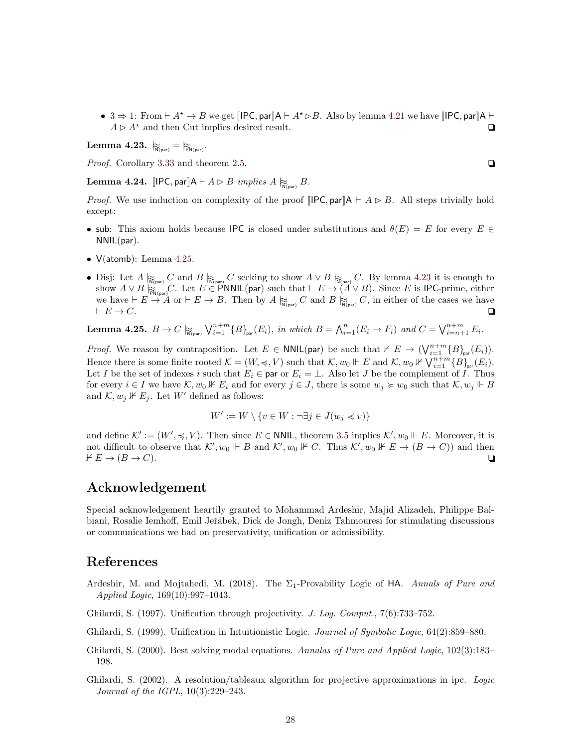- $3 \Rightarrow 1$: From $\vdash A^\star \to B$ we get $[\![\mathsf{IPC}, \mathsf{par}]\!]\mathsf{A} \vdash A^\star \rhd B$. Also by lemma 4.21 we have $[\![\mathsf{IPC}, \mathsf{par}]\!]\mathsf{A} \vdash A \rhd A^\star$ and then Cut implies desired result. ❑

**Lemma 4.23.** $\mathrel{|\!\!\!\approx}_{\mathsf{N}(\mathsf{par})} = \mathrel{|\!\!\!\approx}_{\mathsf{PN}(\mathsf{par})}$.

*Proof.* Corollary 3.33 and theorem 2.5. ❑

**Lemma 4.24.** $[\![\mathsf{IPC}, \mathsf{par}]\!]\mathsf{A} \vdash A \rhd B$ *implies* $A \mathrel{|\!\!\!\approx}_{\mathsf{N}(\mathsf{par})} B$.

*Proof.* We use induction on complexity of the proof $[\![\mathsf{IPC}, \mathsf{par}]\!]\mathsf{A} \vdash A \rhd B$. All steps trivially hold except:

- $\mathsf{sub}$: This axiom holds because $\mathsf{IPC}$ is closed under substitutions and $\theta(E) = E$ for every $E \in \mathsf{NNIL}(\mathsf{par})$.
- $\mathsf{V}(\mathsf{atomb})$: Lemma 4.25.
- Disj: Let $A \mathrel{|\!\!\!\approx}_{\mathsf{N}(\mathsf{par})} C$ and $B \mathrel{|\!\!\!\approx}_{\mathsf{N}(\mathsf{par})} C$ seeking to show $A \vee B \mathrel{|\!\!\!\approx}_{\mathsf{N}(\mathsf{par})} C$. By lemma 4.23 it is enough to show $A \vee B \mathrel{|\!\!\!\approx}_{\mathsf{PN}(\mathsf{par})} C$. Let $E \in \mathsf{PNNIL}(\mathsf{par})$ such that $\vdash E \to (A \vee B)$. Since $E$ is $\mathsf{IPC}$-prime, either we have $\vdash E \to A$ or $\vdash E \to B$. Then by $A \mathrel{|\!\!\!\approx}_{\mathsf{N}(\mathsf{par})} C$ and $B \mathrel{|\!\!\!\approx}_{\mathsf{N}(\mathsf{par})} C$, in either of the cases we have $\vdash E \to C$. ❑

**Lemma 4.25.** $B \to C \mathrel{|\!\!\!\approx}_{\mathsf{N}(\mathsf{par})} \bigvee_{i=1}^{n+m} \{B\}_{\mathsf{par}}(E_i)$, *in which* $B = \bigwedge_{i=1}^{n}(E_i \to F_i)$ *and* $C = \bigvee_{i=n+1}^{n+m} E_i$.

*Proof.* We reason by contraposition. Let $E \in \mathsf{NNIL}(\mathsf{par})$ be such that $\nvdash E \to (\bigvee_{i=1}^{n+m}\{B\}_{\mathsf{par}}(E_i))$. Hence there is some finite rooted $\mathcal{K} = (W, \preccurlyeq, V)$ such that $\mathcal{K}, w_0 \Vdash E$ and $\mathcal{K}, w_0 \nVdash \bigvee_{i=1}^{n+m}\{B\}_{\mathsf{par}}(E_i)$. Let $I$ be the set of indexes $i$ such that $E_i \in \mathsf{par}$ or $E_i = \bot$. Also let $J$ be the complement of $I$. Thus for every $i \in I$ we have $\mathcal{K}, w_0 \nVdash E_i$ and for every $j \in J$, there is some $w_j \succcurlyeq w_0$ such that $\mathcal{K}, w_j \Vdash B$ and $\mathcal{K}, w_j \nVdash E_j$. Let $W'$ defined as follows:

$$W' := W \setminus \{v \in W : \neg \exists j \in J (w_j \preccurlyeq v)\}$$

and define $\mathcal{K}' := (W', \preccurlyeq, V)$. Then since $E \in \mathsf{NNIL}$, theorem 3.5 implies $\mathcal{K}', w_0 \Vdash E$. Moreover, it is not difficult to observe that $\mathcal{K}', w_0 \Vdash B$ and $\mathcal{K}', w_0 \nVdash C$. Thus $\mathcal{K}', w_0 \nVdash E \to (B \to C))$ and then $\nvdash E \to (B \to C)$. ❑

## Acknowledgement

Special acknowledgement heartily granted to Mohammad Ardeshir, Majid Alizadeh, Philippe Balbiani, Rosalie Iemhoff, Emil Jeřábek, Dick de Jongh, Deniz Tahmouresi for stimulating discussions or communications we had on preservativity, unification or admissibility.

## References

Ardeshir, M. and Mojtahedi, M. (2018). The $\Sigma_1$-Provability Logic of $\mathsf{HA}$. *Annals of Pure and Applied Logic*, 169(10):997–1043.

Ghilardi, S. (1997). Unification through projectivity. *J. Log. Comput.*, 7(6):733–752.

Ghilardi, S. (1999). Unification in Intuitionistic Logic. *Journal of Symbolic Logic*, 64(2):859–880.

Ghilardi, S. (2000). Best solving modal equations. *Annalas of Pure and Applied Logic*, 102(3):183–198.

Ghilardi, S. (2002). A resolution/tableaux algorithm for projective approximations in ipc. *Logic Journal of the IGPL*, 10(3):229–243.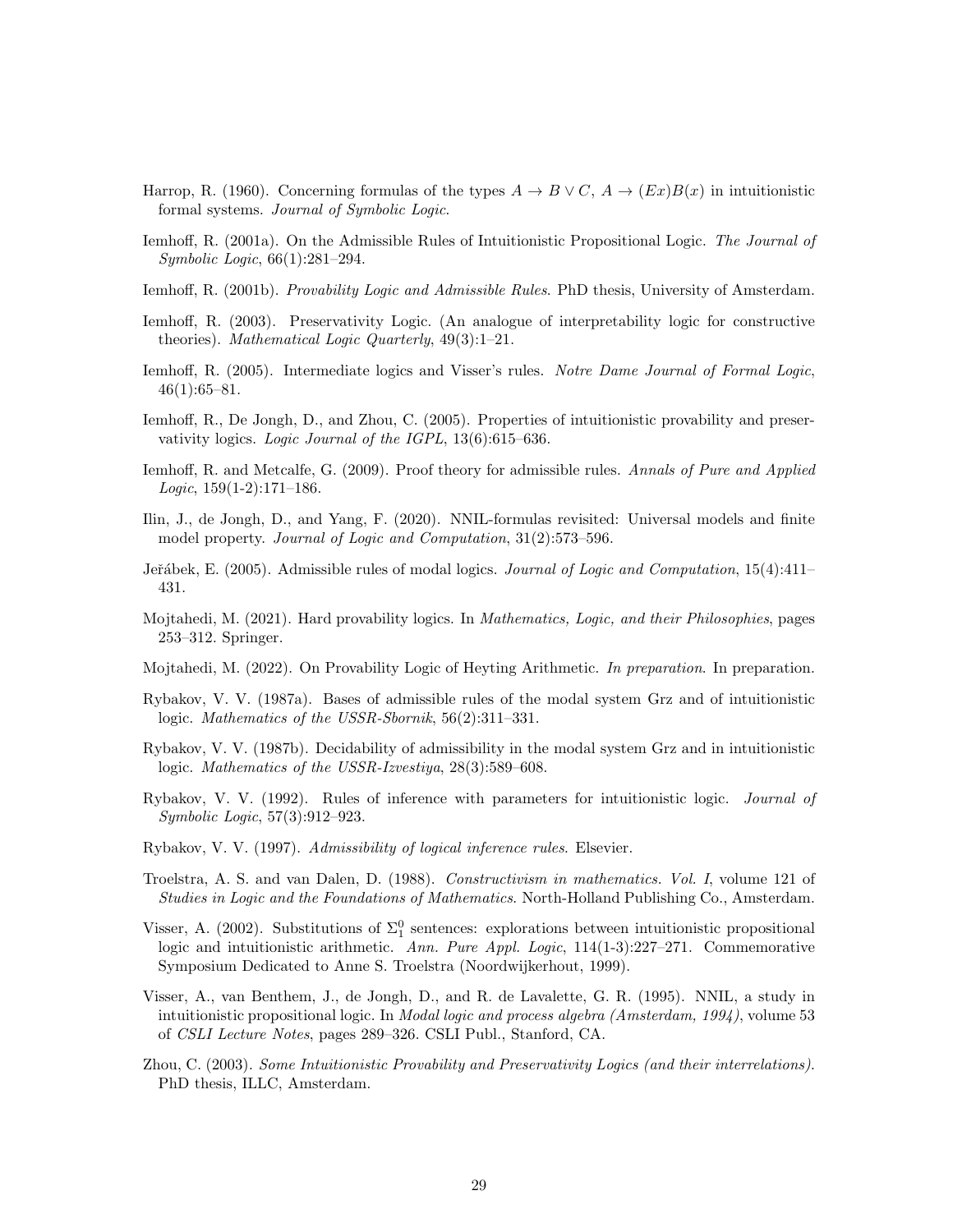Harrop, R. (1960). Concerning formulas of the types $A \to B \vee C$, $A \to (Ex)B(x)$ in intuitionistic formal systems. *Journal of Symbolic Logic*.

Iemhoff, R. (2001a). On the Admissible Rules of Intuitionistic Propositional Logic. *The Journal of Symbolic Logic*, 66(1):281–294.

Iemhoff, R. (2001b). *Provability Logic and Admissible Rules*. PhD thesis, University of Amsterdam.

Iemhoff, R. (2003). Preservativity Logic. (An analogue of interpretability logic for constructive theories). *Mathematical Logic Quarterly*, 49(3):1–21.

Iemhoff, R. (2005). Intermediate logics and Visser's rules. *Notre Dame Journal of Formal Logic*, 46(1):65–81.

Iemhoff, R., De Jongh, D., and Zhou, C. (2005). Properties of intuitionistic provability and preservativity logics. *Logic Journal of the IGPL*, 13(6):615–636.

Iemhoff, R. and Metcalfe, G. (2009). Proof theory for admissible rules. *Annals of Pure and Applied Logic*, 159(1-2):171–186.

Ilin, J., de Jongh, D., and Yang, F. (2020). NNIL-formulas revisited: Universal models and finite model property. *Journal of Logic and Computation*, 31(2):573–596.

Jeřábek, E. (2005). Admissible rules of modal logics. *Journal of Logic and Computation*, 15(4):411–431.

Mojtahedi, M. (2021). Hard provability logics. In *Mathematics, Logic, and their Philosophies*, pages 253–312. Springer.

Mojtahedi, M. (2022). On Provability Logic of Heyting Arithmetic. *In preparation*. In preparation.

Rybakov, V. V. (1987a). Bases of admissible rules of the modal system Grz and of intuitionistic logic. *Mathematics of the USSR-Sbornik*, 56(2):311–331.

Rybakov, V. V. (1987b). Decidability of admissibility in the modal system Grz and in intuitionistic logic. *Mathematics of the USSR-Izvestiya*, 28(3):589–608.

Rybakov, V. V. (1992). Rules of inference with parameters for intuitionistic logic. *Journal of Symbolic Logic*, 57(3):912–923.

Rybakov, V. V. (1997). *Admissibility of logical inference rules*. Elsevier.

Troelstra, A. S. and van Dalen, D. (1988). *Constructivism in mathematics. Vol. I*, volume 121 of *Studies in Logic and the Foundations of Mathematics*. North-Holland Publishing Co., Amsterdam.

Visser, A. (2002). Substitutions of $\Sigma^0_1$ sentences: explorations between intuitionistic propositional logic and intuitionistic arithmetic. *Ann. Pure Appl. Logic*, 114(1-3):227–271. Commemorative Symposium Dedicated to Anne S. Troelstra (Noordwijkerhout, 1999).

Visser, A., van Benthem, J., de Jongh, D., and R. de Lavalette, G. R. (1995). NNIL, a study in intuitionistic propositional logic. In *Modal logic and process algebra (Amsterdam, 1994)*, volume 53 of *CSLI Lecture Notes*, pages 289–326. CSLI Publ., Stanford, CA.

Zhou, C. (2003). *Some Intuitionistic Provability and Preservativity Logics (and their interrelations)*. PhD thesis, ILLC, Amsterdam.